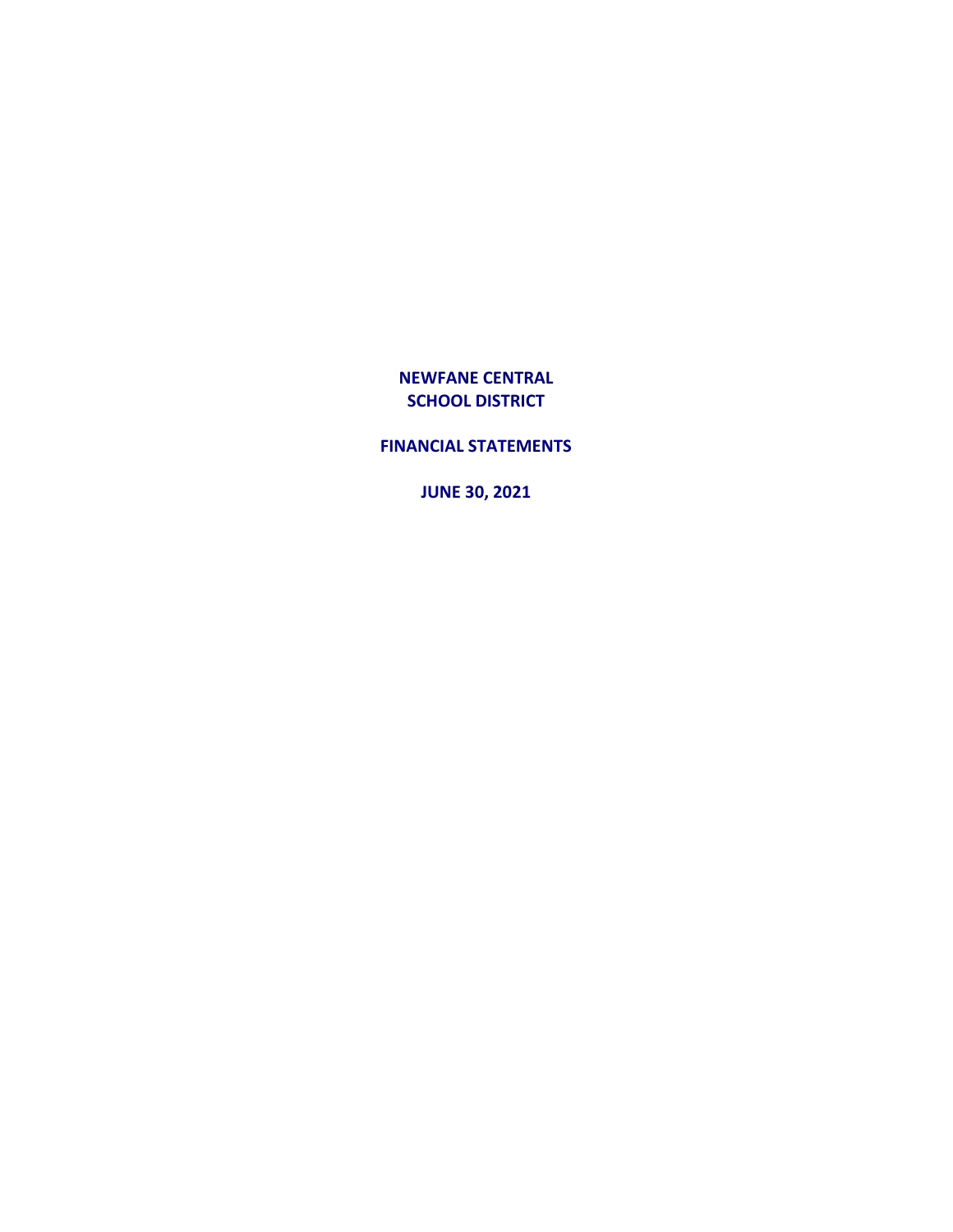# NEWFANE CENTRAL SCHOOL DISTRICT

## FINANCIAL STATEMENTS

### JUNE 30, 2021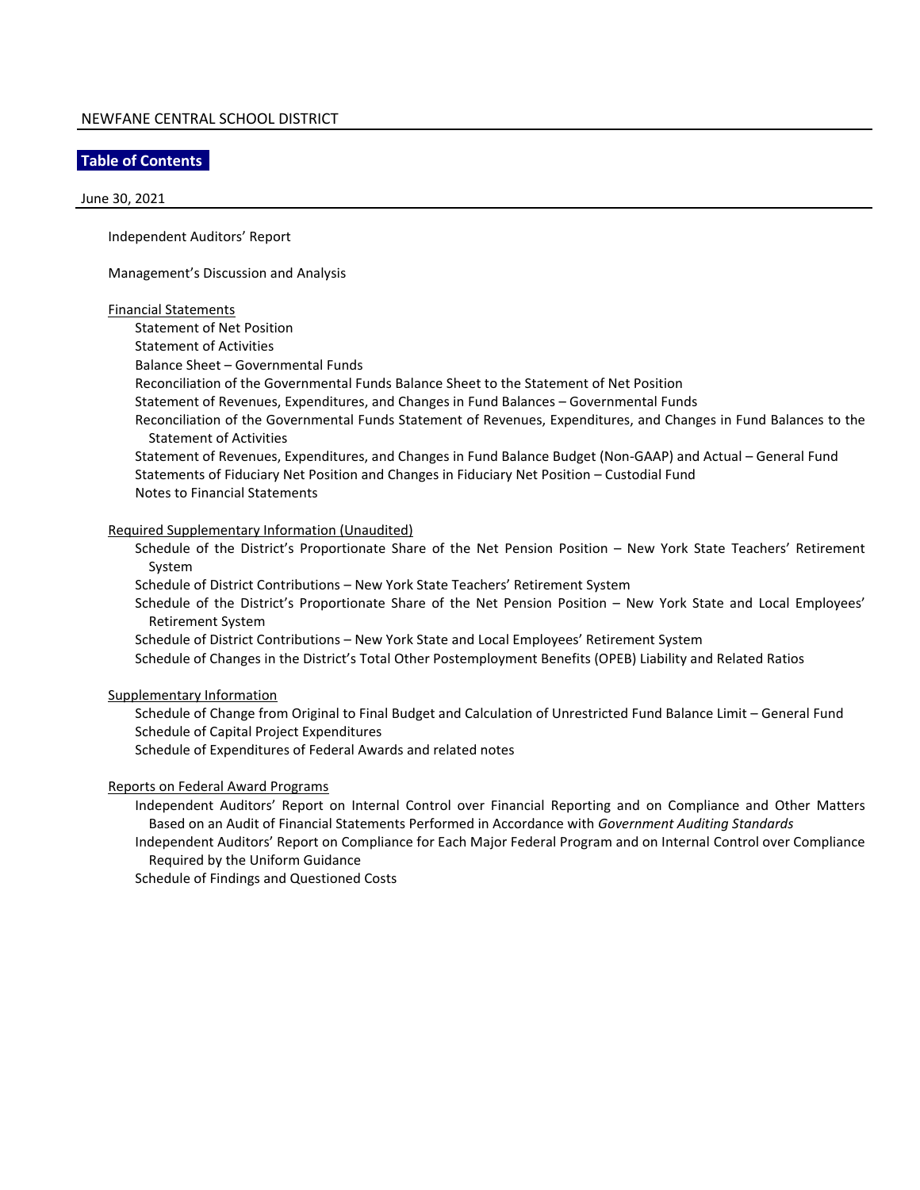NEWFANE CENTRAL SCHOOL DISTRICT

# Table of Contents

June 30, 2021

Independent Auditors' Report

Management's Discussion and Analysis

<u>Financial Statements</u>

- Statement of Net Position
- Statement of Activities
- Balance Sheet – Governmental Funds
- Reconciliation of the Governmental Funds Balance Sheet to the Statement of Net Position
- Statement of Revenues, Expenditures, and Changes in Fund Balances – Governmental Funds
- Reconciliation of the Governmental Funds Statement of Revenues, Expenditures, and Changes in Fund Balances to the Statement of Activities
- Statement of Revenues, Expenditures, and Changes in Fund Balance Budget (Non-GAAP) and Actual – General Fund
- Statements of Fiduciary Net Position and Changes in Fiduciary Net Position – Custodial Fund
- Notes to Financial Statements

<u>Required Supplementary Information (Unaudited)</u>

- Schedule of the District's Proportionate Share of the Net Pension Position – New York State Teachers' Retirement System
- Schedule of District Contributions – New York State Teachers' Retirement System
- Schedule of the District's Proportionate Share of the Net Pension Position – New York State and Local Employees' Retirement System
- Schedule of District Contributions – New York State and Local Employees' Retirement System
- Schedule of Changes in the District's Total Other Postemployment Benefits (OPEB) Liability and Related Ratios

<u>Supplementary Information</u>

- Schedule of Change from Original to Final Budget and Calculation of Unrestricted Fund Balance Limit – General Fund
- Schedule of Capital Project Expenditures
- Schedule of Expenditures of Federal Awards and related notes

<u>Reports on Federal Award Programs</u>

- Independent Auditors' Report on Internal Control over Financial Reporting and on Compliance and Other Matters Based on an Audit of Financial Statements Performed in Accordance with *Government Auditing Standards*
- Independent Auditors' Report on Compliance for Each Major Federal Program and on Internal Control over Compliance Required by the Uniform Guidance
- Schedule of Findings and Questioned Costs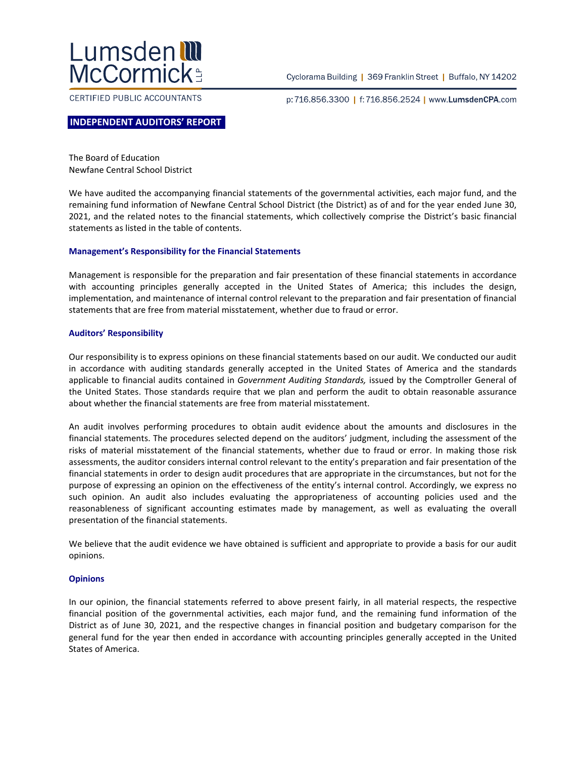Lumsden McCormick LLP

CERTIFIED PUBLIC ACCOUNTANTS

Cyclorama Building | 369 Franklin Street | Buffalo, NY 14202

p: 716.856.3300 | f: 716.856.2524 | www.LumsdenCPA.com

## INDEPENDENT AUDITORS' REPORT

The Board of Education
Newfane Central School District

We have audited the accompanying financial statements of the governmental activities, each major fund, and the remaining fund information of Newfane Central School District (the District) as of and for the year ended June 30, 2021, and the related notes to the financial statements, which collectively comprise the District's basic financial statements as listed in the table of contents.

### Management's Responsibility for the Financial Statements

Management is responsible for the preparation and fair presentation of these financial statements in accordance with accounting principles generally accepted in the United States of America; this includes the design, implementation, and maintenance of internal control relevant to the preparation and fair presentation of financial statements that are free from material misstatement, whether due to fraud or error.

### Auditors' Responsibility

Our responsibility is to express opinions on these financial statements based on our audit. We conducted our audit in accordance with auditing standards generally accepted in the United States of America and the standards applicable to financial audits contained in *Government Auditing Standards,* issued by the Comptroller General of the United States. Those standards require that we plan and perform the audit to obtain reasonable assurance about whether the financial statements are free from material misstatement.

An audit involves performing procedures to obtain audit evidence about the amounts and disclosures in the financial statements. The procedures selected depend on the auditors' judgment, including the assessment of the risks of material misstatement of the financial statements, whether due to fraud or error. In making those risk assessments, the auditor considers internal control relevant to the entity's preparation and fair presentation of the financial statements in order to design audit procedures that are appropriate in the circumstances, but not for the purpose of expressing an opinion on the effectiveness of the entity's internal control. Accordingly, we express no such opinion. An audit also includes evaluating the appropriateness of accounting policies used and the reasonableness of significant accounting estimates made by management, as well as evaluating the overall presentation of the financial statements.

We believe that the audit evidence we have obtained is sufficient and appropriate to provide a basis for our audit opinions.

### Opinions

In our opinion, the financial statements referred to above present fairly, in all material respects, the respective financial position of the governmental activities, each major fund, and the remaining fund information of the District as of June 30, 2021, and the respective changes in financial position and budgetary comparison for the general fund for the year then ended in accordance with accounting principles generally accepted in the United States of America.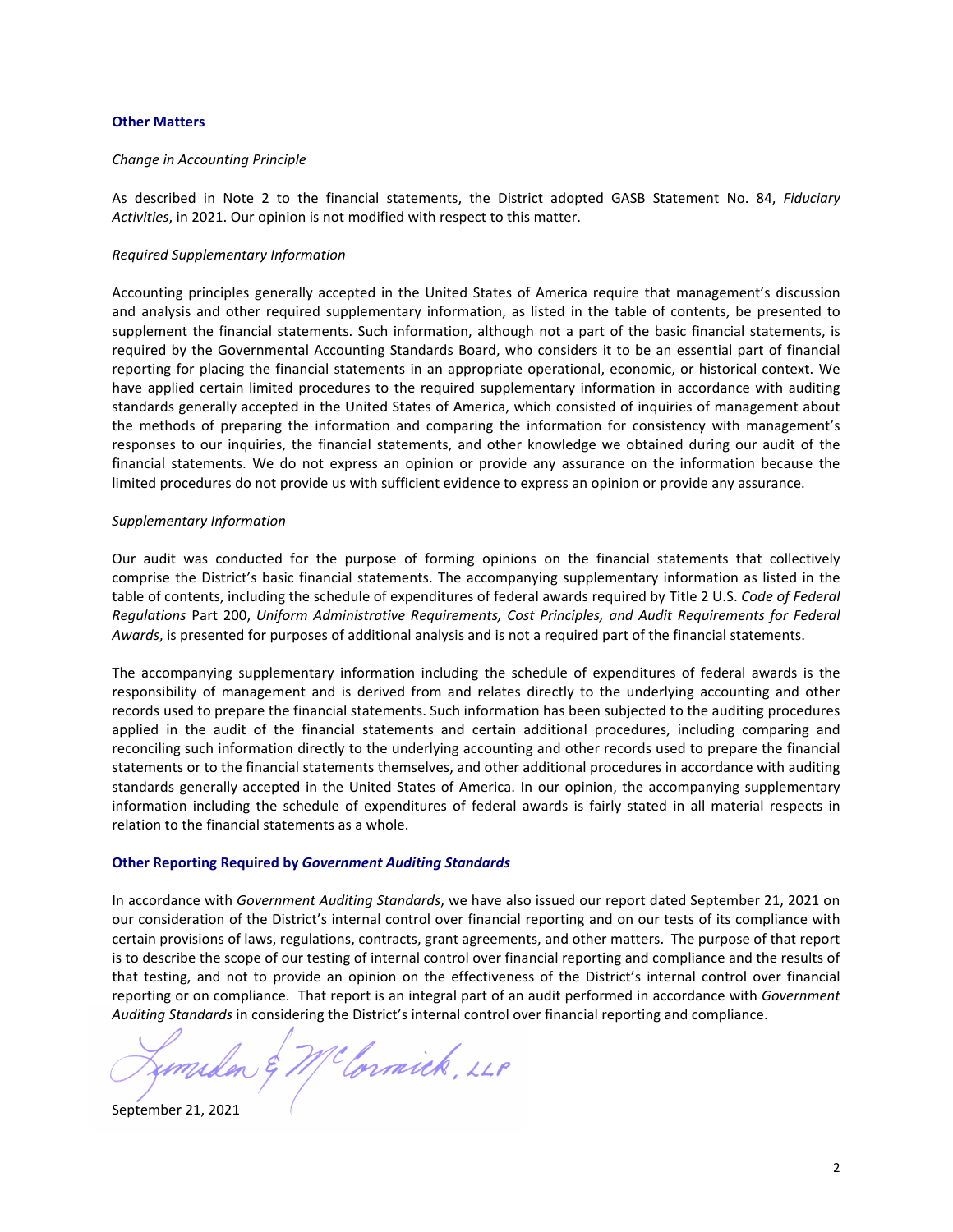### Other Matters

*Change in Accounting Principle*

As described in Note 2 to the financial statements, the District adopted GASB Statement No. 84, *Fiduciary Activities*, in 2021. Our opinion is not modified with respect to this matter.

*Required Supplementary Information*

Accounting principles generally accepted in the United States of America require that management's discussion and analysis and other required supplementary information, as listed in the table of contents, be presented to supplement the financial statements. Such information, although not a part of the basic financial statements, is required by the Governmental Accounting Standards Board, who considers it to be an essential part of financial reporting for placing the financial statements in an appropriate operational, economic, or historical context. We have applied certain limited procedures to the required supplementary information in accordance with auditing standards generally accepted in the United States of America, which consisted of inquiries of management about the methods of preparing the information and comparing the information for consistency with management's responses to our inquiries, the financial statements, and other knowledge we obtained during our audit of the financial statements. We do not express an opinion or provide any assurance on the information because the limited procedures do not provide us with sufficient evidence to express an opinion or provide any assurance.

*Supplementary Information*

Our audit was conducted for the purpose of forming opinions on the financial statements that collectively comprise the District's basic financial statements. The accompanying supplementary information as listed in the table of contents, including the schedule of expenditures of federal awards required by Title 2 U.S. *Code of Federal Regulations* Part 200, *Uniform Administrative Requirements, Cost Principles, and Audit Requirements for Federal Awards*, is presented for purposes of additional analysis and is not a required part of the financial statements.

The accompanying supplementary information including the schedule of expenditures of federal awards is the responsibility of management and is derived from and relates directly to the underlying accounting and other records used to prepare the financial statements. Such information has been subjected to the auditing procedures applied in the audit of the financial statements and certain additional procedures, including comparing and reconciling such information directly to the underlying accounting and other records used to prepare the financial statements or to the financial statements themselves, and other additional procedures in accordance with auditing standards generally accepted in the United States of America. In our opinion, the accompanying supplementary information including the schedule of expenditures of federal awards is fairly stated in all material respects in relation to the financial statements as a whole.

### Other Reporting Required by *Government Auditing Standards*

In accordance with *Government Auditing Standards*, we have also issued our report dated September 21, 2021 on our consideration of the District's internal control over financial reporting and on our tests of its compliance with certain provisions of laws, regulations, contracts, grant agreements, and other matters. The purpose of that report is to describe the scope of our testing of internal control over financial reporting and compliance and the results of that testing, and not to provide an opinion on the effectiveness of the District's internal control over financial reporting or on compliance. That report is an integral part of an audit performed in accordance with *Government Auditing Standards* in considering the District's internal control over financial reporting and compliance.

Lumsden & McCormick, LLP

September 21, 2021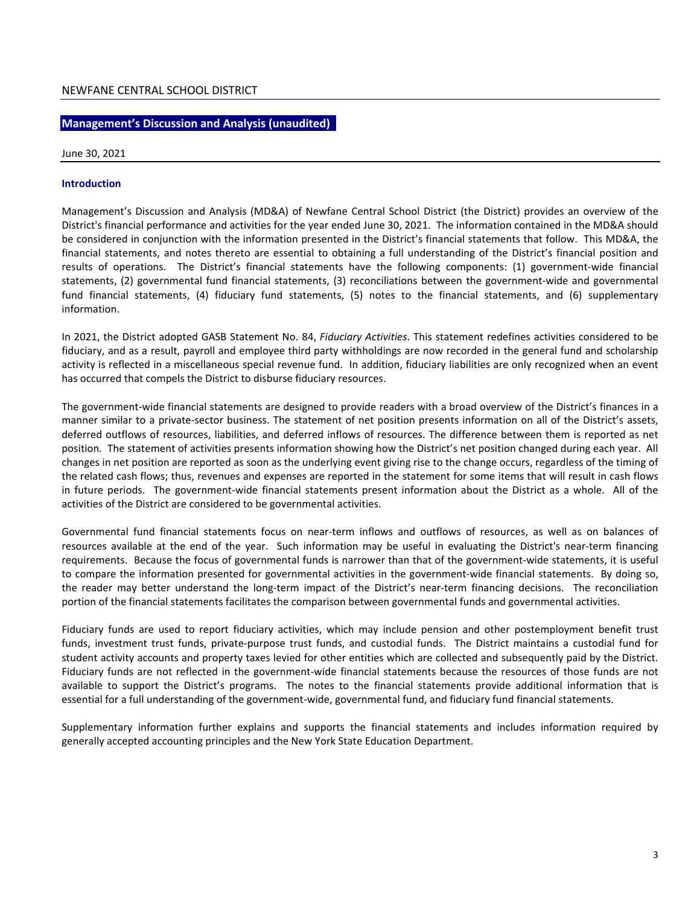NEWFANE CENTRAL SCHOOL DISTRICT

## Management's Discussion and Analysis (unaudited)

June 30, 2021

### Introduction

Management's Discussion and Analysis (MD&A) of Newfane Central School District (the District) provides an overview of the District's financial performance and activities for the year ended June 30, 2021. The information contained in the MD&A should be considered in conjunction with the information presented in the District's financial statements that follow. This MD&A, the financial statements, and notes thereto are essential to obtaining a full understanding of the District's financial position and results of operations. The District's financial statements have the following components: (1) government-wide financial statements, (2) governmental fund financial statements, (3) reconciliations between the government-wide and governmental fund financial statements, (4) fiduciary fund statements, (5) notes to the financial statements, and (6) supplementary information.

In 2021, the District adopted GASB Statement No. 84, *Fiduciary Activities*. This statement redefines activities considered to be fiduciary, and as a result, payroll and employee third party withholdings are now recorded in the general fund and scholarship activity is reflected in a miscellaneous special revenue fund. In addition, fiduciary liabilities are only recognized when an event has occurred that compels the District to disburse fiduciary resources.

The government-wide financial statements are designed to provide readers with a broad overview of the District's finances in a manner similar to a private-sector business. The statement of net position presents information on all of the District's assets, deferred outflows of resources, liabilities, and deferred inflows of resources. The difference between them is reported as net position. The statement of activities presents information showing how the District's net position changed during each year. All changes in net position are reported as soon as the underlying event giving rise to the change occurs, regardless of the timing of the related cash flows; thus, revenues and expenses are reported in the statement for some items that will result in cash flows in future periods. The government-wide financial statements present information about the District as a whole. All of the activities of the District are considered to be governmental activities.

Governmental fund financial statements focus on near-term inflows and outflows of resources, as well as on balances of resources available at the end of the year. Such information may be useful in evaluating the District's near-term financing requirements. Because the focus of governmental funds is narrower than that of the government-wide statements, it is useful to compare the information presented for governmental activities in the government-wide financial statements. By doing so, the reader may better understand the long-term impact of the District's near-term financing decisions. The reconciliation portion of the financial statements facilitates the comparison between governmental funds and governmental activities.

Fiduciary funds are used to report fiduciary activities, which may include pension and other postemployment benefit trust funds, investment trust funds, private-purpose trust funds, and custodial funds. The District maintains a custodial fund for student activity accounts and property taxes levied for other entities which are collected and subsequently paid by the District. Fiduciary funds are not reflected in the government-wide financial statements because the resources of those funds are not available to support the District's programs. The notes to the financial statements provide additional information that is essential for a full understanding of the government-wide, governmental fund, and fiduciary fund financial statements.

Supplementary information further explains and supports the financial statements and includes information required by generally accepted accounting principles and the New York State Education Department.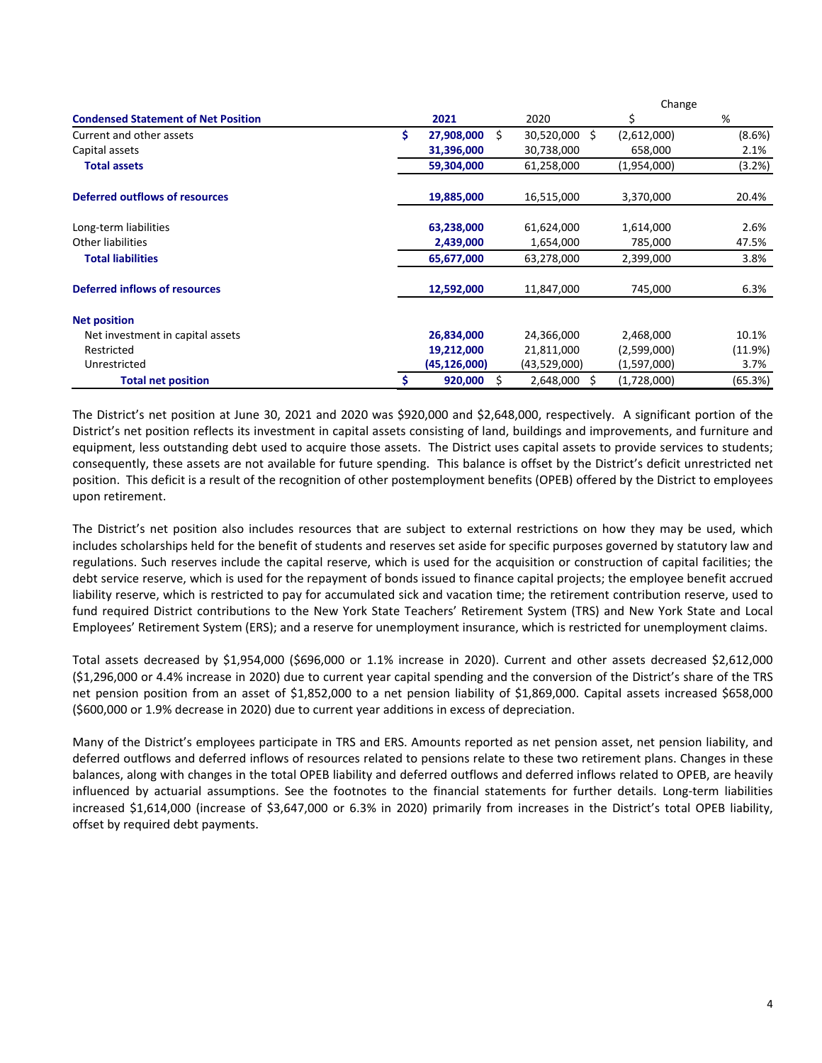| Condensed Statement of Net Position | 2021 | 2020 | Change $ | Change % |
|---|---|---|---|---|
| Current and other assets | $ 27,908,000 | $ 30,520,000 | $ (2,612,000) | (8.6%) |
| Capital assets | 31,396,000 | 30,738,000 | 658,000 | 2.1% |
| **Total assets** | 59,304,000 | 61,258,000 | (1,954,000) | (3.2%) |
| | | | | |
| **Deferred outflows of resources** | 19,885,000 | 16,515,000 | 3,370,000 | 20.4% |
| | | | | |
| Long-term liabilities | 63,238,000 | 61,624,000 | 1,614,000 | 2.6% |
| Other liabilities | 2,439,000 | 1,654,000 | 785,000 | 47.5% |
| **Total liabilities** | 65,677,000 | 63,278,000 | 2,399,000 | 3.8% |
| | | | | |
| **Deferred inflows of resources** | 12,592,000 | 11,847,000 | 745,000 | 6.3% |
| | | | | |
| **Net position** | | | | |
| Net investment in capital assets | 26,834,000 | 24,366,000 | 2,468,000 | 10.1% |
| Restricted | 19,212,000 | 21,811,000 | (2,599,000) | (11.9%) |
| Unrestricted | (45,126,000) | (43,529,000) | (1,597,000) | 3.7% |
| **Total net position** | $ 920,000 | $ 2,648,000 | $ (1,728,000) | (65.3%) |

The District's net position at June 30, 2021 and 2020 was $920,000 and $2,648,000, respectively. A significant portion of the District's net position reflects its investment in capital assets consisting of land, buildings and improvements, and furniture and equipment, less outstanding debt used to acquire those assets. The District uses capital assets to provide services to students; consequently, these assets are not available for future spending. This balance is offset by the District's deficit unrestricted net position. This deficit is a result of the recognition of other postemployment benefits (OPEB) offered by the District to employees upon retirement.

The District's net position also includes resources that are subject to external restrictions on how they may be used, which includes scholarships held for the benefit of students and reserves set aside for specific purposes governed by statutory law and regulations. Such reserves include the capital reserve, which is used for the acquisition or construction of capital facilities; the debt service reserve, which is used for the repayment of bonds issued to finance capital projects; the employee benefit accrued liability reserve, which is restricted to pay for accumulated sick and vacation time; the retirement contribution reserve, used to fund required District contributions to the New York State Teachers' Retirement System (TRS) and New York State and Local Employees' Retirement System (ERS); and a reserve for unemployment insurance, which is restricted for unemployment claims.

Total assets decreased by $1,954,000 ($696,000 or 1.1% increase in 2020). Current and other assets decreased $2,612,000 ($1,296,000 or 4.4% increase in 2020) due to current year capital spending and the conversion of the District's share of the TRS net pension position from an asset of $1,852,000 to a net pension liability of $1,869,000. Capital assets increased $658,000 ($600,000 or 1.9% decrease in 2020) due to current year additions in excess of depreciation.

Many of the District's employees participate in TRS and ERS. Amounts reported as net pension asset, net pension liability, and deferred outflows and deferred inflows of resources related to pensions relate to these two retirement plans. Changes in these balances, along with changes in the total OPEB liability and deferred outflows and deferred inflows related to OPEB, are heavily influenced by actuarial assumptions. See the footnotes to the financial statements for further details. Long-term liabilities increased $1,614,000 (increase of $3,647,000 or 6.3% in 2020) primarily from increases in the District's total OPEB liability, offset by required debt payments.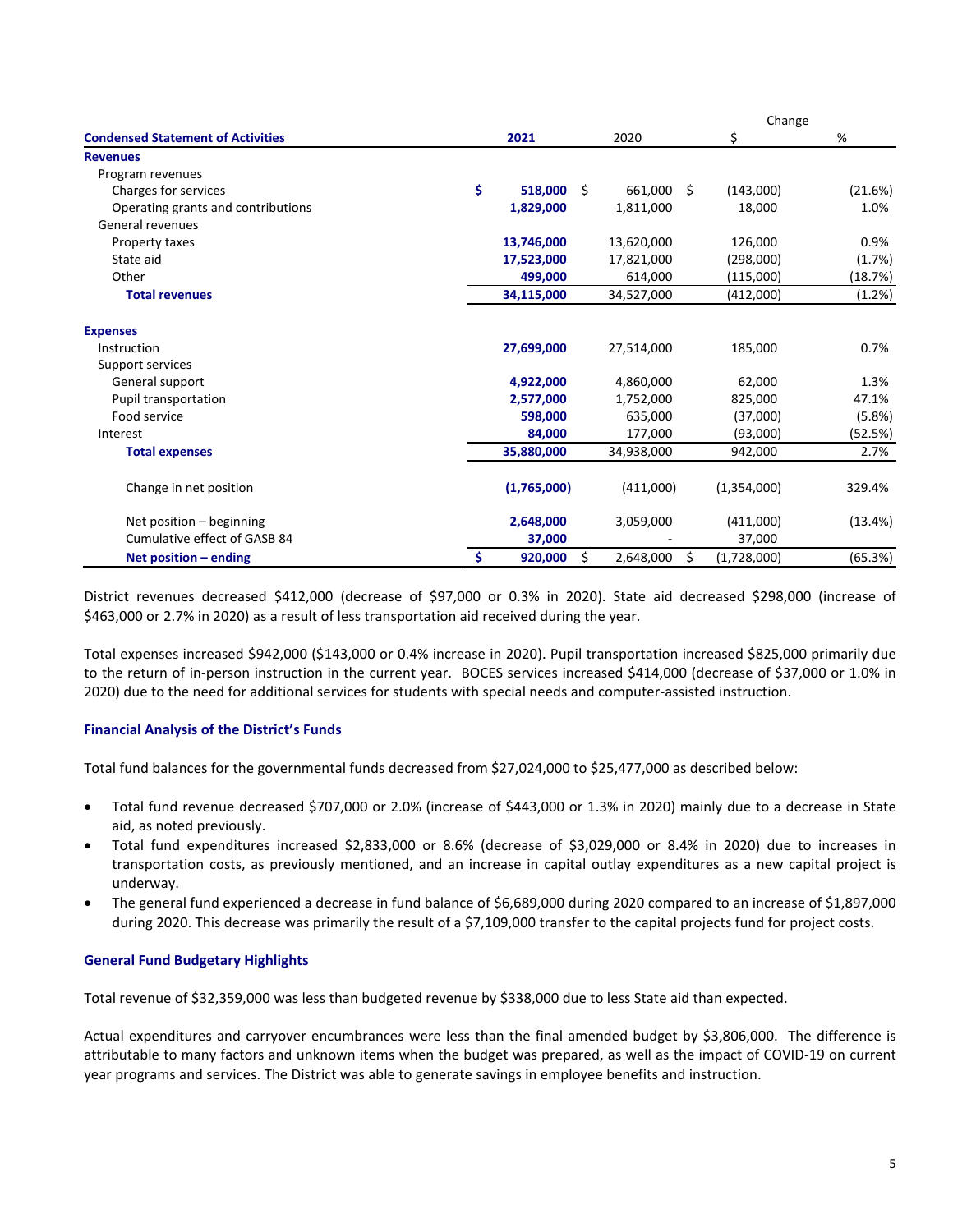| Condensed Statement of Activities | 2021 | 2020 | Change $ | Change % |
|---|---|---|---|---|
| **Revenues** | | | | |
| Program revenues | | | | |
| Charges for services | $ 518,000 | $ 661,000 | $ (143,000) | (21.6%) |
| Operating grants and contributions | 1,829,000 | 1,811,000 | 18,000 | 1.0% |
| General revenues | | | | |
| Property taxes | 13,746,000 | 13,620,000 | 126,000 | 0.9% |
| State aid | 17,523,000 | 17,821,000 | (298,000) | (1.7%) |
| Other | 499,000 | 614,000 | (115,000) | (18.7%) |
| **Total revenues** | 34,115,000 | 34,527,000 | (412,000) | (1.2%) |
| **Expenses** | | | | |
| Instruction | 27,699,000 | 27,514,000 | 185,000 | 0.7% |
| Support services | | | | |
| General support | 4,922,000 | 4,860,000 | 62,000 | 1.3% |
| Pupil transportation | 2,577,000 | 1,752,000 | 825,000 | 47.1% |
| Food service | 598,000 | 635,000 | (37,000) | (5.8%) |
| Interest | 84,000 | 177,000 | (93,000) | (52.5%) |
| **Total expenses** | 35,880,000 | 34,938,000 | 942,000 | 2.7% |
| Change in net position | (1,765,000) | (411,000) | (1,354,000) | 329.4% |
| Net position – beginning | 2,648,000 | 3,059,000 | (411,000) | (13.4%) |
| Cumulative effect of GASB 84 | 37,000 | - | 37,000 | |
| **Net position – ending** | $ 920,000 | $ 2,648,000 | $ (1,728,000) | (65.3%) |

District revenues decreased $412,000 (decrease of $97,000 or 0.3% in 2020). State aid decreased $298,000 (increase of $463,000 or 2.7% in 2020) as a result of less transportation aid received during the year.

Total expenses increased $942,000 ($143,000 or 0.4% increase in 2020). Pupil transportation increased $825,000 primarily due to the return of in-person instruction in the current year. BOCES services increased $414,000 (decrease of $37,000 or 1.0% in 2020) due to the need for additional services for students with special needs and computer-assisted instruction.

### Financial Analysis of the District's Funds

Total fund balances for the governmental funds decreased from $27,024,000 to $25,477,000 as described below:

- Total fund revenue decreased $707,000 or 2.0% (increase of $443,000 or 1.3% in 2020) mainly due to a decrease in State aid, as noted previously.
- Total fund expenditures increased $2,833,000 or 8.6% (decrease of $3,029,000 or 8.4% in 2020) due to increases in transportation costs, as previously mentioned, and an increase in capital outlay expenditures as a new capital project is underway.
- The general fund experienced a decrease in fund balance of $6,689,000 during 2020 compared to an increase of $1,897,000 during 2020. This decrease was primarily the result of a $7,109,000 transfer to the capital projects fund for project costs.

### General Fund Budgetary Highlights

Total revenue of $32,359,000 was less than budgeted revenue by $338,000 due to less State aid than expected.

Actual expenditures and carryover encumbrances were less than the final amended budget by $3,806,000. The difference is attributable to many factors and unknown items when the budget was prepared, as well as the impact of COVID-19 on current year programs and services. The District was able to generate savings in employee benefits and instruction.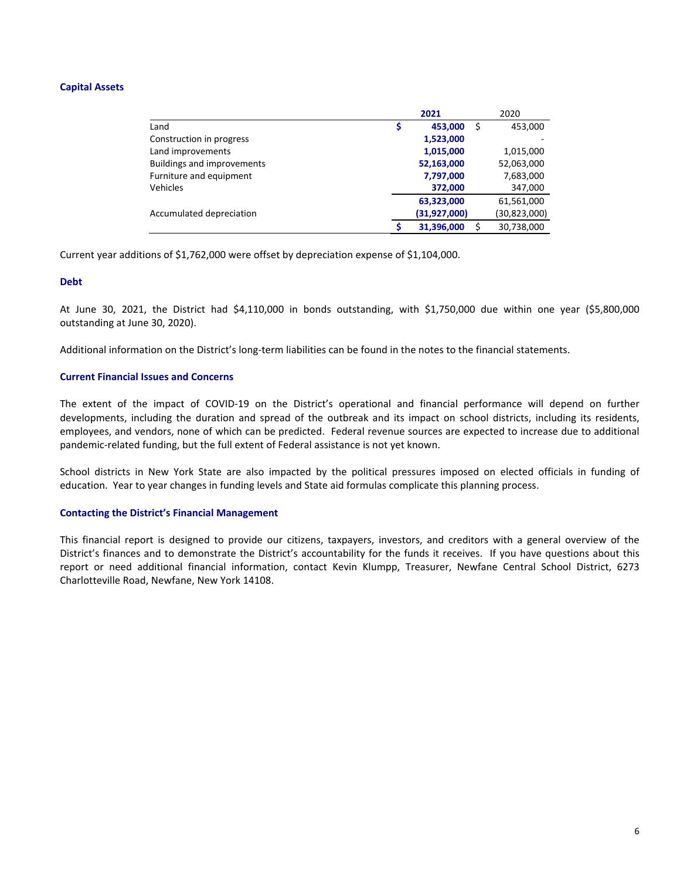### Capital Assets

| | 2021 | 2020 |
|---|---|---|
| Land | $ 453,000 | $ 453,000 |
| Construction in progress | 1,523,000 | - |
| Land improvements | 1,015,000 | 1,015,000 |
| Buildings and improvements | 52,163,000 | 52,063,000 |
| Furniture and equipment | 7,797,000 | 7,683,000 |
| Vehicles | 372,000 | 347,000 |
| | 63,323,000 | 61,561,000 |
| Accumulated depreciation | (31,927,000) | (30,823,000) |
| | $ 31,396,000 | $ 30,738,000 |

Current year additions of $1,762,000 were offset by depreciation expense of $1,104,000.

### Debt

At June 30, 2021, the District had $4,110,000 in bonds outstanding, with $1,750,000 due within one year ($5,800,000 outstanding at June 30, 2020).

Additional information on the District's long-term liabilities can be found in the notes to the financial statements.

### Current Financial Issues and Concerns

The extent of the impact of COVID-19 on the District's operational and financial performance will depend on further developments, including the duration and spread of the outbreak and its impact on school districts, including its residents, employees, and vendors, none of which can be predicted. Federal revenue sources are expected to increase due to additional pandemic-related funding, but the full extent of Federal assistance is not yet known.

School districts in New York State are also impacted by the political pressures imposed on elected officials in funding of education. Year to year changes in funding levels and State aid formulas complicate this planning process.

### Contacting the District's Financial Management

This financial report is designed to provide our citizens, taxpayers, investors, and creditors with a general overview of the District's finances and to demonstrate the District's accountability for the funds it receives. If you have questions about this report or need additional financial information, contact Kevin Klumpp, Treasurer, Newfane Central School District, 6273 Charlotteville Road, Newfane, New York 14108.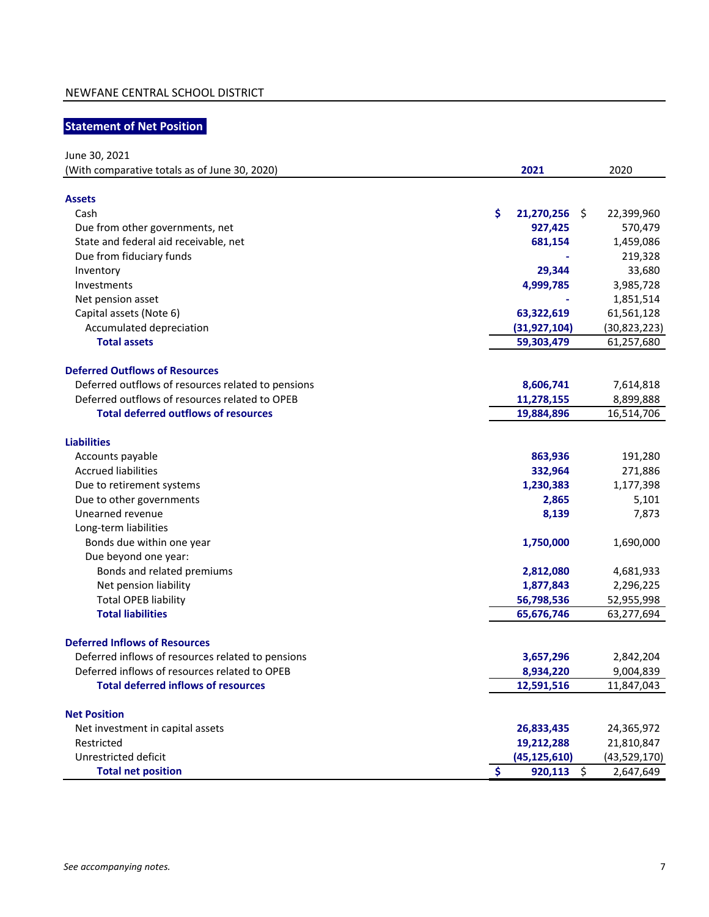NEWFANE CENTRAL SCHOOL DISTRICT

## Statement of Net Position

June 30, 2021
(With comparative totals as of June 30, 2020)

| | 2021 | 2020 |
|---|---|---|
| **Assets** | | |
| Cash | $ 21,270,256 | $ 22,399,960 |
| Due from other governments, net | 927,425 | 570,479 |
| State and federal aid receivable, net | 681,154 | 1,459,086 |
| Due from fiduciary funds | - | 219,328 |
| Inventory | 29,344 | 33,680 |
| Investments | 4,999,785 | 3,985,728 |
| Net pension asset | - | 1,851,514 |
| Capital assets (Note 6) | 63,322,619 | 61,561,128 |
| Accumulated depreciation | (31,927,104) | (30,823,223) |
| **Total assets** | 59,303,479 | 61,257,680 |
| **Deferred Outflows of Resources** | | |
| Deferred outflows of resources related to pensions | 8,606,741 | 7,614,818 |
| Deferred outflows of resources related to OPEB | 11,278,155 | 8,899,888 |
| **Total deferred outflows of resources** | 19,884,896 | 16,514,706 |
| **Liabilities** | | |
| Accounts payable | 863,936 | 191,280 |
| Accrued liabilities | 332,964 | 271,886 |
| Due to retirement systems | 1,230,383 | 1,177,398 |
| Due to other governments | 2,865 | 5,101 |
| Unearned revenue | 8,139 | 7,873 |
| Long-term liabilities | | |
| Bonds due within one year | 1,750,000 | 1,690,000 |
| Due beyond one year: | | |
| Bonds and related premiums | 2,812,080 | 4,681,933 |
| Net pension liability | 1,877,843 | 2,296,225 |
| Total OPEB liability | 56,798,536 | 52,955,998 |
| **Total liabilities** | 65,676,746 | 63,277,694 |
| **Deferred Inflows of Resources** | | |
| Deferred inflows of resources related to pensions | 3,657,296 | 2,842,204 |
| Deferred inflows of resources related to OPEB | 8,934,220 | 9,004,839 |
| **Total deferred inflows of resources** | 12,591,516 | 11,847,043 |
| **Net Position** | | |
| Net investment in capital assets | 26,833,435 | 24,365,972 |
| Restricted | 19,212,288 | 21,810,847 |
| Unrestricted deficit | (45,125,610) | (43,529,170) |
| **Total net position** | $ 920,113 | $ 2,647,649 |

*See accompanying notes.*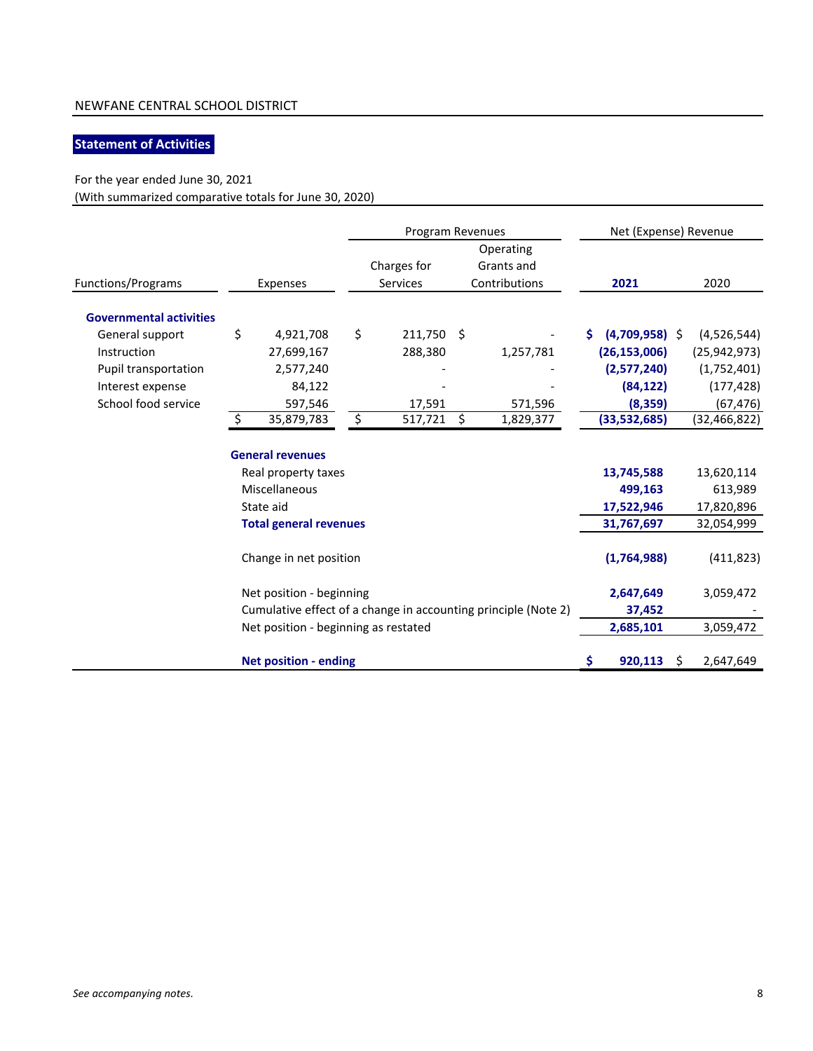NEWFANE CENTRAL SCHOOL DISTRICT

## Statement of Activities

For the year ended June 30, 2021
(With summarized comparative totals for June 30, 2020)

| Functions/Programs | Expenses | Program Revenues: Charges for Services | Program Revenues: Operating Grants and Contributions | Net (Expense) Revenue: 2021 | Net (Expense) Revenue: 2020 |
|---|---|---|---|---|---|
| **Governmental activities** | | | | | |
| General support | $ 4,921,708 | $ 211,750 | $ - | $ (4,709,958) | $ (4,526,544) |
| Instruction | 27,699,167 | 288,380 | 1,257,781 | (26,153,006) | (25,942,973) |
| Pupil transportation | 2,577,240 | - | - | (2,577,240) | (1,752,401) |
| Interest expense | 84,122 | - | - | (84,122) | (177,428) |
| School food service | 597,546 | 17,591 | 571,596 | (8,359) | (67,476) |
| | $ 35,879,783 | $ 517,721 | $ 1,829,377 | (33,532,685) | (32,466,822) |
| **General revenues** | | | | | |
| Real property taxes | | | | 13,745,588 | 13,620,114 |
| Miscellaneous | | | | 499,163 | 613,989 |
| State aid | | | | 17,522,946 | 17,820,896 |
| **Total general revenues** | | | | 31,767,697 | 32,054,999 |
| Change in net position | | | | (1,764,988) | (411,823) |
| Net position - beginning | | | | 2,647,649 | 3,059,472 |
| Cumulative effect of a change in accounting principle (Note 2) | | | | 37,452 | - |
| Net position - beginning as restated | | | | 2,685,101 | 3,059,472 |
| **Net position - ending** | | | | $ 920,113 | $ 2,647,649 |

*See accompanying notes.*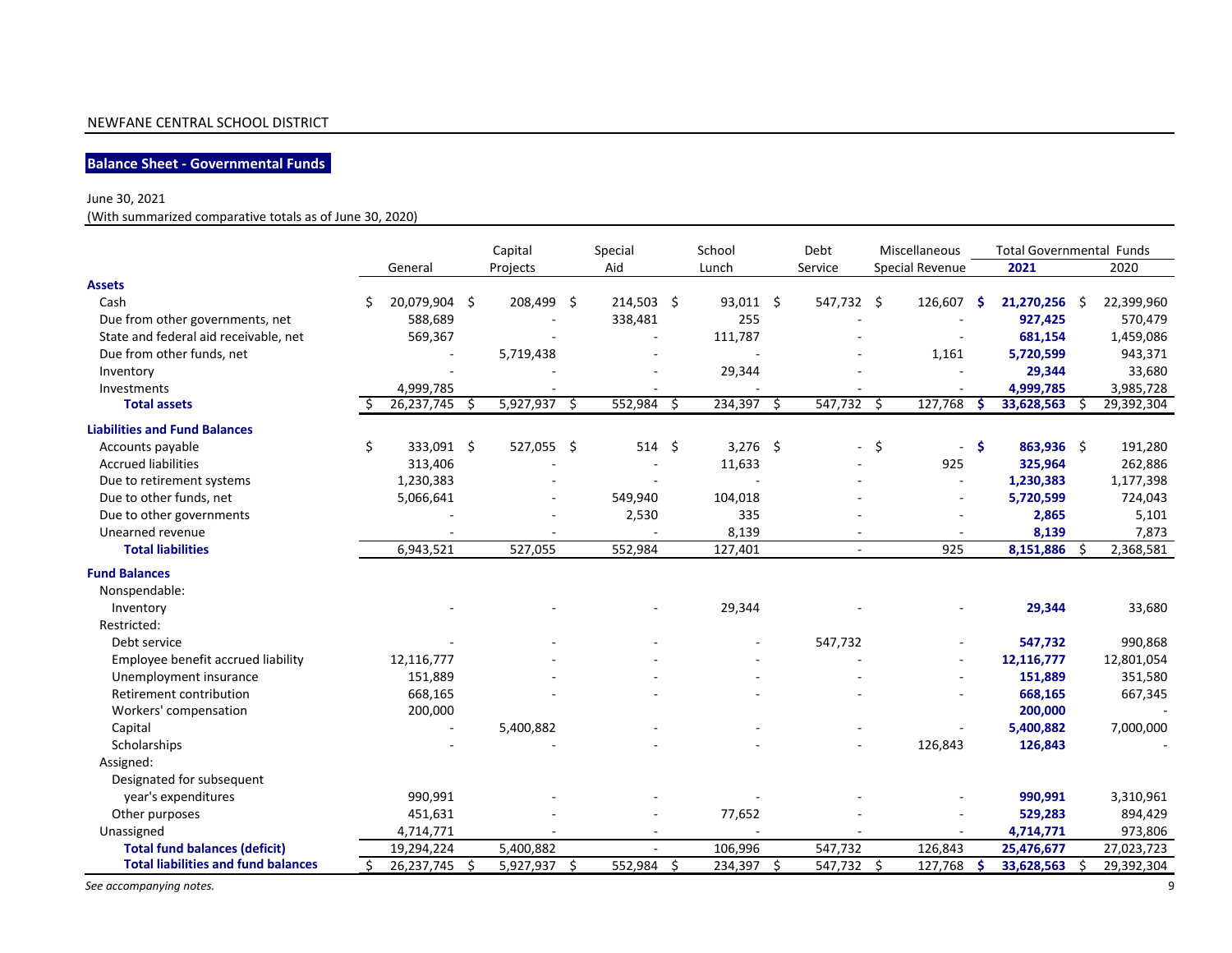NEWFANE CENTRAL SCHOOL DISTRICT

## Balance Sheet - Governmental Funds

June 30, 2021
(With summarized comparative totals as of June 30, 2020)

| | General | Capital Projects | Special Aid | School Lunch | Debt Service | Miscellaneous Special Revenue | Total Governmental Funds 2021 | 2020 |
|---|---|---|---|---|---|---|---|---|
| **Assets** | | | | | | | | |
| Cash | $ 20,079,904 | $ 208,499 | $ 214,503 | $ 93,011 | $ 547,732 | $ 126,607 | **$ 21,270,256** | $ 22,399,960 |
| Due from other governments, net | 588,689 | - | 338,481 | 255 | - | - | **927,425** | 570,479 |
| State and federal aid receivable, net | 569,367 | - | - | 111,787 | - | - | **681,154** | 1,459,086 |
| Due from other funds, net | - | 5,719,438 | - | - | - | 1,161 | **5,720,599** | 943,371 |
| Inventory | - | - | - | 29,344 | - | - | **29,344** | 33,680 |
| Investments | 4,999,785 | - | - | - | - | - | **4,999,785** | 3,985,728 |
| **Total assets** | $ 26,237,745 | $ 5,927,937 | $ 552,984 | $ 234,397 | $ 547,732 | $ 127,768 | **$ 33,628,563** | $ 29,392,304 |
| **Liabilities and Fund Balances** | | | | | | | | |
| Accounts payable | $ 333,091 | $ 527,055 | $ 514 | $ 3,276 | $ - | $ - | **$ 863,936** | $ 191,280 |
| Accrued liabilities | 313,406 | - | - | 11,633 | - | 925 | **325,964** | 262,886 |
| Due to retirement systems | 1,230,383 | - | - | - | - | - | **1,230,383** | 1,177,398 |
| Due to other funds, net | 5,066,641 | - | 549,940 | 104,018 | - | - | **5,720,599** | 724,043 |
| Due to other governments | - | - | 2,530 | 335 | - | - | **2,865** | 5,101 |
| Unearned revenue | - | - | - | 8,139 | - | - | **8,139** | 7,873 |
| **Total liabilities** | 6,943,521 | 527,055 | 552,984 | 127,401 | - | 925 | **8,151,886** | $ 2,368,581 |
| **Fund Balances** | | | | | | | | |
| Nonspendable: | | | | | | | | |
| Inventory | - | - | - | 29,344 | - | - | **29,344** | 33,680 |
| Restricted: | | | | | | | | |
| Debt service | - | - | - | - | 547,732 | - | **547,732** | 990,868 |
| Employee benefit accrued liability | 12,116,777 | - | - | - | - | - | **12,116,777** | 12,801,054 |
| Unemployment insurance | 151,889 | - | - | - | - | - | **151,889** | 351,580 |
| Retirement contribution | 668,165 | - | - | - | - | - | **668,165** | 667,345 |
| Workers' compensation | 200,000 | | | | | | **200,000** | - |
| Capital | - | 5,400,882 | - | - | - | - | **5,400,882** | 7,000,000 |
| Scholarships | - | - | - | - | - | 126,843 | **126,843** | - |
| Assigned: | | | | | | | | |
| Designated for subsequent year's expenditures | 990,991 | - | - | - | - | - | **990,991** | 3,310,961 |
| Other purposes | 451,631 | - | - | 77,652 | - | - | **529,283** | 894,429 |
| Unassigned | 4,714,771 | - | - | - | - | - | **4,714,771** | 973,806 |
| **Total fund balances (deficit)** | 19,294,224 | 5,400,882 | - | 106,996 | 547,732 | 126,843 | **25,476,677** | 27,023,723 |
| **Total liabilities and fund balances** | $ 26,237,745 | $ 5,927,937 | $ 552,984 | $ 234,397 | $ 547,732 | $ 127,768 | **$ 33,628,563** | $ 29,392,304 |

*See accompanying notes.*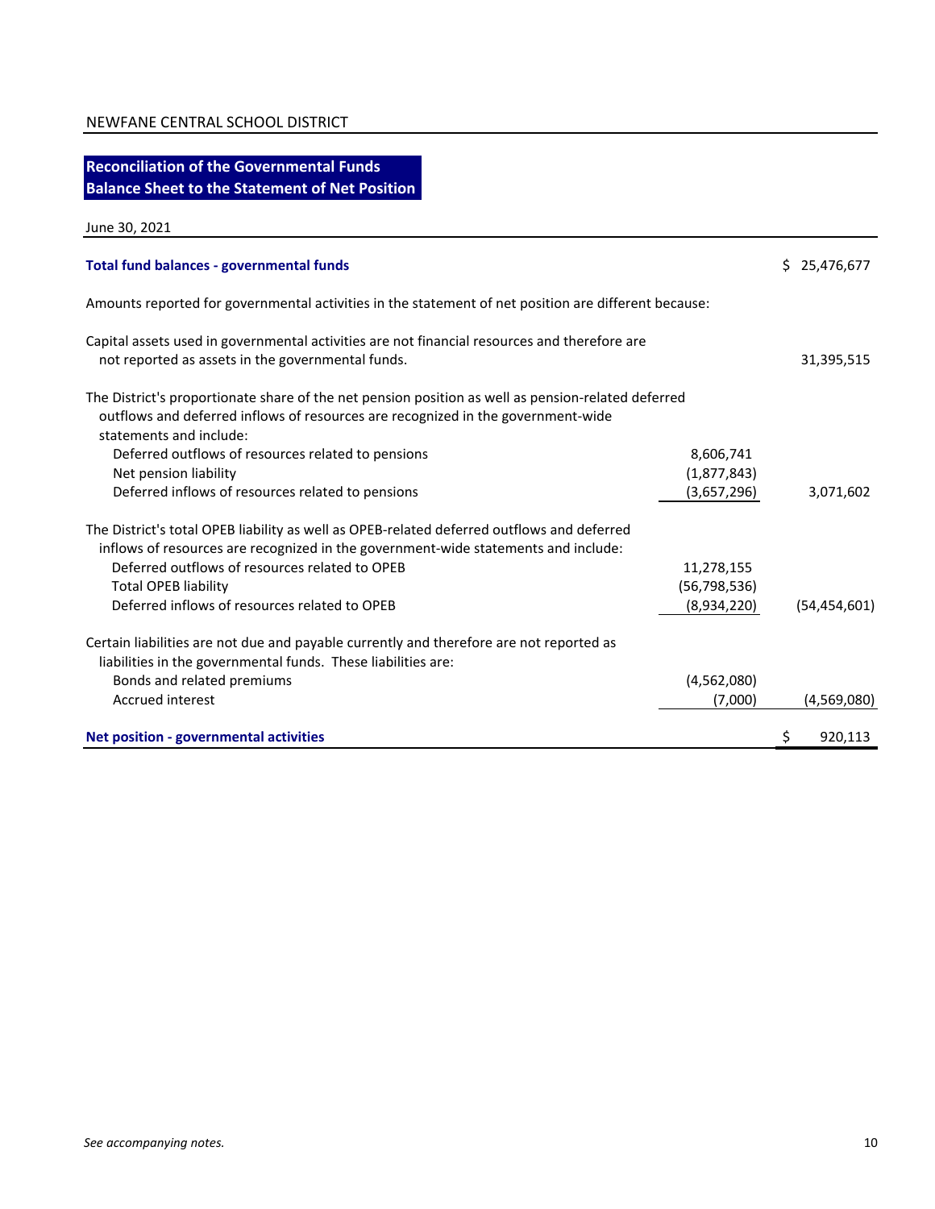NEWFANE CENTRAL SCHOOL DISTRICT

## Reconciliation of the Governmental Funds Balance Sheet to the Statement of Net Position

June 30, 2021

| | | |
|---|---|---|
| **Total fund balances - governmental funds** | | $ 25,476,677 |
| Amounts reported for governmental activities in the statement of net position are different because: | | |
| Capital assets used in governmental activities are not financial resources and therefore are not reported as assets in the governmental funds. | | 31,395,515 |
| The District's proportionate share of the net pension position as well as pension-related deferred outflows and deferred inflows of resources are recognized in the government-wide statements and include: | | |
| Deferred outflows of resources related to pensions | 8,606,741 | |
| Net pension liability | (1,877,843) | |
| Deferred inflows of resources related to pensions | (3,657,296) | 3,071,602 |
| The District's total OPEB liability as well as OPEB-related deferred outflows and deferred inflows of resources are recognized in the government-wide statements and include: | | |
| Deferred outflows of resources related to OPEB | 11,278,155 | |
| Total OPEB liability | (56,798,536) | |
| Deferred inflows of resources related to OPEB | (8,934,220) | (54,454,601) |
| Certain liabilities are not due and payable currently and therefore are not reported as liabilities in the governmental funds. These liabilities are: | | |
| Bonds and related premiums | (4,562,080) | |
| Accrued interest | (7,000) | (4,569,080) |
| **Net position - governmental activities** | | $ 920,113 |

*See accompanying notes.*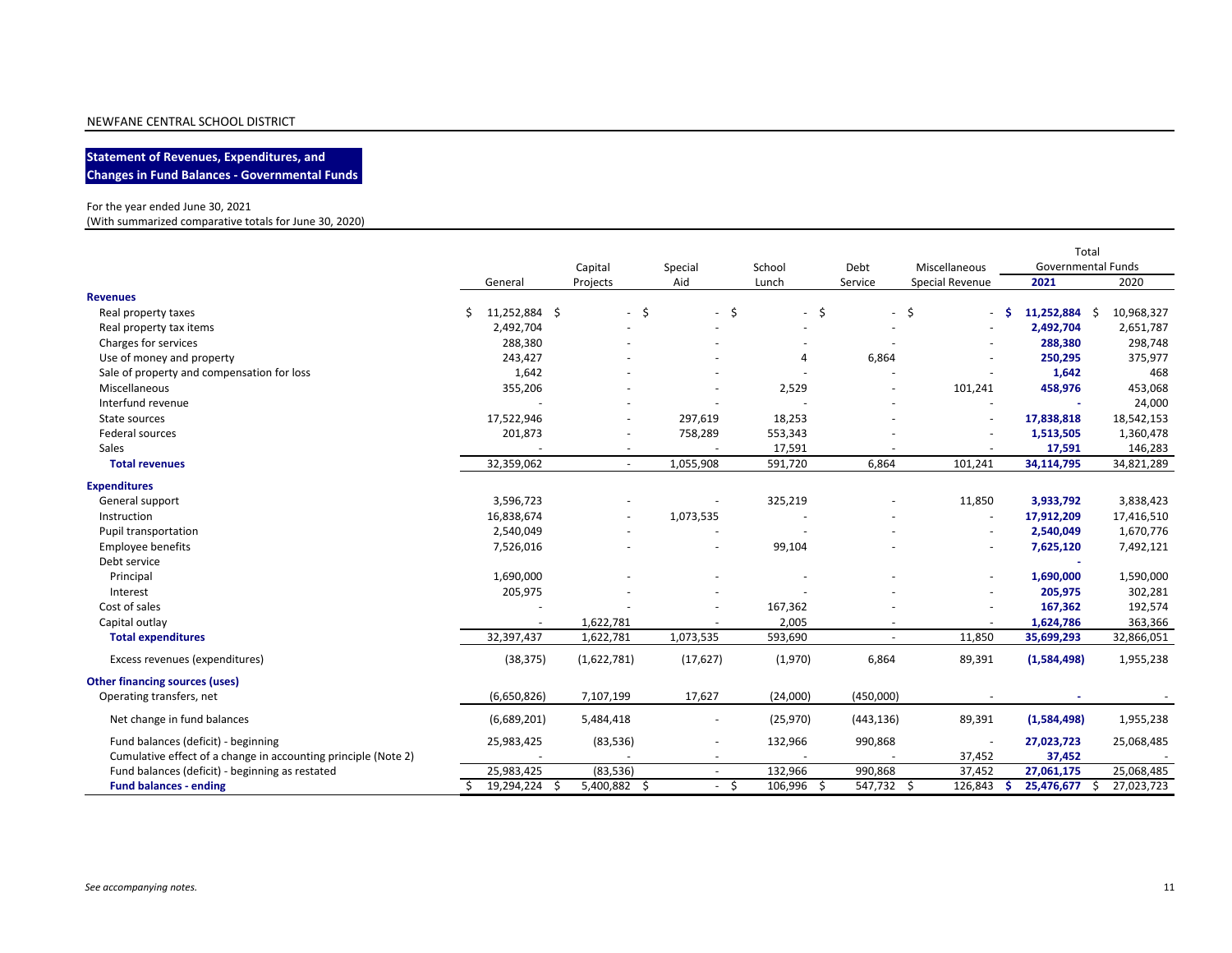NEWFANE CENTRAL SCHOOL DISTRICT

## Statement of Revenues, Expenditures, and Changes in Fund Balances - Governmental Funds

For the year ended June 30, 2021
(With summarized comparative totals for June 30, 2020)

| | General | Capital Projects | Special Aid | School Lunch | Debt Service | Miscellaneous Special Revenue | Total Governmental Funds 2021 | Total Governmental Funds 2020 |
|---|---|---|---|---|---|---|---|---|
| **Revenues** | | | | | | | | |
| Real property taxes | $ 11,252,884 | $ - | $ - | $ - | $ - | $ - | **$ 11,252,884** | $ 10,968,327 |
| Real property tax items | 2,492,704 | - | - | - | - | - | **2,492,704** | 2,651,787 |
| Charges for services | 288,380 | - | - | - | - | - | **288,380** | 298,748 |
| Use of money and property | 243,427 | - | - | 4 | 6,864 | - | **250,295** | 375,977 |
| Sale of property and compensation for loss | 1,642 | - | - | - | - | - | **1,642** | 468 |
| Miscellaneous | 355,206 | - | - | 2,529 | - | 101,241 | **458,976** | 453,068 |
| Interfund revenue | - | - | - | - | - | - | **-** | 24,000 |
| State sources | 17,522,946 | - | 297,619 | 18,253 | - | - | **17,838,818** | 18,542,153 |
| Federal sources | 201,873 | - | 758,289 | 553,343 | - | - | **1,513,505** | 1,360,478 |
| Sales | - | - | - | 17,591 | - | - | **17,591** | 146,283 |
| **Total revenues** | 32,359,062 | - | 1,055,908 | 591,720 | 6,864 | 101,241 | **34,114,795** | 34,821,289 |
| **Expenditures** | | | | | | | | |
| General support | 3,596,723 | - | - | 325,219 | - | 11,850 | **3,933,792** | 3,838,423 |
| Instruction | 16,838,674 | - | 1,073,535 | - | - | - | **17,912,209** | 17,416,510 |
| Pupil transportation | 2,540,049 | - | - | - | - | - | **2,540,049** | 1,670,776 |
| Employee benefits | 7,526,016 | - | - | 99,104 | - | - | **7,625,120** | 7,492,121 |
| Debt service | | | | | | | **-** | |
| Principal | 1,690,000 | - | - | - | - | - | **1,690,000** | 1,590,000 |
| Interest | 205,975 | - | - | - | - | - | **205,975** | 302,281 |
| Cost of sales | - | - | - | 167,362 | - | - | **167,362** | 192,574 |
| Capital outlay | - | 1,622,781 | - | 2,005 | - | - | **1,624,786** | 363,366 |
| **Total expenditures** | 32,397,437 | 1,622,781 | 1,073,535 | 593,690 | - | 11,850 | **35,699,293** | 32,866,051 |
| Excess revenues (expenditures) | (38,375) | (1,622,781) | (17,627) | (1,970) | 6,864 | 89,391 | **(1,584,498)** | 1,955,238 |
| **Other financing sources (uses)** | | | | | | | | |
| Operating transfers, net | (6,650,826) | 7,107,199 | 17,627 | (24,000) | (450,000) | - | **-** | - |
| Net change in fund balances | (6,689,201) | 5,484,418 | - | (25,970) | (443,136) | 89,391 | **(1,584,498)** | 1,955,238 |
| Fund balances (deficit) - beginning | 25,983,425 | (83,536) | - | 132,966 | 990,868 | - | **27,023,723** | 25,068,485 |
| Cumulative effect of a change in accounting principle (Note 2) | - | - | - | - | - | 37,452 | **37,452** | - |
| Fund balances (deficit) - beginning as restated | 25,983,425 | (83,536) | - | 132,966 | 990,868 | 37,452 | **27,061,175** | 25,068,485 |
| **Fund balances - ending** | $ 19,294,224 | $ 5,400,882 | $ - | $ 106,996 | $ 547,732 | $ 126,843 | **$ 25,476,677** | $ 27,023,723 |

*See accompanying notes.*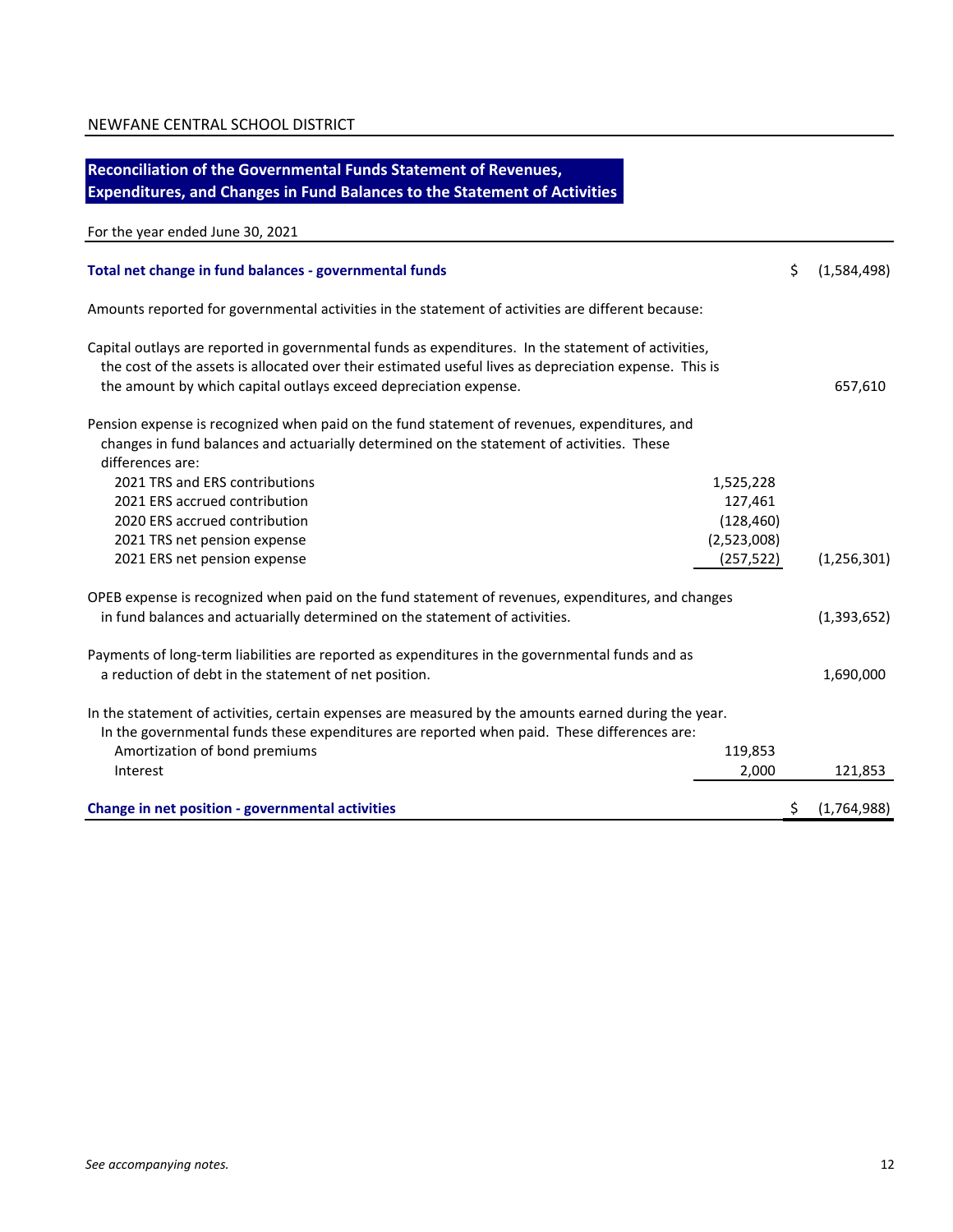NEWFANE CENTRAL SCHOOL DISTRICT

## Reconciliation of the Governmental Funds Statement of Revenues, Expenditures, and Changes in Fund Balances to the Statement of Activities

For the year ended June 30, 2021

| | | |
|---|---|---|
| **Total net change in fund balances - governmental funds** | | $ (1,584,498) |
| Amounts reported for governmental activities in the statement of activities are different because: | | |
| Capital outlays are reported in governmental funds as expenditures. In the statement of activities, the cost of the assets is allocated over their estimated useful lives as depreciation expense. This is the amount by which capital outlays exceed depreciation expense. | | 657,610 |
| Pension expense is recognized when paid on the fund statement of revenues, expenditures, and changes in fund balances and actuarially determined on the statement of activities. These differences are: | | |
| 2021 TRS and ERS contributions | 1,525,228 | |
| 2021 ERS accrued contribution | 127,461 | |
| 2020 ERS accrued contribution | (128,460) | |
| 2021 TRS net pension expense | (2,523,008) | |
| 2021 ERS net pension expense | (257,522) | (1,256,301) |
| OPEB expense is recognized when paid on the fund statement of revenues, expenditures, and changes in fund balances and actuarially determined on the statement of activities. | | (1,393,652) |
| Payments of long-term liabilities are reported as expenditures in the governmental funds and as a reduction of debt in the statement of net position. | | 1,690,000 |
| In the statement of activities, certain expenses are measured by the amounts earned during the year. In the governmental funds these expenditures are reported when paid. These differences are: | | |
| Amortization of bond premiums | 119,853 | |
| Interest | 2,000 | 121,853 |
| **Change in net position - governmental activities** | | $ (1,764,988) |

*See accompanying notes.*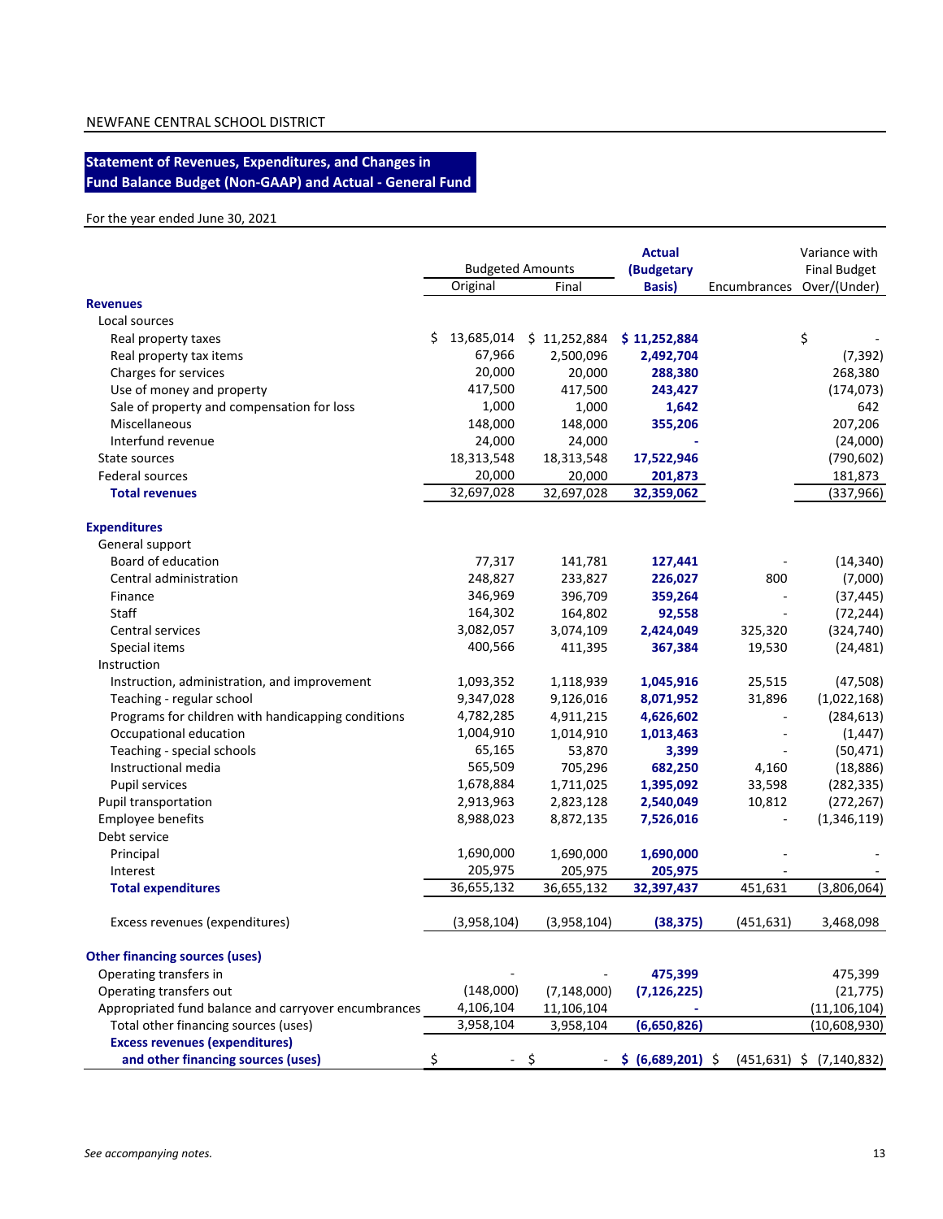NEWFANE CENTRAL SCHOOL DISTRICT

## Statement of Revenues, Expenditures, and Changes in Fund Balance Budget (Non-GAAP) and Actual - General Fund

For the year ended June 30, 2021

| | Budgeted Amounts | | Actual (Budgetary Basis) | Encumbrances | Variance with Final Budget Over/(Under) |
|---|---|---|---|---|---|
| | Original | Final | | | |
| **Revenues** | | | | | |
| Local sources | | | | | |
| Real property taxes | $ 13,685,014 | $ 11,252,884 | **$ 11,252,884** | | $ - |
| Real property tax items | 67,966 | 2,500,096 | **2,492,704** | | (7,392) |
| Charges for services | 20,000 | 20,000 | **288,380** | | 268,380 |
| Use of money and property | 417,500 | 417,500 | **243,427** | | (174,073) |
| Sale of property and compensation for loss | 1,000 | 1,000 | **1,642** | | 642 |
| Miscellaneous | 148,000 | 148,000 | **355,206** | | 207,206 |
| Interfund revenue | 24,000 | 24,000 | **-** | | (24,000) |
| State sources | 18,313,548 | 18,313,548 | **17,522,946** | | (790,602) |
| Federal sources | 20,000 | 20,000 | **201,873** | | 181,873 |
| **Total revenues** | 32,697,028 | 32,697,028 | **32,359,062** | | (337,966) |
| **Expenditures** | | | | | |
| General support | | | | | |
| Board of education | 77,317 | 141,781 | **127,441** | - | (14,340) |
| Central administration | 248,827 | 233,827 | **226,027** | 800 | (7,000) |
| Finance | 346,969 | 396,709 | **359,264** | - | (37,445) |
| Staff | 164,302 | 164,802 | **92,558** | - | (72,244) |
| Central services | 3,082,057 | 3,074,109 | **2,424,049** | 325,320 | (324,740) |
| Special items | 400,566 | 411,395 | **367,384** | 19,530 | (24,481) |
| Instruction | | | | | |
| Instruction, administration, and improvement | 1,093,352 | 1,118,939 | **1,045,916** | 25,515 | (47,508) |
| Teaching - regular school | 9,347,028 | 9,126,016 | **8,071,952** | 31,896 | (1,022,168) |
| Programs for children with handicapping conditions | 4,782,285 | 4,911,215 | **4,626,602** | - | (284,613) |
| Occupational education | 1,004,910 | 1,014,910 | **1,013,463** | - | (1,447) |
| Teaching - special schools | 65,165 | 53,870 | **3,399** | - | (50,471) |
| Instructional media | 565,509 | 705,296 | **682,250** | 4,160 | (18,886) |
| Pupil services | 1,678,884 | 1,711,025 | **1,395,092** | 33,598 | (282,335) |
| Pupil transportation | 2,913,963 | 2,823,128 | **2,540,049** | 10,812 | (272,267) |
| Employee benefits | 8,988,023 | 8,872,135 | **7,526,016** | - | (1,346,119) |
| Debt service | | | | | |
| Principal | 1,690,000 | 1,690,000 | **1,690,000** | - | - |
| Interest | 205,975 | 205,975 | **205,975** | - | - |
| **Total expenditures** | 36,655,132 | 36,655,132 | **32,397,437** | 451,631 | (3,806,064) |
| Excess revenues (expenditures) | (3,958,104) | (3,958,104) | **(38,375)** | (451,631) | 3,468,098 |
| **Other financing sources (uses)** | | | | | |
| Operating transfers in | - | - | **475,399** | | 475,399 |
| Operating transfers out | (148,000) | (7,148,000) | **(7,126,225)** | | (21,775) |
| Appropriated fund balance and carryover encumbrances | 4,106,104 | 11,106,104 | **-** | | (11,106,104) |
| Total other financing sources (uses) | 3,958,104 | 3,958,104 | **(6,650,826)** | | (10,608,930) |
| **Excess revenues (expenditures) and other financing sources (uses)** | $ - | $ - | **$ (6,689,201)** | $ (451,631) | $ (7,140,832) |

*See accompanying notes.*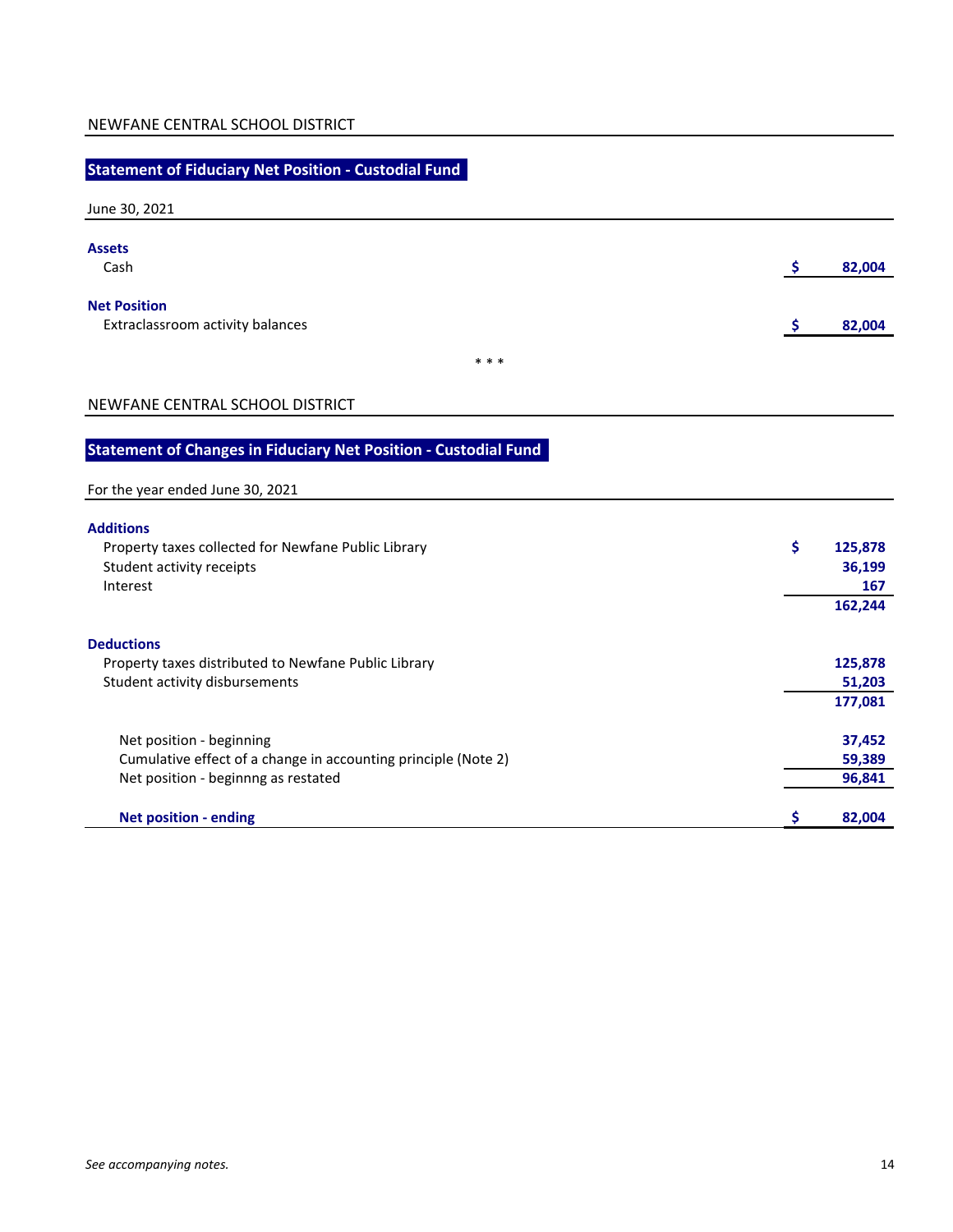NEWFANE CENTRAL SCHOOL DISTRICT

## Statement of Fiduciary Net Position - Custodial Fund

June 30, 2021

| | |
|---|---|
| **Assets** | |
| Cash | $ 82,004 |
| **Net Position** | |
| Extraclassroom activity balances | $ 82,004 |

\* \* \*

NEWFANE CENTRAL SCHOOL DISTRICT

## Statement of Changes in Fiduciary Net Position - Custodial Fund

For the year ended June 30, 2021

| | |
|---|---|
| **Additions** | |
| Property taxes collected for Newfane Public Library | $ 125,878 |
| Student activity receipts | 36,199 |
| Interest | 167 |
| | 162,244 |
| **Deductions** | |
| Property taxes distributed to Newfane Public Library | 125,878 |
| Student activity disbursements | 51,203 |
| | 177,081 |
| Net position - beginning | 37,452 |
| Cumulative effect of a change in accounting principle (Note 2) | 59,389 |
| Net position - beginnng as restated | 96,841 |
| **Net position - ending** | $ 82,004 |

*See accompanying notes.*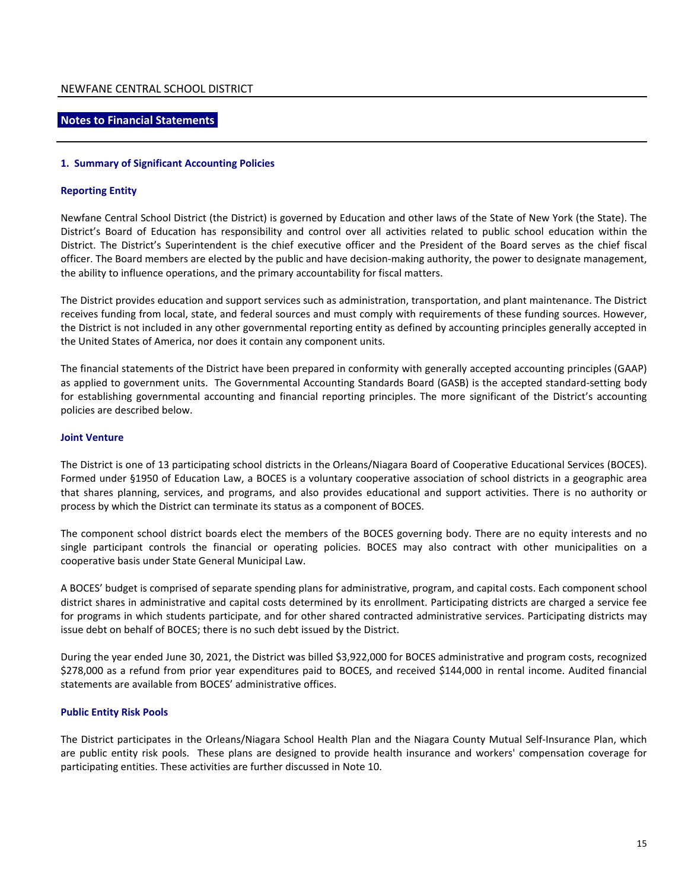## Notes to Financial Statements

### 1. Summary of Significant Accounting Policies

#### Reporting Entity

Newfane Central School District (the District) is governed by Education and other laws of the State of New York (the State). The District's Board of Education has responsibility and control over all activities related to public school education within the District. The District's Superintendent is the chief executive officer and the President of the Board serves as the chief fiscal officer. The Board members are elected by the public and have decision-making authority, the power to designate management, the ability to influence operations, and the primary accountability for fiscal matters.

The District provides education and support services such as administration, transportation, and plant maintenance. The District receives funding from local, state, and federal sources and must comply with requirements of these funding sources. However, the District is not included in any other governmental reporting entity as defined by accounting principles generally accepted in the United States of America, nor does it contain any component units.

The financial statements of the District have been prepared in conformity with generally accepted accounting principles (GAAP) as applied to government units. The Governmental Accounting Standards Board (GASB) is the accepted standard-setting body for establishing governmental accounting and financial reporting principles. The more significant of the District's accounting policies are described below.

#### Joint Venture

The District is one of 13 participating school districts in the Orleans/Niagara Board of Cooperative Educational Services (BOCES). Formed under §1950 of Education Law, a BOCES is a voluntary cooperative association of school districts in a geographic area that shares planning, services, and programs, and also provides educational and support activities. There is no authority or process by which the District can terminate its status as a component of BOCES.

The component school district boards elect the members of the BOCES governing body. There are no equity interests and no single participant controls the financial or operating policies. BOCES may also contract with other municipalities on a cooperative basis under State General Municipal Law.

A BOCES' budget is comprised of separate spending plans for administrative, program, and capital costs. Each component school district shares in administrative and capital costs determined by its enrollment. Participating districts are charged a service fee for programs in which students participate, and for other shared contracted administrative services. Participating districts may issue debt on behalf of BOCES; there is no such debt issued by the District.

During the year ended June 30, 2021, the District was billed $3,922,000 for BOCES administrative and program costs, recognized $278,000 as a refund from prior year expenditures paid to BOCES, and received $144,000 in rental income. Audited financial statements are available from BOCES' administrative offices.

#### Public Entity Risk Pools

The District participates in the Orleans/Niagara School Health Plan and the Niagara County Mutual Self-Insurance Plan, which are public entity risk pools. These plans are designed to provide health insurance and workers' compensation coverage for participating entities. These activities are further discussed in Note 10.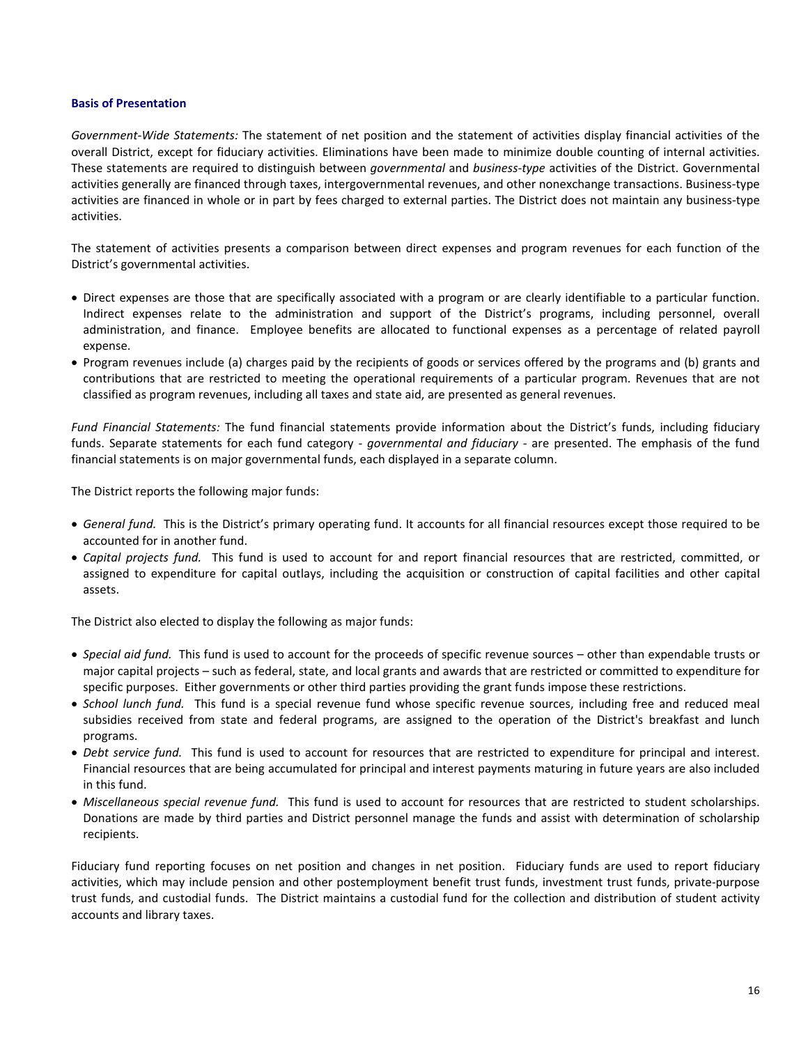### Basis of Presentation

*Government-Wide Statements:* The statement of net position and the statement of activities display financial activities of the overall District, except for fiduciary activities. Eliminations have been made to minimize double counting of internal activities. These statements are required to distinguish between *governmental* and *business-type* activities of the District. Governmental activities generally are financed through taxes, intergovernmental revenues, and other nonexchange transactions. Business-type activities are financed in whole or in part by fees charged to external parties. The District does not maintain any business-type activities.

The statement of activities presents a comparison between direct expenses and program revenues for each function of the District's governmental activities.

- Direct expenses are those that are specifically associated with a program or are clearly identifiable to a particular function. Indirect expenses relate to the administration and support of the District's programs, including personnel, overall administration, and finance. Employee benefits are allocated to functional expenses as a percentage of related payroll expense.
- Program revenues include (a) charges paid by the recipients of goods or services offered by the programs and (b) grants and contributions that are restricted to meeting the operational requirements of a particular program. Revenues that are not classified as program revenues, including all taxes and state aid, are presented as general revenues.

*Fund Financial Statements:* The fund financial statements provide information about the District's funds, including fiduciary funds. Separate statements for each fund category - *governmental and fiduciary* - are presented. The emphasis of the fund financial statements is on major governmental funds, each displayed in a separate column.

The District reports the following major funds:

- *General fund.* This is the District's primary operating fund. It accounts for all financial resources except those required to be accounted for in another fund.
- *Capital projects fund.* This fund is used to account for and report financial resources that are restricted, committed, or assigned to expenditure for capital outlays, including the acquisition or construction of capital facilities and other capital assets.

The District also elected to display the following as major funds:

- *Special aid fund.* This fund is used to account for the proceeds of specific revenue sources – other than expendable trusts or major capital projects – such as federal, state, and local grants and awards that are restricted or committed to expenditure for specific purposes. Either governments or other third parties providing the grant funds impose these restrictions.
- *School lunch fund.* This fund is a special revenue fund whose specific revenue sources, including free and reduced meal subsidies received from state and federal programs, are assigned to the operation of the District's breakfast and lunch programs.
- *Debt service fund.* This fund is used to account for resources that are restricted to expenditure for principal and interest. Financial resources that are being accumulated for principal and interest payments maturing in future years are also included in this fund.
- *Miscellaneous special revenue fund.* This fund is used to account for resources that are restricted to student scholarships. Donations are made by third parties and District personnel manage the funds and assist with determination of scholarship recipients.

Fiduciary fund reporting focuses on net position and changes in net position. Fiduciary funds are used to report fiduciary activities, which may include pension and other postemployment benefit trust funds, investment trust funds, private-purpose trust funds, and custodial funds. The District maintains a custodial fund for the collection and distribution of student activity accounts and library taxes.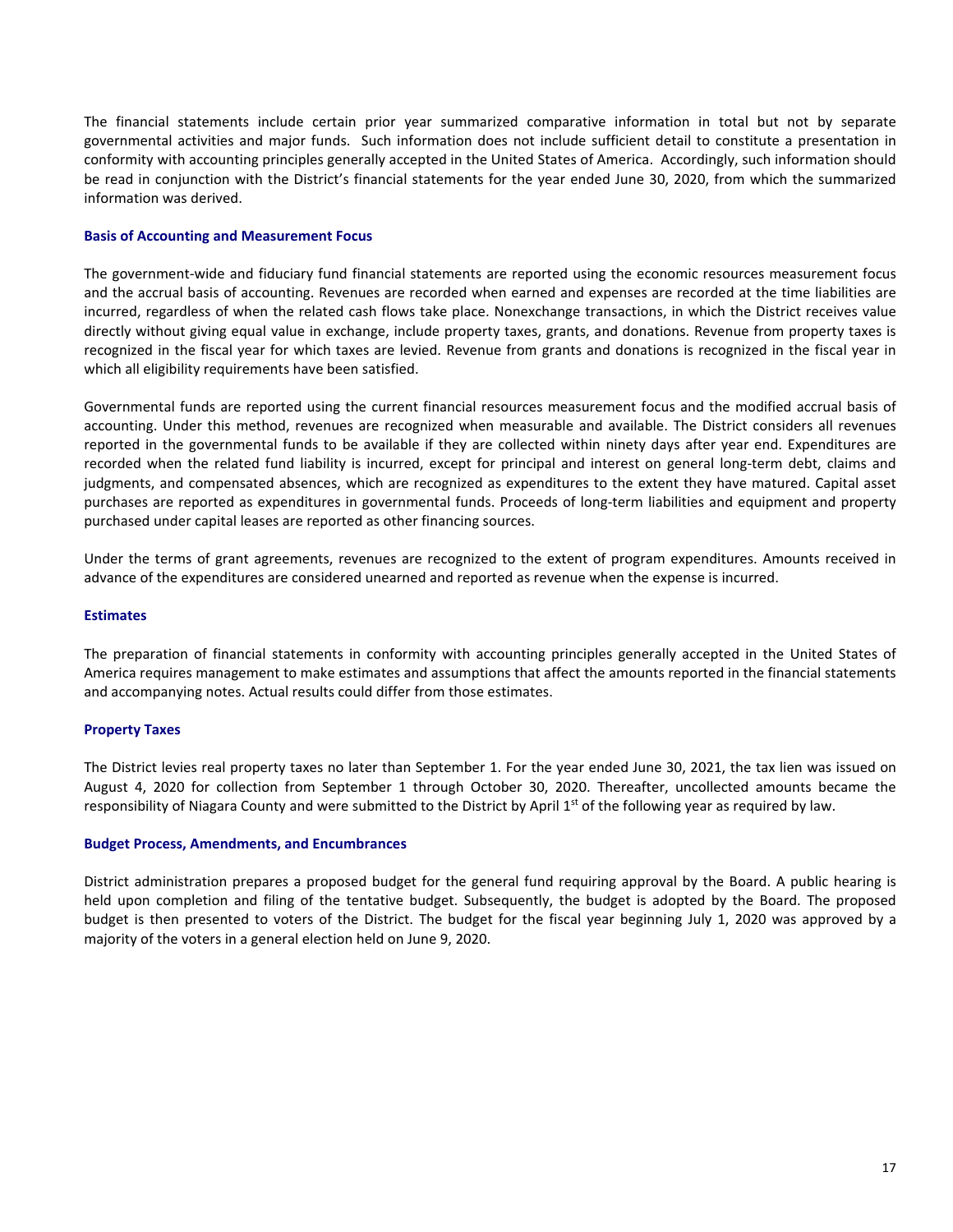The financial statements include certain prior year summarized comparative information in total but not by separate governmental activities and major funds. Such information does not include sufficient detail to constitute a presentation in conformity with accounting principles generally accepted in the United States of America. Accordingly, such information should be read in conjunction with the District's financial statements for the year ended June 30, 2020, from which the summarized information was derived.

### Basis of Accounting and Measurement Focus

The government-wide and fiduciary fund financial statements are reported using the economic resources measurement focus and the accrual basis of accounting. Revenues are recorded when earned and expenses are recorded at the time liabilities are incurred, regardless of when the related cash flows take place. Nonexchange transactions, in which the District receives value directly without giving equal value in exchange, include property taxes, grants, and donations. Revenue from property taxes is recognized in the fiscal year for which taxes are levied. Revenue from grants and donations is recognized in the fiscal year in which all eligibility requirements have been satisfied.

Governmental funds are reported using the current financial resources measurement focus and the modified accrual basis of accounting. Under this method, revenues are recognized when measurable and available. The District considers all revenues reported in the governmental funds to be available if they are collected within ninety days after year end. Expenditures are recorded when the related fund liability is incurred, except for principal and interest on general long-term debt, claims and judgments, and compensated absences, which are recognized as expenditures to the extent they have matured. Capital asset purchases are reported as expenditures in governmental funds. Proceeds of long-term liabilities and equipment and property purchased under capital leases are reported as other financing sources.

Under the terms of grant agreements, revenues are recognized to the extent of program expenditures. Amounts received in advance of the expenditures are considered unearned and reported as revenue when the expense is incurred.

### Estimates

The preparation of financial statements in conformity with accounting principles generally accepted in the United States of America requires management to make estimates and assumptions that affect the amounts reported in the financial statements and accompanying notes. Actual results could differ from those estimates.

### Property Taxes

The District levies real property taxes no later than September 1. For the year ended June 30, 2021, the tax lien was issued on August 4, 2020 for collection from September 1 through October 30, 2020. Thereafter, uncollected amounts became the responsibility of Niagara County and were submitted to the District by April 1st of the following year as required by law.

### Budget Process, Amendments, and Encumbrances

District administration prepares a proposed budget for the general fund requiring approval by the Board. A public hearing is held upon completion and filing of the tentative budget. Subsequently, the budget is adopted by the Board. The proposed budget is then presented to voters of the District. The budget for the fiscal year beginning July 1, 2020 was approved by a majority of the voters in a general election held on June 9, 2020.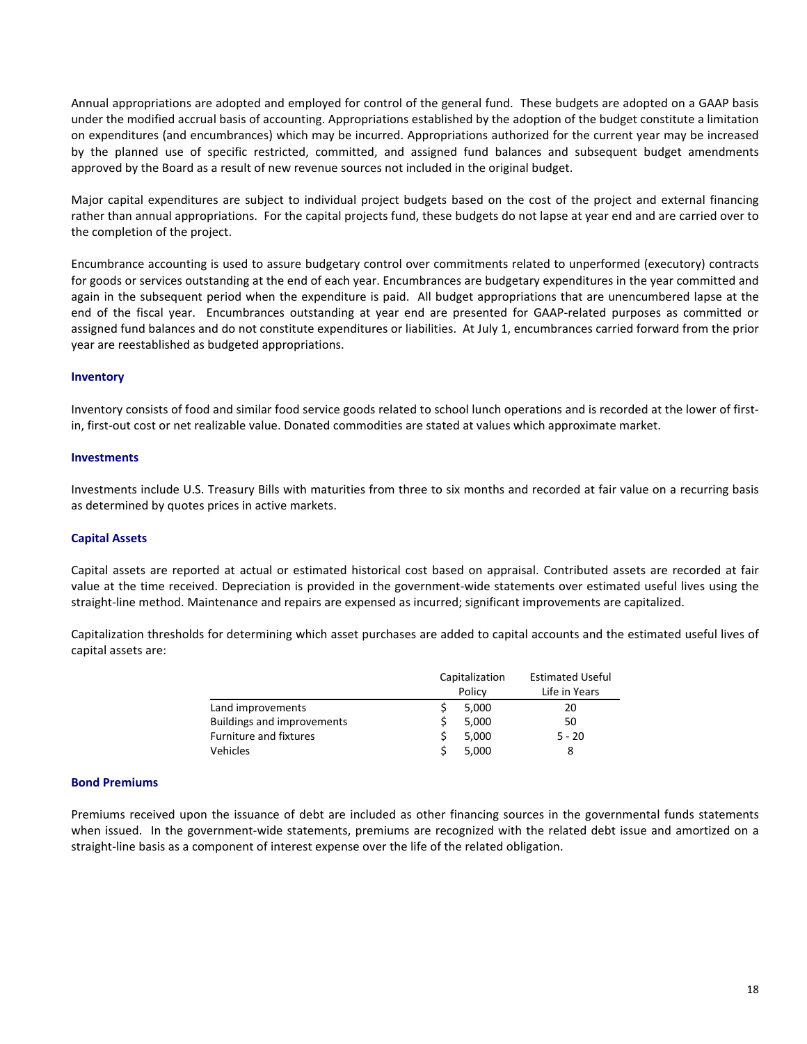Annual appropriations are adopted and employed for control of the general fund. These budgets are adopted on a GAAP basis under the modified accrual basis of accounting. Appropriations established by the adoption of the budget constitute a limitation on expenditures (and encumbrances) which may be incurred. Appropriations authorized for the current year may be increased by the planned use of specific restricted, committed, and assigned fund balances and subsequent budget amendments approved by the Board as a result of new revenue sources not included in the original budget.

Major capital expenditures are subject to individual project budgets based on the cost of the project and external financing rather than annual appropriations. For the capital projects fund, these budgets do not lapse at year end and are carried over to the completion of the project.

Encumbrance accounting is used to assure budgetary control over commitments related to unperformed (executory) contracts for goods or services outstanding at the end of each year. Encumbrances are budgetary expenditures in the year committed and again in the subsequent period when the expenditure is paid. All budget appropriations that are unencumbered lapse at the end of the fiscal year. Encumbrances outstanding at year end are presented for GAAP-related purposes as committed or assigned fund balances and do not constitute expenditures or liabilities. At July 1, encumbrances carried forward from the prior year are reestablished as budgeted appropriations.

### Inventory

Inventory consists of food and similar food service goods related to school lunch operations and is recorded at the lower of first-in, first-out cost or net realizable value. Donated commodities are stated at values which approximate market.

### Investments

Investments include U.S. Treasury Bills with maturities from three to six months and recorded at fair value on a recurring basis as determined by quotes prices in active markets.

### Capital Assets

Capital assets are reported at actual or estimated historical cost based on appraisal. Contributed assets are recorded at fair value at the time received. Depreciation is provided in the government-wide statements over estimated useful lives using the straight-line method. Maintenance and repairs are expensed as incurred; significant improvements are capitalized.

Capitalization thresholds for determining which asset purchases are added to capital accounts and the estimated useful lives of capital assets are:

| | Capitalization Policy | Estimated Useful Life in Years |
|---|---|---|
| Land improvements | $ 5,000 | 20 |
| Buildings and improvements | $ 5,000 | 50 |
| Furniture and fixtures | $ 5,000 | 5 - 20 |
| Vehicles | $ 5,000 | 8 |

### Bond Premiums

Premiums received upon the issuance of debt are included as other financing sources in the governmental funds statements when issued. In the government-wide statements, premiums are recognized with the related debt issue and amortized on a straight-line basis as a component of interest expense over the life of the related obligation.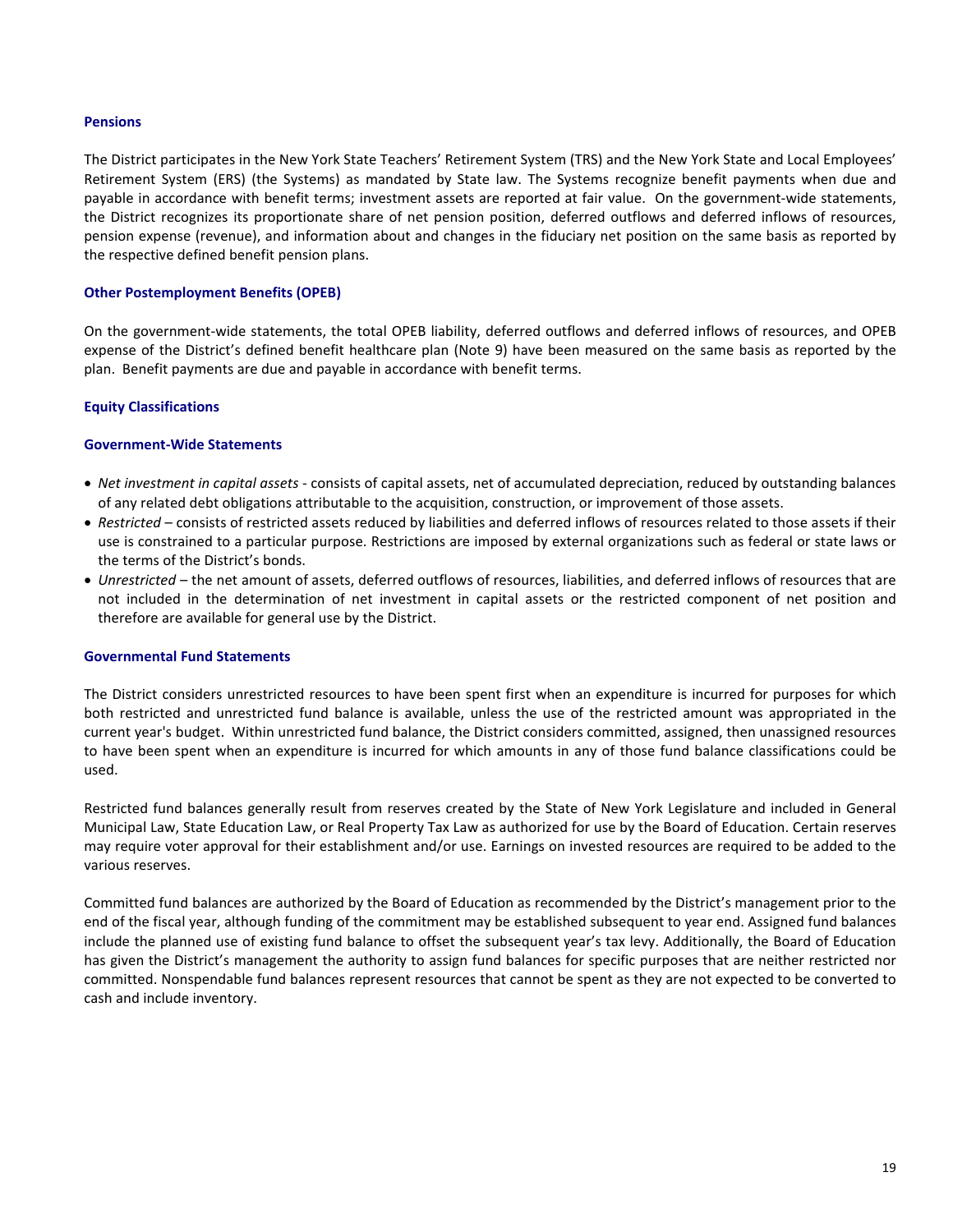### Pensions

The District participates in the New York State Teachers' Retirement System (TRS) and the New York State and Local Employees' Retirement System (ERS) (the Systems) as mandated by State law. The Systems recognize benefit payments when due and payable in accordance with benefit terms; investment assets are reported at fair value. On the government-wide statements, the District recognizes its proportionate share of net pension position, deferred outflows and deferred inflows of resources, pension expense (revenue), and information about and changes in the fiduciary net position on the same basis as reported by the respective defined benefit pension plans.

### Other Postemployment Benefits (OPEB)

On the government-wide statements, the total OPEB liability, deferred outflows and deferred inflows of resources, and OPEB expense of the District's defined benefit healthcare plan (Note 9) have been measured on the same basis as reported by the plan. Benefit payments are due and payable in accordance with benefit terms.

### Equity Classifications

### Government-Wide Statements

- *Net investment in capital assets* - consists of capital assets, net of accumulated depreciation, reduced by outstanding balances of any related debt obligations attributable to the acquisition, construction, or improvement of those assets.
- *Restricted* – consists of restricted assets reduced by liabilities and deferred inflows of resources related to those assets if their use is constrained to a particular purpose. Restrictions are imposed by external organizations such as federal or state laws or the terms of the District's bonds.
- *Unrestricted* – the net amount of assets, deferred outflows of resources, liabilities, and deferred inflows of resources that are not included in the determination of net investment in capital assets or the restricted component of net position and therefore are available for general use by the District.

### Governmental Fund Statements

The District considers unrestricted resources to have been spent first when an expenditure is incurred for purposes for which both restricted and unrestricted fund balance is available, unless the use of the restricted amount was appropriated in the current year's budget. Within unrestricted fund balance, the District considers committed, assigned, then unassigned resources to have been spent when an expenditure is incurred for which amounts in any of those fund balance classifications could be used.

Restricted fund balances generally result from reserves created by the State of New York Legislature and included in General Municipal Law, State Education Law, or Real Property Tax Law as authorized for use by the Board of Education. Certain reserves may require voter approval for their establishment and/or use. Earnings on invested resources are required to be added to the various reserves.

Committed fund balances are authorized by the Board of Education as recommended by the District's management prior to the end of the fiscal year, although funding of the commitment may be established subsequent to year end. Assigned fund balances include the planned use of existing fund balance to offset the subsequent year's tax levy. Additionally, the Board of Education has given the District's management the authority to assign fund balances for specific purposes that are neither restricted nor committed. Nonspendable fund balances represent resources that cannot be spent as they are not expected to be converted to cash and include inventory.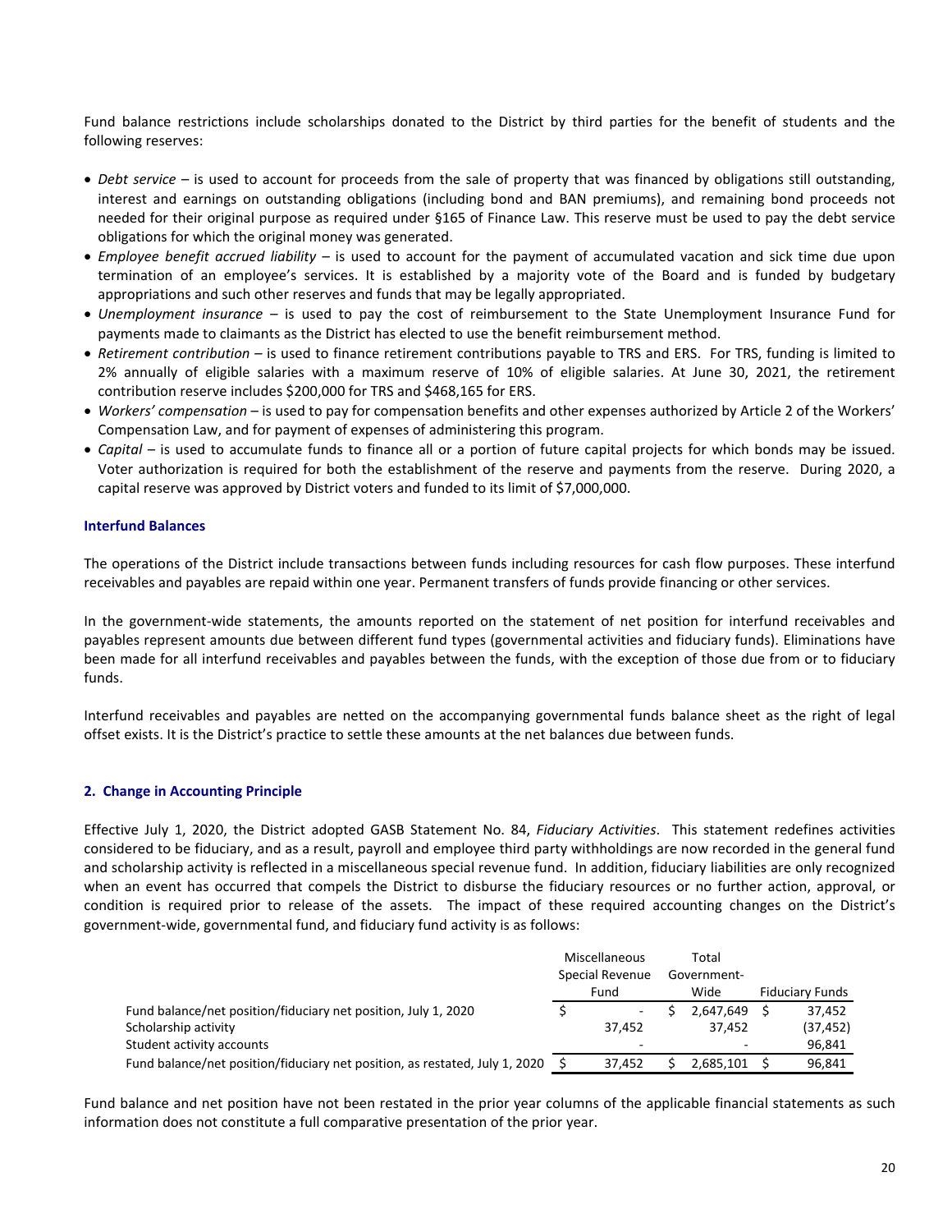Fund balance restrictions include scholarships donated to the District by third parties for the benefit of students and the following reserves:

- *Debt service* – is used to account for proceeds from the sale of property that was financed by obligations still outstanding, interest and earnings on outstanding obligations (including bond and BAN premiums), and remaining bond proceeds not needed for their original purpose as required under §165 of Finance Law. This reserve must be used to pay the debt service obligations for which the original money was generated.
- *Employee benefit accrued liability* – is used to account for the payment of accumulated vacation and sick time due upon termination of an employee's services. It is established by a majority vote of the Board and is funded by budgetary appropriations and such other reserves and funds that may be legally appropriated.
- *Unemployment insurance* – is used to pay the cost of reimbursement to the State Unemployment Insurance Fund for payments made to claimants as the District has elected to use the benefit reimbursement method.
- *Retirement contribution* – is used to finance retirement contributions payable to TRS and ERS. For TRS, funding is limited to 2% annually of eligible salaries with a maximum reserve of 10% of eligible salaries. At June 30, 2021, the retirement contribution reserve includes $200,000 for TRS and $468,165 for ERS.
- *Workers' compensation* – is used to pay for compensation benefits and other expenses authorized by Article 2 of the Workers' Compensation Law, and for payment of expenses of administering this program.
- *Capital* – is used to accumulate funds to finance all or a portion of future capital projects for which bonds may be issued. Voter authorization is required for both the establishment of the reserve and payments from the reserve. During 2020, a capital reserve was approved by District voters and funded to its limit of $7,000,000.

### Interfund Balances

The operations of the District include transactions between funds including resources for cash flow purposes. These interfund receivables and payables are repaid within one year. Permanent transfers of funds provide financing or other services.

In the government-wide statements, the amounts reported on the statement of net position for interfund receivables and payables represent amounts due between different fund types (governmental activities and fiduciary funds). Eliminations have been made for all interfund receivables and payables between the funds, with the exception of those due from or to fiduciary funds.

Interfund receivables and payables are netted on the accompanying governmental funds balance sheet as the right of legal offset exists. It is the District's practice to settle these amounts at the net balances due between funds.

## 2. Change in Accounting Principle

Effective July 1, 2020, the District adopted GASB Statement No. 84, *Fiduciary Activities*. This statement redefines activities considered to be fiduciary, and as a result, payroll and employee third party withholdings are now recorded in the general fund and scholarship activity is reflected in a miscellaneous special revenue fund. In addition, fiduciary liabilities are only recognized when an event has occurred that compels the District to disburse the fiduciary resources or no further action, approval, or condition is required prior to release of the assets. The impact of these required accounting changes on the District's government-wide, governmental fund, and fiduciary fund activity is as follows:

| | Miscellaneous Special Revenue Fund | Total Government-Wide | Fiduciary Funds |
|---|---|---|---|
| Fund balance/net position/fiduciary net position, July 1, 2020 | $ - | $ 2,647,649 | $ 37,452 |
| Scholarship activity | 37,452 | 37,452 | (37,452) |
| Student activity accounts | - | - | 96,841 |
| Fund balance/net position/fiduciary net position, as restated, July 1, 2020 | $ 37,452 | $ 2,685,101 | $ 96,841 |

Fund balance and net position have not been restated in the prior year columns of the applicable financial statements as such information does not constitute a full comparative presentation of the prior year.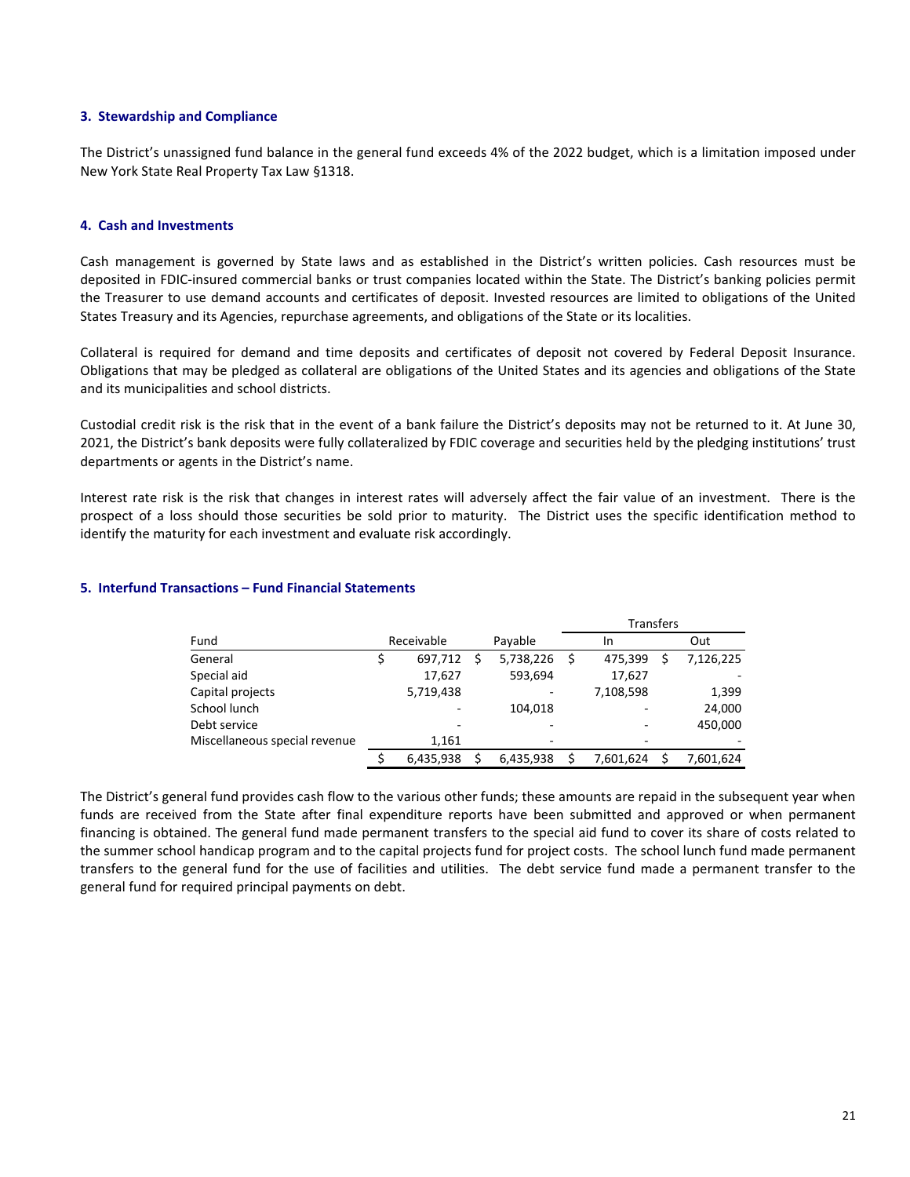### 3. Stewardship and Compliance

The District's unassigned fund balance in the general fund exceeds 4% of the 2022 budget, which is a limitation imposed under New York State Real Property Tax Law §1318.

### 4. Cash and Investments

Cash management is governed by State laws and as established in the District's written policies. Cash resources must be deposited in FDIC-insured commercial banks or trust companies located within the State. The District's banking policies permit the Treasurer to use demand accounts and certificates of deposit. Invested resources are limited to obligations of the United States Treasury and its Agencies, repurchase agreements, and obligations of the State or its localities.

Collateral is required for demand and time deposits and certificates of deposit not covered by Federal Deposit Insurance. Obligations that may be pledged as collateral are obligations of the United States and its agencies and obligations of the State and its municipalities and school districts.

Custodial credit risk is the risk that in the event of a bank failure the District's deposits may not be returned to it. At June 30, 2021, the District's bank deposits were fully collateralized by FDIC coverage and securities held by the pledging institutions' trust departments or agents in the District's name.

Interest rate risk is the risk that changes in interest rates will adversely affect the fair value of an investment. There is the prospect of a loss should those securities be sold prior to maturity. The District uses the specific identification method to identify the maturity for each investment and evaluate risk accordingly.

### 5. Interfund Transactions – Fund Financial Statements

| | | | Transfers | |
|---|---|---|---|---|
| Fund | Receivable | Payable | In | Out |
| General | $ 697,712 | $ 5,738,226 | $ 475,399 | $ 7,126,225 |
| Special aid | 17,627 | 593,694 | 17,627 | - |
| Capital projects | 5,719,438 | - | 7,108,598 | 1,399 |
| School lunch | - | 104,018 | - | 24,000 |
| Debt service | - | - | - | 450,000 |
| Miscellaneous special revenue | 1,161 | - | - | - |
| | $ 6,435,938 | $ 6,435,938 | $ 7,601,624 | $ 7,601,624 |

The District's general fund provides cash flow to the various other funds; these amounts are repaid in the subsequent year when funds are received from the State after final expenditure reports have been submitted and approved or when permanent financing is obtained. The general fund made permanent transfers to the special aid fund to cover its share of costs related to the summer school handicap program and to the capital projects fund for project costs. The school lunch fund made permanent transfers to the general fund for the use of facilities and utilities. The debt service fund made a permanent transfer to the general fund for required principal payments on debt.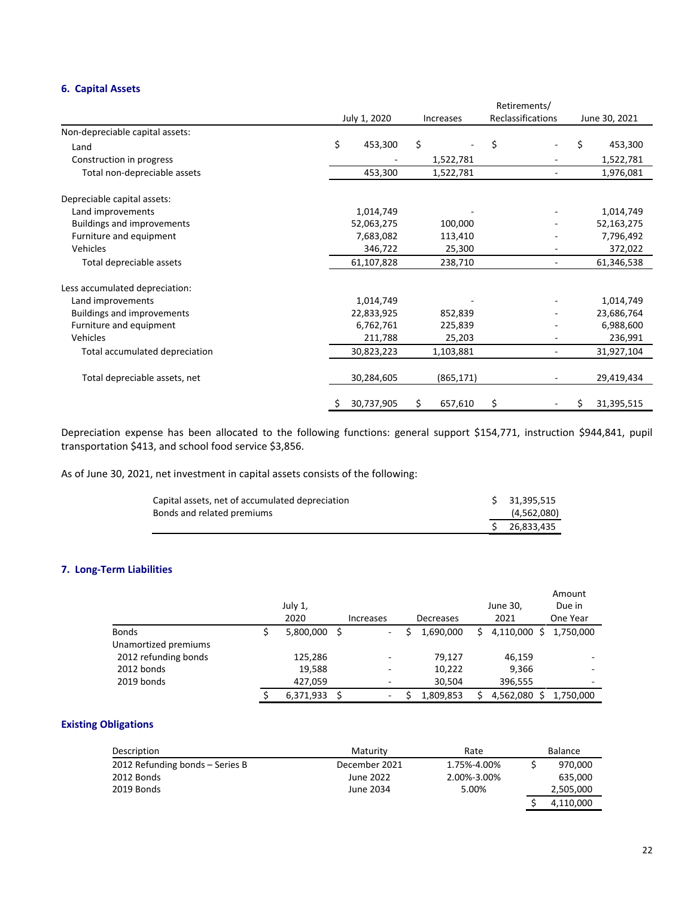### 6. Capital Assets

| | July 1, 2020 | Increases | Retirements/ Reclassifications | June 30, 2021 |
|---|---|---|---|---|
| Non-depreciable capital assets: | | | | |
| Land | $ 453,300 | $ - | $ - | $ 453,300 |
| Construction in progress | - | 1,522,781 | - | 1,522,781 |
| Total non-depreciable assets | 453,300 | 1,522,781 | - | 1,976,081 |
| Depreciable capital assets: | | | | |
| Land improvements | 1,014,749 | - | - | 1,014,749 |
| Buildings and improvements | 52,063,275 | 100,000 | - | 52,163,275 |
| Furniture and equipment | 7,683,082 | 113,410 | - | 7,796,492 |
| Vehicles | 346,722 | 25,300 | - | 372,022 |
| Total depreciable assets | 61,107,828 | 238,710 | - | 61,346,538 |
| Less accumulated depreciation: | | | | |
| Land improvements | 1,014,749 | - | - | 1,014,749 |
| Buildings and improvements | 22,833,925 | 852,839 | - | 23,686,764 |
| Furniture and equipment | 6,762,761 | 225,839 | - | 6,988,600 |
| Vehicles | 211,788 | 25,203 | - | 236,991 |
| Total accumulated depreciation | 30,823,223 | 1,103,881 | - | 31,927,104 |
| Total depreciable assets, net | 30,284,605 | (865,171) | - | 29,419,434 |
| | $ 30,737,905 | $ 657,610 | $ - | $ 31,395,515 |

Depreciation expense has been allocated to the following functions: general support $154,771, instruction $944,841, pupil transportation $413, and school food service $3,856.

As of June 30, 2021, net investment in capital assets consists of the following:

| | |
|---|---|
| Capital assets, net of accumulated depreciation | $ 31,395,515 |
| Bonds and related premiums | (4,562,080) |
| | $ 26,833,435 |

### 7. Long-Term Liabilities

| | July 1, 2020 | Increases | Decreases | June 30, 2021 | Amount Due in One Year |
|---|---|---|---|---|---|
| Bonds | $ 5,800,000 | $ - | $ 1,690,000 | $ 4,110,000 | $ 1,750,000 |
| Unamortized premiums | | | | | |
| 2012 refunding bonds | 125,286 | - | 79,127 | 46,159 | - |
| 2012 bonds | 19,588 | - | 10,222 | 9,366 | - |
| 2019 bonds | 427,059 | - | 30,504 | 396,555 | - |
| | $ 6,371,933 | $ - | $ 1,809,853 | $ 4,562,080 | $ 1,750,000 |

### Existing Obligations

| Description | Maturity | Rate | Balance |
|---|---|---|---|
| 2012 Refunding bonds – Series B | December 2021 | 1.75%-4.00% | $ 970,000 |
| 2012 Bonds | June 2022 | 2.00%-3.00% | 635,000 |
| 2019 Bonds | June 2034 | 5.00% | 2,505,000 |
| | | | $ 4,110,000 |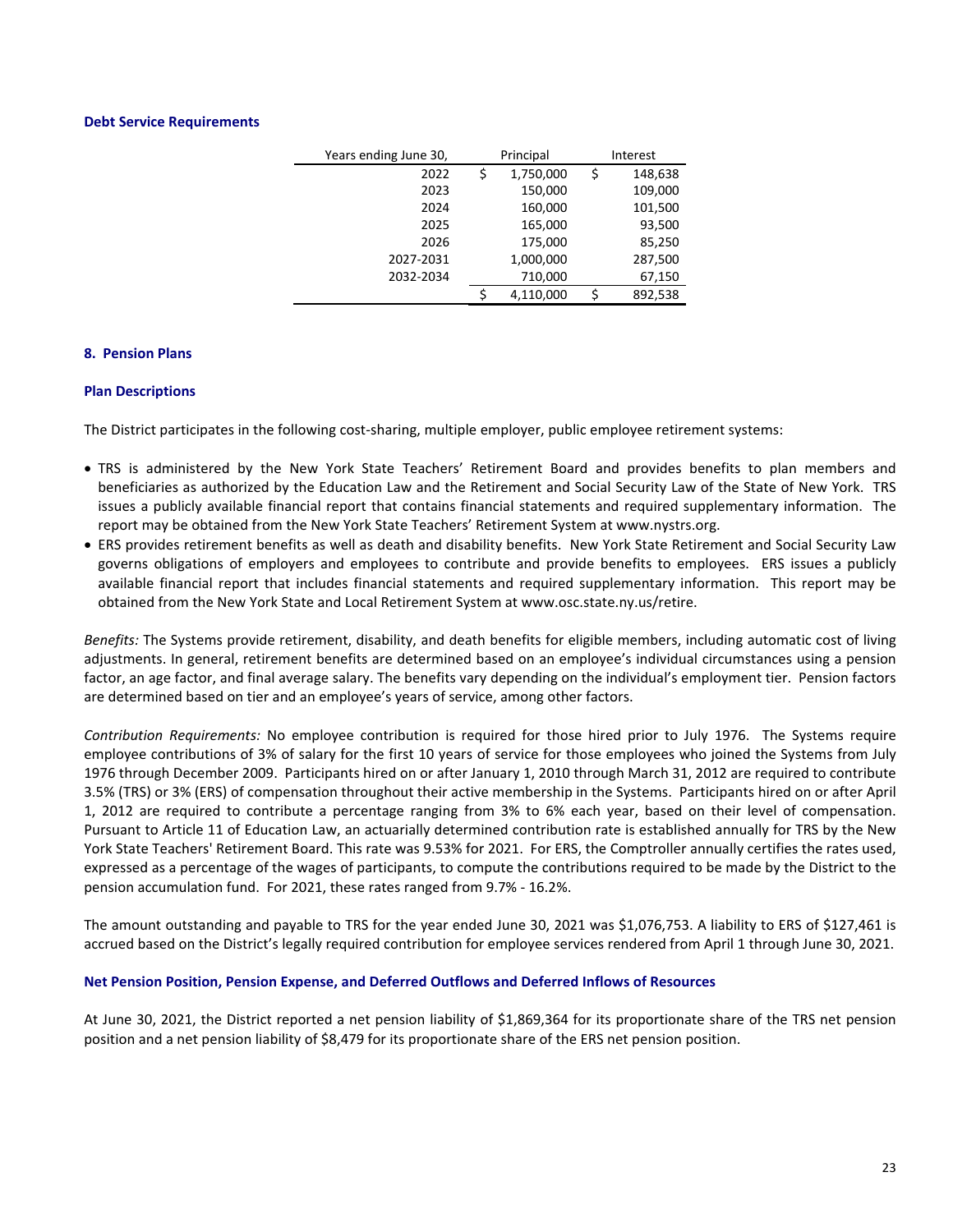### Debt Service Requirements

| Years ending June 30, | Principal | Interest |
|---|---|---|
| 2022 | $ 1,750,000 | $ 148,638 |
| 2023 | 150,000 | 109,000 |
| 2024 | 160,000 | 101,500 |
| 2025 | 165,000 | 93,500 |
| 2026 | 175,000 | 85,250 |
| 2027-2031 | 1,000,000 | 287,500 |
| 2032-2034 | 710,000 | 67,150 |
| | $ 4,110,000 | $ 892,538 |

### 8. Pension Plans

### Plan Descriptions

The District participates in the following cost-sharing, multiple employer, public employee retirement systems:

- TRS is administered by the New York State Teachers' Retirement Board and provides benefits to plan members and beneficiaries as authorized by the Education Law and the Retirement and Social Security Law of the State of New York. TRS issues a publicly available financial report that contains financial statements and required supplementary information. The report may be obtained from the New York State Teachers' Retirement System at www.nystrs.org.
- ERS provides retirement benefits as well as death and disability benefits. New York State Retirement and Social Security Law governs obligations of employers and employees to contribute and provide benefits to employees. ERS issues a publicly available financial report that includes financial statements and required supplementary information. This report may be obtained from the New York State and Local Retirement System at www.osc.state.ny.us/retire.

*Benefits:* The Systems provide retirement, disability, and death benefits for eligible members, including automatic cost of living adjustments. In general, retirement benefits are determined based on an employee's individual circumstances using a pension factor, an age factor, and final average salary. The benefits vary depending on the individual's employment tier. Pension factors are determined based on tier and an employee's years of service, among other factors.

*Contribution Requirements:* No employee contribution is required for those hired prior to July 1976. The Systems require employee contributions of 3% of salary for the first 10 years of service for those employees who joined the Systems from July 1976 through December 2009. Participants hired on or after January 1, 2010 through March 31, 2012 are required to contribute 3.5% (TRS) or 3% (ERS) of compensation throughout their active membership in the Systems. Participants hired on or after April 1, 2012 are required to contribute a percentage ranging from 3% to 6% each year, based on their level of compensation. Pursuant to Article 11 of Education Law, an actuarially determined contribution rate is established annually for TRS by the New York State Teachers' Retirement Board. This rate was 9.53% for 2021. For ERS, the Comptroller annually certifies the rates used, expressed as a percentage of the wages of participants, to compute the contributions required to be made by the District to the pension accumulation fund. For 2021, these rates ranged from 9.7% - 16.2%.

The amount outstanding and payable to TRS for the year ended June 30, 2021 was $1,076,753. A liability to ERS of $127,461 is accrued based on the District's legally required contribution for employee services rendered from April 1 through June 30, 2021.

### Net Pension Position, Pension Expense, and Deferred Outflows and Deferred Inflows of Resources

At June 30, 2021, the District reported a net pension liability of $1,869,364 for its proportionate share of the TRS net pension position and a net pension liability of $8,479 for its proportionate share of the ERS net pension position.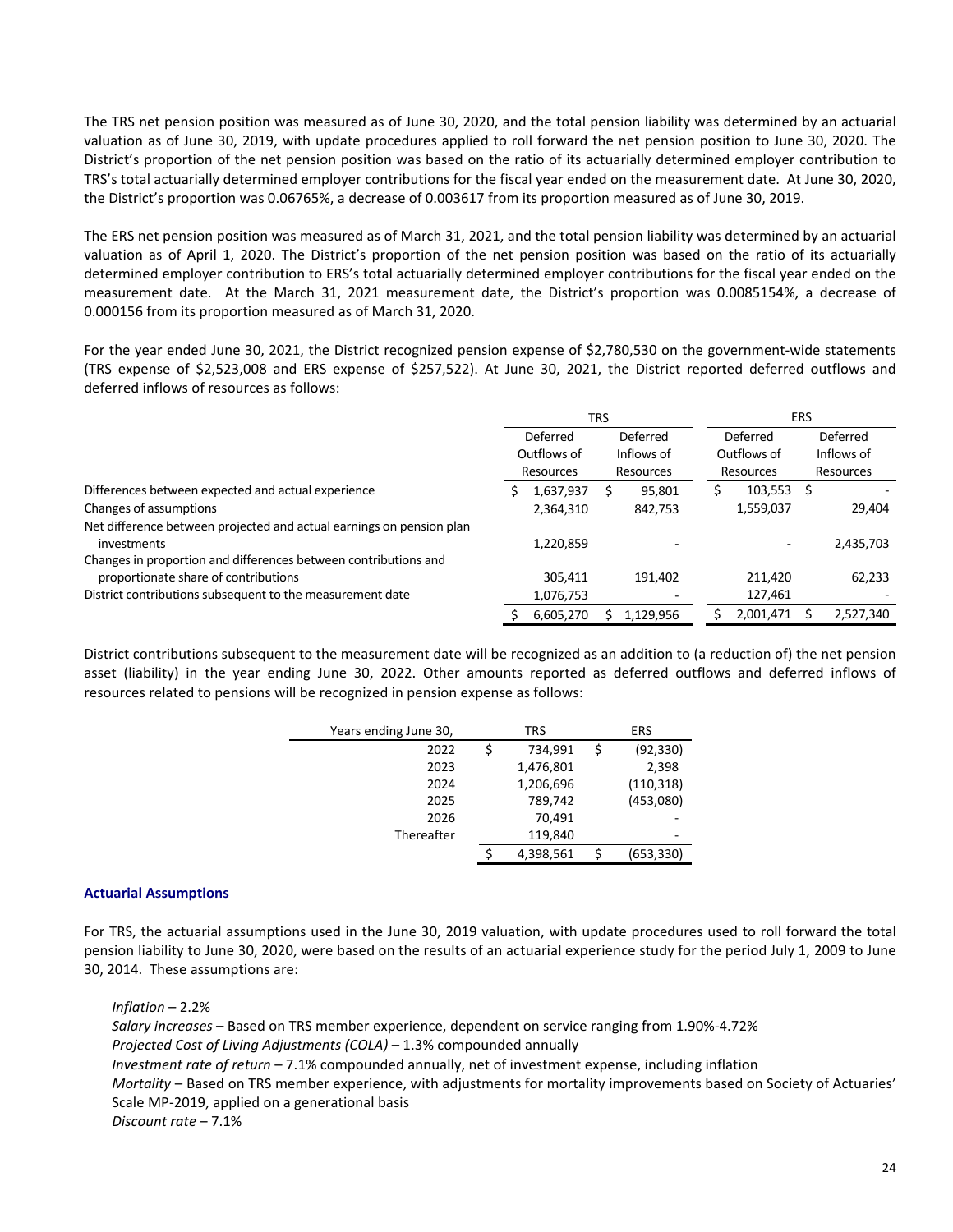The TRS net pension position was measured as of June 30, 2020, and the total pension liability was determined by an actuarial valuation as of June 30, 2019, with update procedures applied to roll forward the net pension position to June 30, 2020. The District's proportion of the net pension position was based on the ratio of its actuarially determined employer contribution to TRS's total actuarially determined employer contributions for the fiscal year ended on the measurement date. At June 30, 2020, the District's proportion was 0.06765%, a decrease of 0.003617 from its proportion measured as of June 30, 2019.

The ERS net pension position was measured as of March 31, 2021, and the total pension liability was determined by an actuarial valuation as of April 1, 2020. The District's proportion of the net pension position was based on the ratio of its actuarially determined employer contribution to ERS's total actuarially determined employer contributions for the fiscal year ended on the measurement date. At the March 31, 2021 measurement date, the District's proportion was 0.0085154%, a decrease of 0.000156 from its proportion measured as of March 31, 2020.

For the year ended June 30, 2021, the District recognized pension expense of $2,780,530 on the government-wide statements (TRS expense of $2,523,008 and ERS expense of $257,522). At June 30, 2021, the District reported deferred outflows and deferred inflows of resources as follows:

| | TRS | | ERS | |
|---|---|---|---|---|
| | Deferred Outflows of Resources | Deferred Inflows of Resources | Deferred Outflows of Resources | Deferred Inflows of Resources |
| Differences between expected and actual experience | $ 1,637,937 | $ 95,801 | $ 103,553 | $ - |
| Changes of assumptions | 2,364,310 | 842,753 | 1,559,037 | 29,404 |
| Net difference between projected and actual earnings on pension plan investments | 1,220,859 | - | - | 2,435,703 |
| Changes in proportion and differences between contributions and proportionate share of contributions | 305,411 | 191,402 | 211,420 | 62,233 |
| District contributions subsequent to the measurement date | 1,076,753 | - | 127,461 | - |
| | $ 6,605,270 | $ 1,129,956 | $ 2,001,471 | $ 2,527,340 |

District contributions subsequent to the measurement date will be recognized as an addition to (a reduction of) the net pension asset (liability) in the year ending June 30, 2022. Other amounts reported as deferred outflows and deferred inflows of resources related to pensions will be recognized in pension expense as follows:

| Years ending June 30, | TRS | ERS |
|---|---|---|
| 2022 | $ 734,991 | $ (92,330) |
| 2023 | 1,476,801 | 2,398 |
| 2024 | 1,206,696 | (110,318) |
| 2025 | 789,742 | (453,080) |
| 2026 | 70,491 | - |
| Thereafter | 119,840 | - |
| | $ 4,398,561 | $ (653,330) |

### Actuarial Assumptions

For TRS, the actuarial assumptions used in the June 30, 2019 valuation, with update procedures used to roll forward the total pension liability to June 30, 2020, were based on the results of an actuarial experience study for the period July 1, 2009 to June 30, 2014. These assumptions are:

*Inflation* – 2.2%
*Salary increases* – Based on TRS member experience, dependent on service ranging from 1.90%-4.72%
*Projected Cost of Living Adjustments (COLA)* – 1.3% compounded annually
*Investment rate of return* – 7.1% compounded annually, net of investment expense, including inflation
*Mortality* – Based on TRS member experience, with adjustments for mortality improvements based on Society of Actuaries' Scale MP-2019, applied on a generational basis
*Discount rate* – 7.1%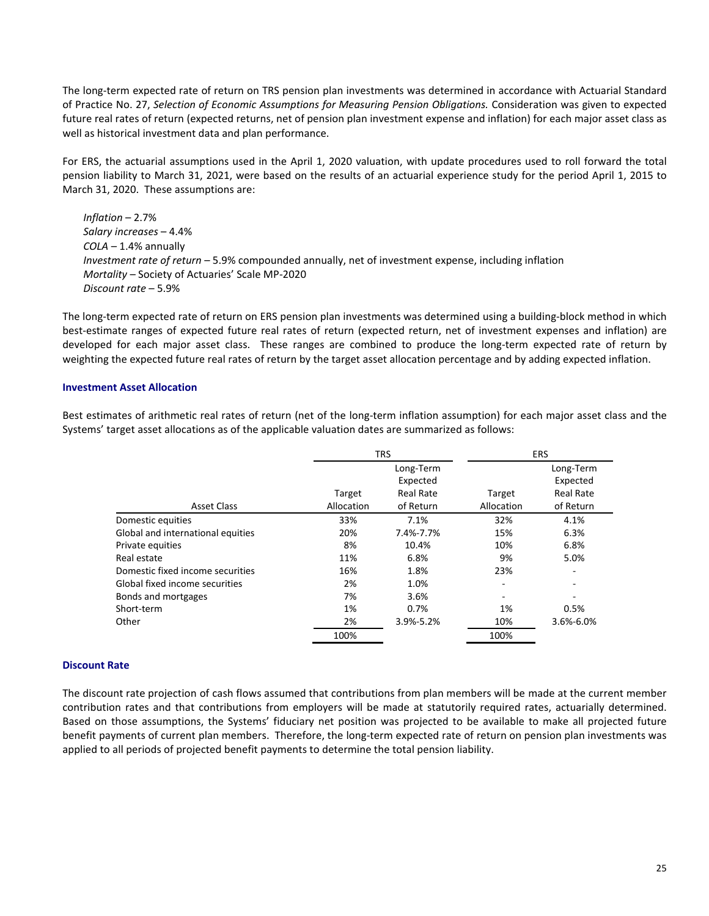The long-term expected rate of return on TRS pension plan investments was determined in accordance with Actuarial Standard of Practice No. 27, *Selection of Economic Assumptions for Measuring Pension Obligations.* Consideration was given to expected future real rates of return (expected returns, net of pension plan investment expense and inflation) for each major asset class as well as historical investment data and plan performance.

For ERS, the actuarial assumptions used in the April 1, 2020 valuation, with update procedures used to roll forward the total pension liability to March 31, 2021, were based on the results of an actuarial experience study for the period April 1, 2015 to March 31, 2020. These assumptions are:

*Inflation* – 2.7%
*Salary increases* – 4.4%
*COLA* – 1.4% annually
*Investment rate of return* – 5.9% compounded annually, net of investment expense, including inflation
*Mortality* – Society of Actuaries' Scale MP-2020
*Discount rate* – 5.9%

The long-term expected rate of return on ERS pension plan investments was determined using a building-block method in which best-estimate ranges of expected future real rates of return (expected return, net of investment expenses and inflation) are developed for each major asset class. These ranges are combined to produce the long-term expected rate of return by weighting the expected future real rates of return by the target asset allocation percentage and by adding expected inflation.

### Investment Asset Allocation

Best estimates of arithmetic real rates of return (net of the long-term inflation assumption) for each major asset class and the Systems' target asset allocations as of the applicable valuation dates are summarized as follows:

| | TRS | | ERS | |
|---|---|---|---|---|
| Asset Class | Target Allocation | Long-Term Expected Real Rate of Return | Target Allocation | Long-Term Expected Real Rate of Return |
| Domestic equities | 33% | 7.1% | 32% | 4.1% |
| Global and international equities | 20% | 7.4%-7.7% | 15% | 6.3% |
| Private equities | 8% | 10.4% | 10% | 6.8% |
| Real estate | 11% | 6.8% | 9% | 5.0% |
| Domestic fixed income securities | 16% | 1.8% | 23% | - |
| Global fixed income securities | 2% | 1.0% | - | - |
| Bonds and mortgages | 7% | 3.6% | - | - |
| Short-term | 1% | 0.7% | 1% | 0.5% |
| Other | 2% | 3.9%-5.2% | 10% | 3.6%-6.0% |
| | 100% | | 100% | |

### Discount Rate

The discount rate projection of cash flows assumed that contributions from plan members will be made at the current member contribution rates and that contributions from employers will be made at statutorily required rates, actuarially determined. Based on those assumptions, the Systems' fiduciary net position was projected to be available to make all projected future benefit payments of current plan members. Therefore, the long-term expected rate of return on pension plan investments was applied to all periods of projected benefit payments to determine the total pension liability.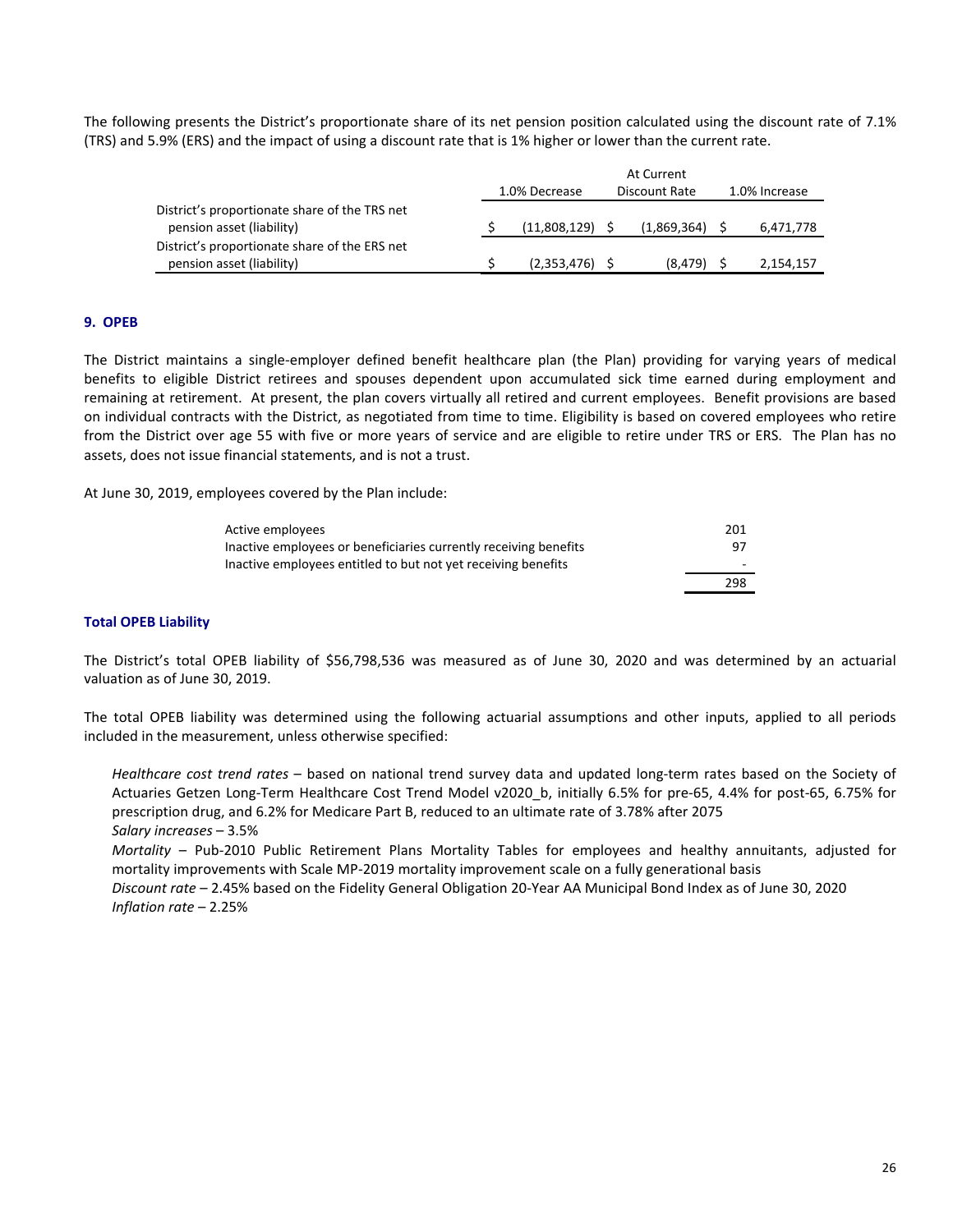The following presents the District's proportionate share of its net pension position calculated using the discount rate of 7.1% (TRS) and 5.9% (ERS) and the impact of using a discount rate that is 1% higher or lower than the current rate.

| | 1.0% Decrease | At Current Discount Rate | 1.0% Increase |
|---|---|---|---|
| District's proportionate share of the TRS net pension asset (liability) | $ (11,808,129) | $ (1,869,364) | $ 6,471,778 |
| District's proportionate share of the ERS net pension asset (liability) | $ (2,353,476) | $ (8,479) | $ 2,154,157 |

## 9. OPEB

The District maintains a single-employer defined benefit healthcare plan (the Plan) providing for varying years of medical benefits to eligible District retirees and spouses dependent upon accumulated sick time earned during employment and remaining at retirement. At present, the plan covers virtually all retired and current employees. Benefit provisions are based on individual contracts with the District, as negotiated from time to time. Eligibility is based on covered employees who retire from the District over age 55 with five or more years of service and are eligible to retire under TRS or ERS. The Plan has no assets, does not issue financial statements, and is not a trust.

At June 30, 2019, employees covered by the Plan include:

| | |
|---|---|
| Active employees | 201 |
| Inactive employees or beneficiaries currently receiving benefits | 97 |
| Inactive employees entitled to but not yet receiving benefits | - |
| | 298 |

### Total OPEB Liability

The District's total OPEB liability of $56,798,536 was measured as of June 30, 2020 and was determined by an actuarial valuation as of June 30, 2019.

The total OPEB liability was determined using the following actuarial assumptions and other inputs, applied to all periods included in the measurement, unless otherwise specified:

*Healthcare cost trend rates* – based on national trend survey data and updated long-term rates based on the Society of Actuaries Getzen Long-Term Healthcare Cost Trend Model v2020_b, initially 6.5% for pre-65, 4.4% for post-65, 6.75% for prescription drug, and 6.2% for Medicare Part B, reduced to an ultimate rate of 3.78% after 2075
*Salary increases* – 3.5%
*Mortality* – Pub-2010 Public Retirement Plans Mortality Tables for employees and healthy annuitants, adjusted for mortality improvements with Scale MP-2019 mortality improvement scale on a fully generational basis
*Discount rate* – 2.45% based on the Fidelity General Obligation 20-Year AA Municipal Bond Index as of June 30, 2020
*Inflation rate* – 2.25%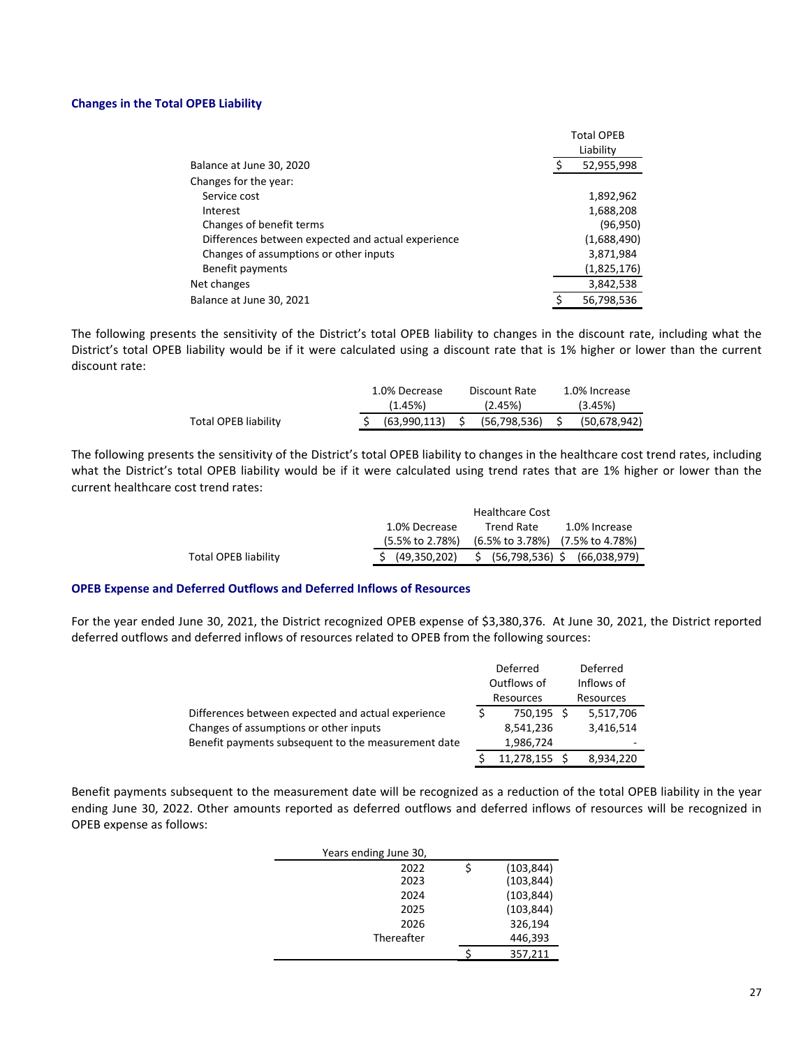### Changes in the Total OPEB Liability

| | Total OPEB Liability |
|---|---|
| Balance at June 30, 2020 | $ 52,955,998 |
| Changes for the year: | |
| Service cost | 1,892,962 |
| Interest | 1,688,208 |
| Changes of benefit terms | (96,950) |
| Differences between expected and actual experience | (1,688,490) |
| Changes of assumptions or other inputs | 3,871,984 |
| Benefit payments | (1,825,176) |
| Net changes | 3,842,538 |
| Balance at June 30, 2021 | $ 56,798,536 |

The following presents the sensitivity of the District's total OPEB liability to changes in the discount rate, including what the District's total OPEB liability would be if it were calculated using a discount rate that is 1% higher or lower than the current discount rate:

| | 1.0% Decrease (1.45%) | Discount Rate (2.45%) | 1.0% Increase (3.45%) |
|---|---|---|---|
| Total OPEB liability | $ (63,990,113) | $ (56,798,536) | $ (50,678,942) |

The following presents the sensitivity of the District's total OPEB liability to changes in the healthcare cost trend rates, including what the District's total OPEB liability would be if it were calculated using trend rates that are 1% higher or lower than the current healthcare cost trend rates:

| | 1.0% Decrease (5.5% to 2.78%) | Healthcare Cost Trend Rate (6.5% to 3.78%) | 1.0% Increase (7.5% to 4.78%) |
|---|---|---|---|
| Total OPEB liability | $ (49,350,202) | $ (56,798,536) | $ (66,038,979) |

### OPEB Expense and Deferred Outflows and Deferred Inflows of Resources

For the year ended June 30, 2021, the District recognized OPEB expense of $3,380,376. At June 30, 2021, the District reported deferred outflows and deferred inflows of resources related to OPEB from the following sources:

| | Deferred Outflows of Resources | Deferred Inflows of Resources |
|---|---|---|
| Differences between expected and actual experience | $ 750,195 | $ 5,517,706 |
| Changes of assumptions or other inputs | 8,541,236 | 3,416,514 |
| Benefit payments subsequent to the measurement date | 1,986,724 | - |
| | $ 11,278,155 | $ 8,934,220 |

Benefit payments subsequent to the measurement date will be recognized as a reduction of the total OPEB liability in the year ending June 30, 2022. Other amounts reported as deferred outflows and deferred inflows of resources will be recognized in OPEB expense as follows:

| Years ending June 30, | |
|---|---|
| 2022 | $ (103,844) |
| 2023 | (103,844) |
| 2024 | (103,844) |
| 2025 | (103,844) |
| 2026 | 326,194 |
| Thereafter | 446,393 |
| | $ 357,211 |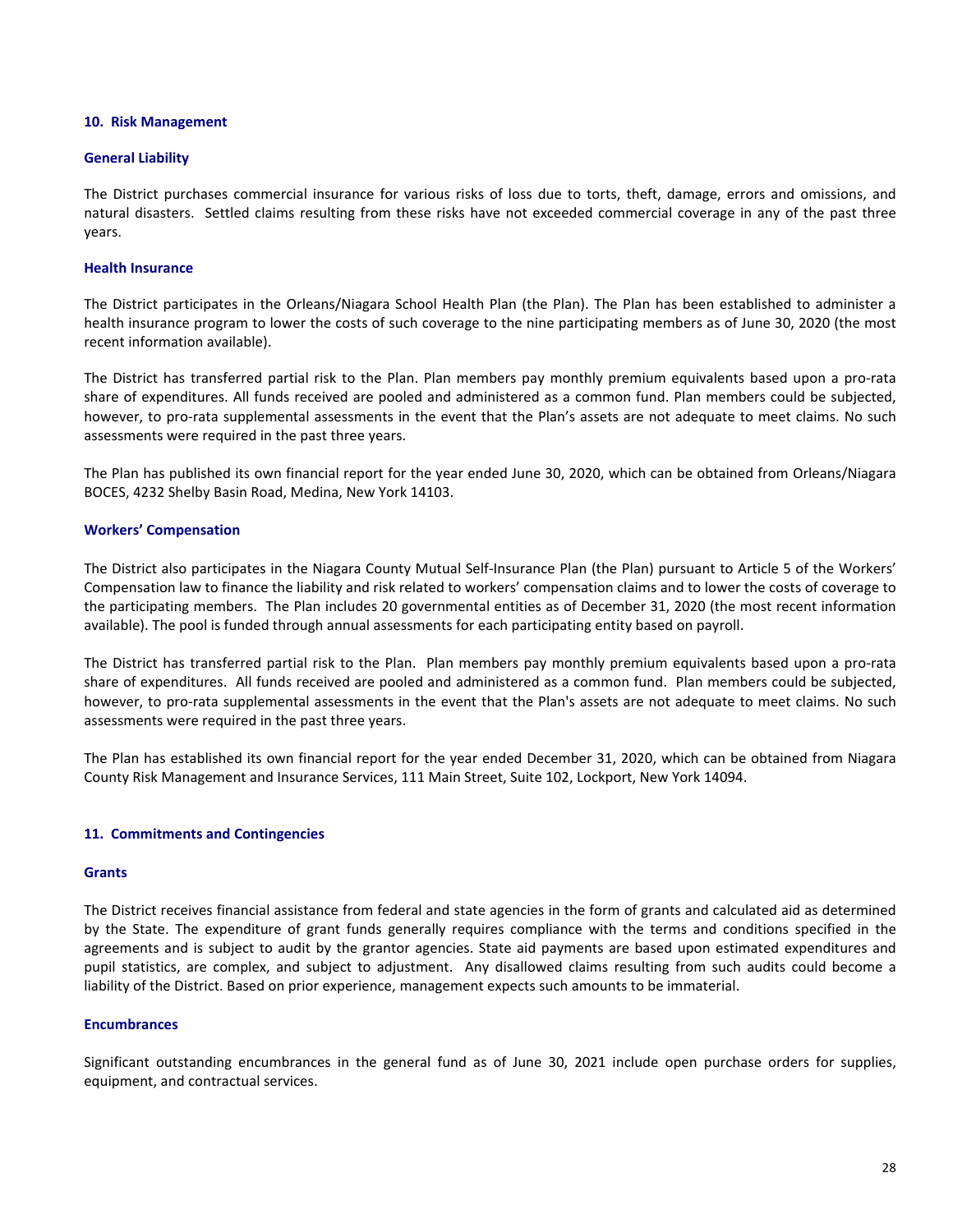## 10. Risk Management

### General Liability

The District purchases commercial insurance for various risks of loss due to torts, theft, damage, errors and omissions, and natural disasters. Settled claims resulting from these risks have not exceeded commercial coverage in any of the past three years.

### Health Insurance

The District participates in the Orleans/Niagara School Health Plan (the Plan). The Plan has been established to administer a health insurance program to lower the costs of such coverage to the nine participating members as of June 30, 2020 (the most recent information available).

The District has transferred partial risk to the Plan. Plan members pay monthly premium equivalents based upon a pro-rata share of expenditures. All funds received are pooled and administered as a common fund. Plan members could be subjected, however, to pro-rata supplemental assessments in the event that the Plan's assets are not adequate to meet claims. No such assessments were required in the past three years.

The Plan has published its own financial report for the year ended June 30, 2020, which can be obtained from Orleans/Niagara BOCES, 4232 Shelby Basin Road, Medina, New York 14103.

### Workers' Compensation

The District also participates in the Niagara County Mutual Self-Insurance Plan (the Plan) pursuant to Article 5 of the Workers' Compensation law to finance the liability and risk related to workers' compensation claims and to lower the costs of coverage to the participating members. The Plan includes 20 governmental entities as of December 31, 2020 (the most recent information available). The pool is funded through annual assessments for each participating entity based on payroll.

The District has transferred partial risk to the Plan. Plan members pay monthly premium equivalents based upon a pro-rata share of expenditures. All funds received are pooled and administered as a common fund. Plan members could be subjected, however, to pro-rata supplemental assessments in the event that the Plan's assets are not adequate to meet claims. No such assessments were required in the past three years.

The Plan has established its own financial report for the year ended December 31, 2020, which can be obtained from Niagara County Risk Management and Insurance Services, 111 Main Street, Suite 102, Lockport, New York 14094.

## 11. Commitments and Contingencies

### Grants

The District receives financial assistance from federal and state agencies in the form of grants and calculated aid as determined by the State. The expenditure of grant funds generally requires compliance with the terms and conditions specified in the agreements and is subject to audit by the grantor agencies. State aid payments are based upon estimated expenditures and pupil statistics, are complex, and subject to adjustment. Any disallowed claims resulting from such audits could become a liability of the District. Based on prior experience, management expects such amounts to be immaterial.

### Encumbrances

Significant outstanding encumbrances in the general fund as of June 30, 2021 include open purchase orders for supplies, equipment, and contractual services.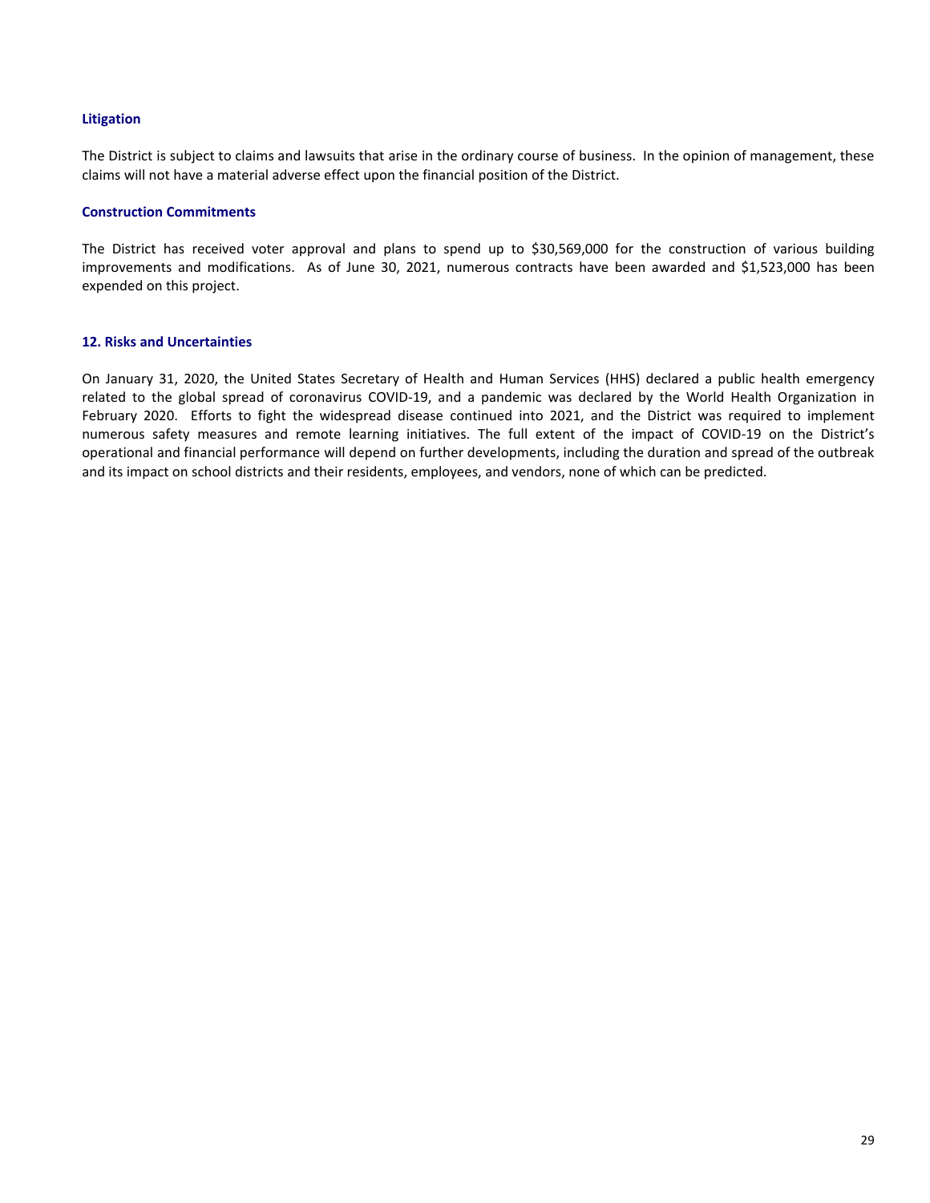### Litigation

The District is subject to claims and lawsuits that arise in the ordinary course of business. In the opinion of management, these claims will not have a material adverse effect upon the financial position of the District.

### Construction Commitments

The District has received voter approval and plans to spend up to $30,569,000 for the construction of various building improvements and modifications. As of June 30, 2021, numerous contracts have been awarded and $1,523,000 has been expended on this project.

## 12. Risks and Uncertainties

On January 31, 2020, the United States Secretary of Health and Human Services (HHS) declared a public health emergency related to the global spread of coronavirus COVID-19, and a pandemic was declared by the World Health Organization in February 2020. Efforts to fight the widespread disease continued into 2021, and the District was required to implement numerous safety measures and remote learning initiatives. The full extent of the impact of COVID-19 on the District's operational and financial performance will depend on further developments, including the duration and spread of the outbreak and its impact on school districts and their residents, employees, and vendors, none of which can be predicted.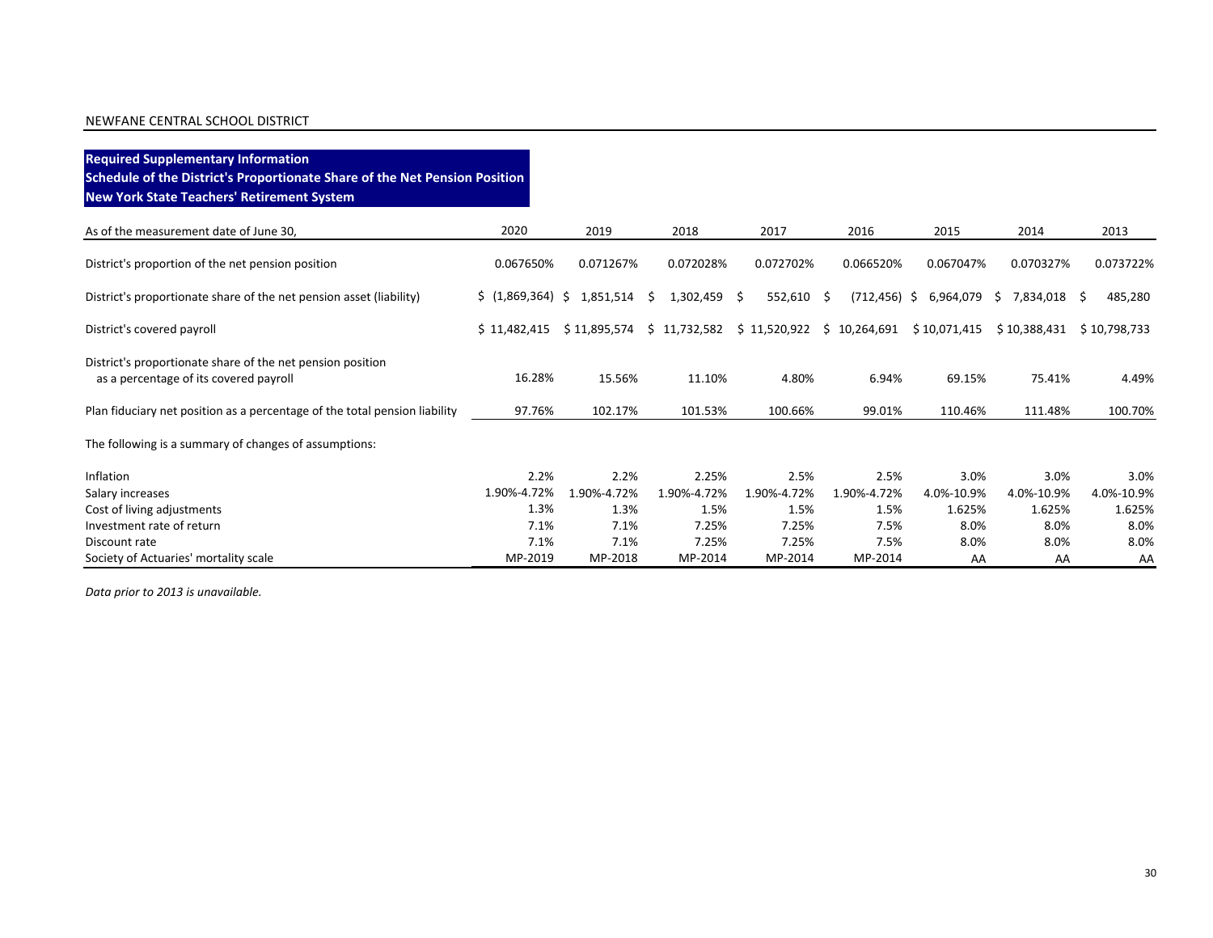NEWFANE CENTRAL SCHOOL DISTRICT

## Required Supplementary Information
## Schedule of the District's Proportionate Share of the Net Pension Position
## New York State Teachers' Retirement System

| As of the measurement date of June 30, | 2020 | 2019 | 2018 | 2017 | 2016 | 2015 | 2014 | 2013 |
|---|---|---|---|---|---|---|---|---|
| District's proportion of the net pension position | 0.067650% | 0.071267% | 0.072028% | 0.072702% | 0.066520% | 0.067047% | 0.070327% | 0.073722% |
| District's proportionate share of the net pension asset (liability) | $ (1,869,364) | $ 1,851,514 | $ 1,302,459 | $ 552,610 | $ (712,456) | $ 6,964,079 | $ 7,834,018 | $ 485,280 |
| District's covered payroll | $ 11,482,415 | $ 11,895,574 | $ 11,732,582 | $ 11,520,922 | $ 10,264,691 | $ 10,071,415 | $ 10,388,431 | $ 10,798,733 |
| District's proportionate share of the net pension position as a percentage of its covered payroll | 16.28% | 15.56% | 11.10% | 4.80% | 6.94% | 69.15% | 75.41% | 4.49% |
| Plan fiduciary net position as a percentage of the total pension liability | 97.76% | 102.17% | 101.53% | 100.66% | 99.01% | 110.46% | 111.48% | 100.70% |

The following is a summary of changes of assumptions:

| | 2020 | 2019 | 2018 | 2017 | 2016 | 2015 | 2014 | 2013 |
|---|---|---|---|---|---|---|---|---|
| Inflation | 2.2% | 2.2% | 2.25% | 2.5% | 2.5% | 3.0% | 3.0% | 3.0% |
| Salary increases | 1.90%-4.72% | 1.90%-4.72% | 1.90%-4.72% | 1.90%-4.72% | 1.90%-4.72% | 4.0%-10.9% | 4.0%-10.9% | 4.0%-10.9% |
| Cost of living adjustments | 1.3% | 1.3% | 1.5% | 1.5% | 1.5% | 1.625% | 1.625% | 1.625% |
| Investment rate of return | 7.1% | 7.1% | 7.25% | 7.25% | 7.5% | 8.0% | 8.0% | 8.0% |
| Discount rate | 7.1% | 7.1% | 7.25% | 7.25% | 7.5% | 8.0% | 8.0% | 8.0% |
| Society of Actuaries' mortality scale | MP-2019 | MP-2018 | MP-2014 | MP-2014 | MP-2014 | AA | AA | AA |

*Data prior to 2013 is unavailable.*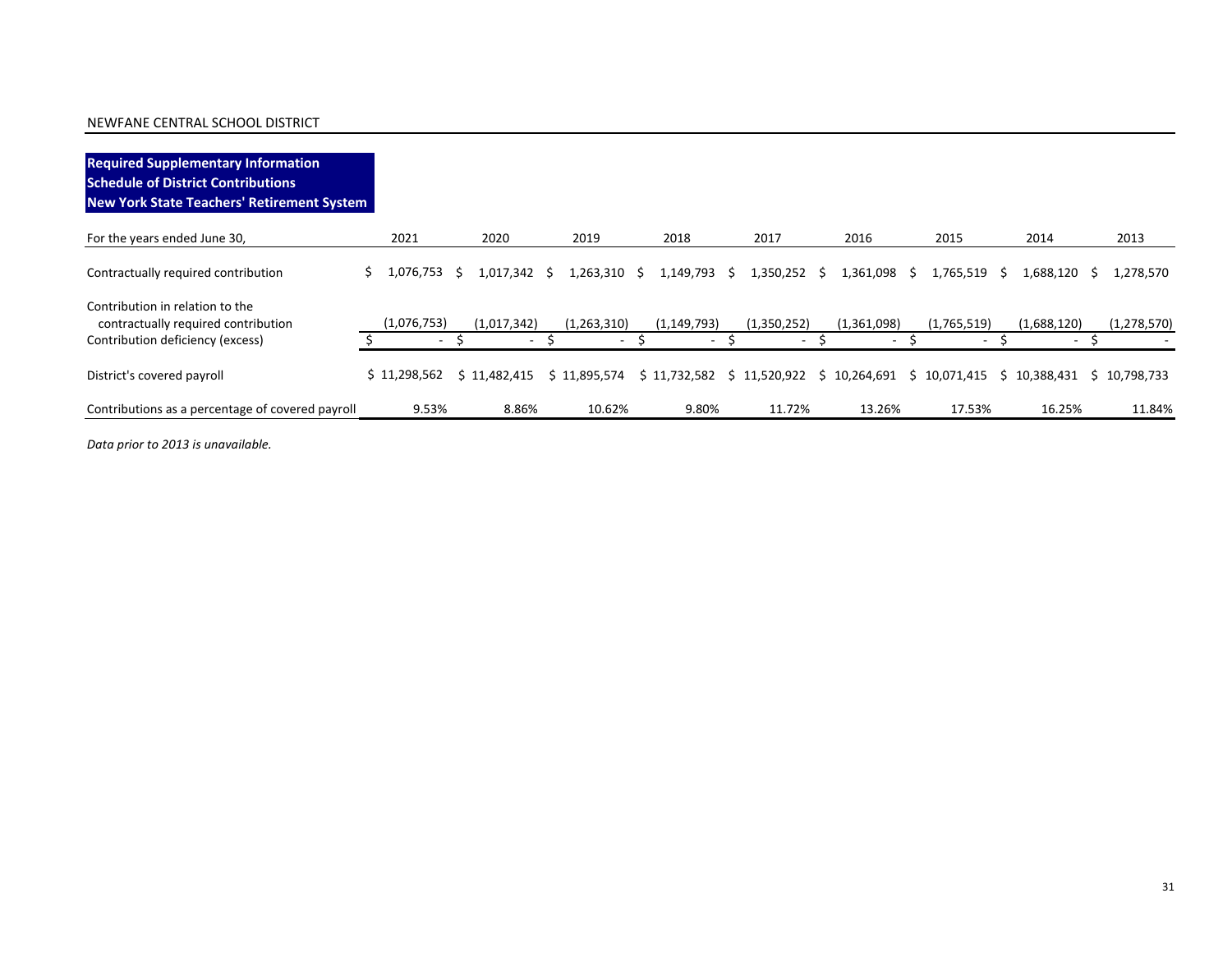NEWFANE CENTRAL SCHOOL DISTRICT

**Required Supplementary Information**
**Schedule of District Contributions**
**New York State Teachers' Retirement System**

| For the years ended June 30, | 2021 | 2020 | 2019 | 2018 | 2017 | 2016 | 2015 | 2014 | 2013 |
|---|---|---|---|---|---|---|---|---|---|
| Contractually required contribution | $ 1,076,753 | $ 1,017,342 | $ 1,263,310 | $ 1,149,793 | $ 1,350,252 | $ 1,361,098 | $ 1,765,519 | $ 1,688,120 | $ 1,278,570 |
| Contribution in relation to the contractually required contribution | (1,076,753) | (1,017,342) | (1,263,310) | (1,149,793) | (1,350,252) | (1,361,098) | (1,765,519) | (1,688,120) | (1,278,570) |
| Contribution deficiency (excess) | $ - | $ - | $ - | $ - | $ - | $ - | $ - | $ - | $ - |
| District's covered payroll | $ 11,298,562 | $ 11,482,415 | $ 11,895,574 | $ 11,732,582 | $ 11,520,922 | $ 10,264,691 | $ 10,071,415 | $ 10,388,431 | $ 10,798,733 |
| Contributions as a percentage of covered payroll | 9.53% | 8.86% | 10.62% | 9.80% | 11.72% | 13.26% | 17.53% | 16.25% | 11.84% |

*Data prior to 2013 is unavailable.*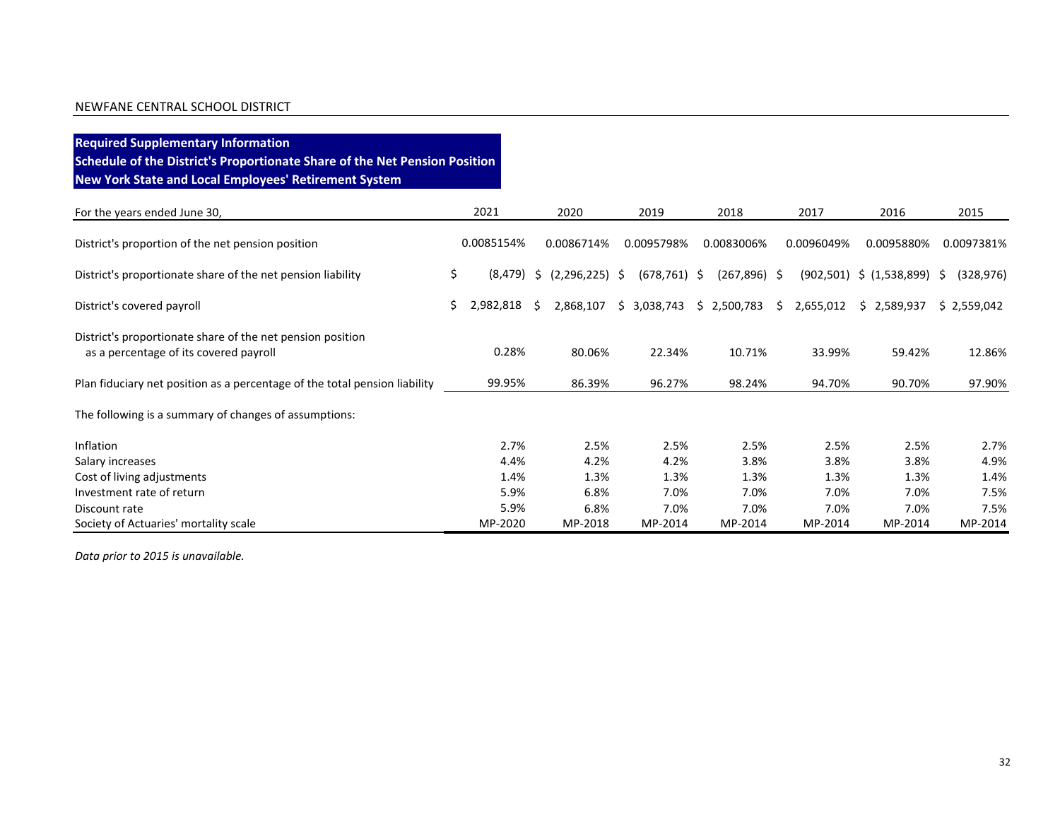NEWFANE CENTRAL SCHOOL DISTRICT

**Required Supplementary Information**
**Schedule of the District's Proportionate Share of the Net Pension Position**
**New York State and Local Employees' Retirement System**

| For the years ended June 30, | 2021 | 2020 | 2019 | 2018 | 2017 | 2016 | 2015 |
|---|---|---|---|---|---|---|---|
| District's proportion of the net pension position | 0.0085154% | 0.0086714% | 0.0095798% | 0.0083006% | 0.0096049% | 0.0095880% | 0.0097381% |
| District's proportionate share of the net pension liability | $ (8,479) | $ (2,296,225) | $ (678,761) | $ (267,896) | $ (902,501) | $ (1,538,899) | $ (328,976) |
| District's covered payroll | $ 2,982,818 | $ 2,868,107 | $ 3,038,743 | $ 2,500,783 | $ 2,655,012 | $ 2,589,937 | $ 2,559,042 |
| District's proportionate share of the net pension position as a percentage of its covered payroll | 0.28% | 80.06% | 22.34% | 10.71% | 33.99% | 59.42% | 12.86% |
| Plan fiduciary net position as a percentage of the total pension liability | 99.95% | 86.39% | 96.27% | 98.24% | 94.70% | 90.70% | 97.90% |
| The following is a summary of changes of assumptions: | | | | | | | |
| Inflation | 2.7% | 2.5% | 2.5% | 2.5% | 2.5% | 2.5% | 2.7% |
| Salary increases | 4.4% | 4.2% | 4.2% | 3.8% | 3.8% | 3.8% | 4.9% |
| Cost of living adjustments | 1.4% | 1.3% | 1.3% | 1.3% | 1.3% | 1.3% | 1.4% |
| Investment rate of return | 5.9% | 6.8% | 7.0% | 7.0% | 7.0% | 7.0% | 7.5% |
| Discount rate | 5.9% | 6.8% | 7.0% | 7.0% | 7.0% | 7.0% | 7.5% |
| Society of Actuaries' mortality scale | MP-2020 | MP-2018 | MP-2014 | MP-2014 | MP-2014 | MP-2014 | MP-2014 |

*Data prior to 2015 is unavailable.*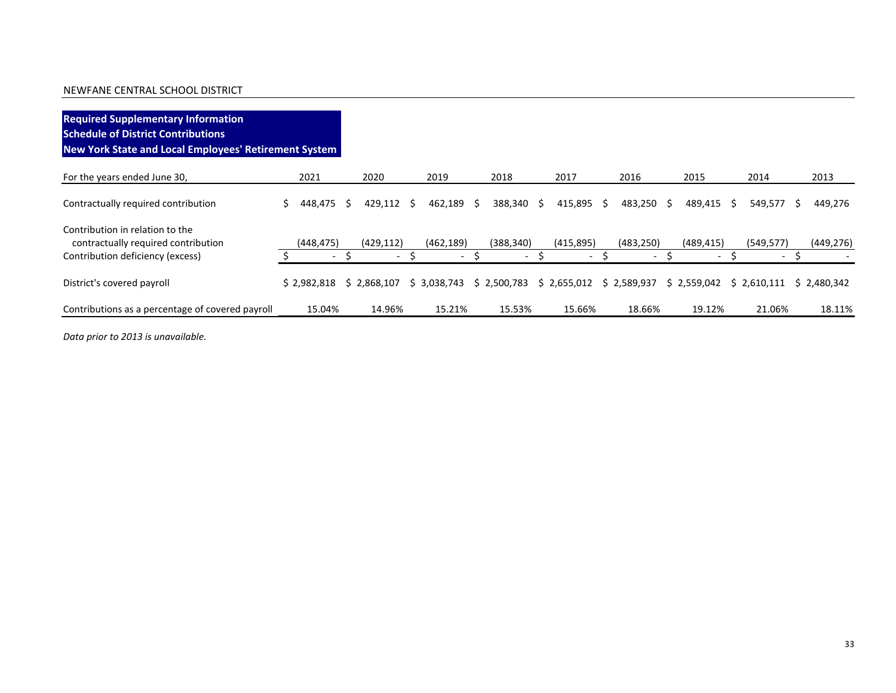NEWFANE CENTRAL SCHOOL DISTRICT

**Required Supplementary Information**
**Schedule of District Contributions**
**New York State and Local Employees' Retirement System**

| For the years ended June 30, | 2021 | 2020 | 2019 | 2018 | 2017 | 2016 | 2015 | 2014 | 2013 |
|---|---|---|---|---|---|---|---|---|---|
| Contractually required contribution | $ 448,475 | $ 429,112 | $ 462,189 | $ 388,340 | $ 415,895 | $ 483,250 | $ 489,415 | $ 549,577 | $ 449,276 |
| Contribution in relation to the contractually required contribution | (448,475) | (429,112) | (462,189) | (388,340) | (415,895) | (483,250) | (489,415) | (549,577) | (449,276) |
| Contribution deficiency (excess) | $ - | $ - | $ - | $ - | $ - | $ - | $ - | $ - | $ - |
| District's covered payroll | $ 2,982,818 | $ 2,868,107 | $ 3,038,743 | $ 2,500,783 | $ 2,655,012 | $ 2,589,937 | $ 2,559,042 | $ 2,610,111 | $ 2,480,342 |
| Contributions as a percentage of covered payroll | 15.04% | 14.96% | 15.21% | 15.53% | 15.66% | 18.66% | 19.12% | 21.06% | 18.11% |

*Data prior to 2013 is unavailable.*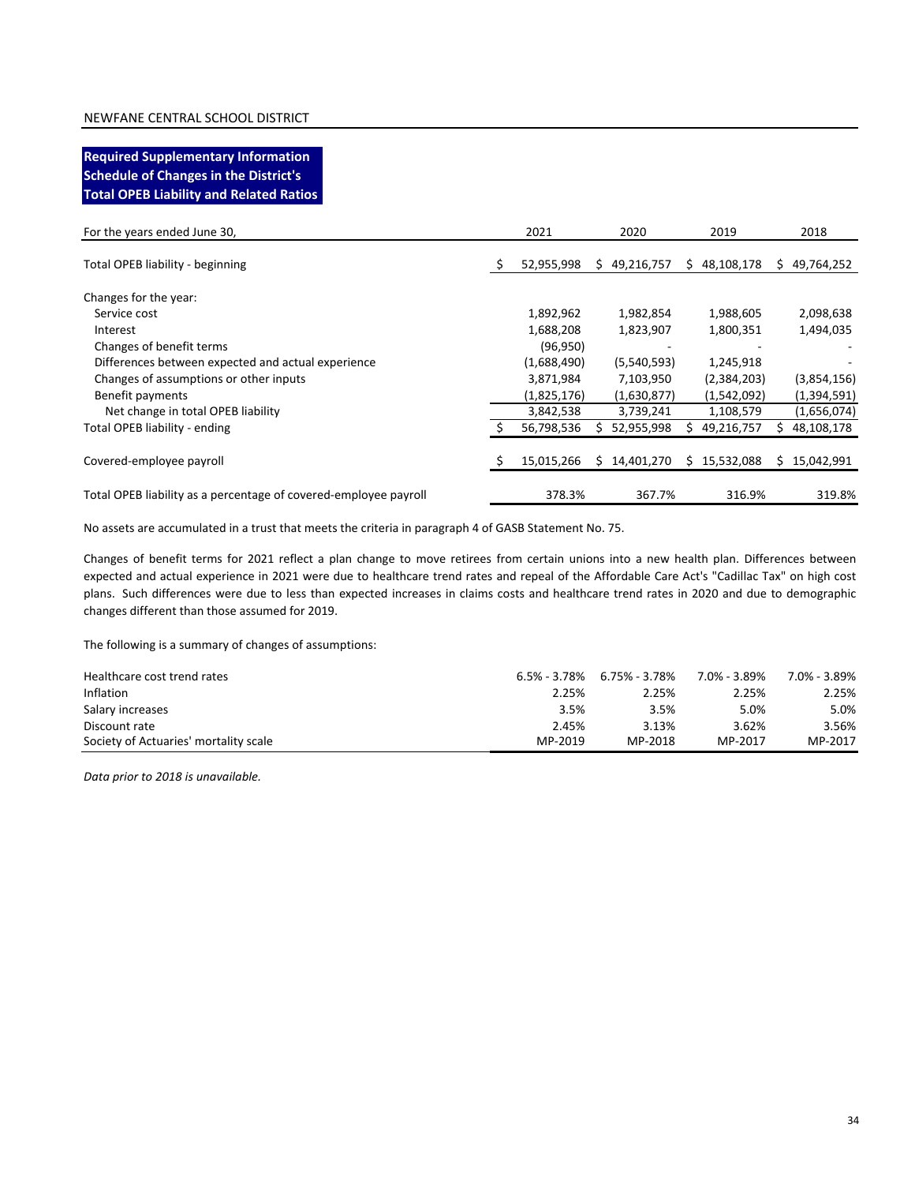NEWFANE CENTRAL SCHOOL DISTRICT

## Required Supplementary Information
## Schedule of Changes in the District's
## Total OPEB Liability and Related Ratios

| For the years ended June 30, | 2021 | 2020 | 2019 | 2018 |
|---|---|---|---|---|
| Total OPEB liability - beginning | $ 52,955,998 | $ 49,216,757 | $ 48,108,178 | $ 49,764,252 |
| Changes for the year: | | | | |
| Service cost | 1,892,962 | 1,982,854 | 1,988,605 | 2,098,638 |
| Interest | 1,688,208 | 1,823,907 | 1,800,351 | 1,494,035 |
| Changes of benefit terms | (96,950) | - | - | - |
| Differences between expected and actual experience | (1,688,490) | (5,540,593) | 1,245,918 | - |
| Changes of assumptions or other inputs | 3,871,984 | 7,103,950 | (2,384,203) | (3,854,156) |
| Benefit payments | (1,825,176) | (1,630,877) | (1,542,092) | (1,394,591) |
| Net change in total OPEB liability | 3,842,538 | 3,739,241 | 1,108,579 | (1,656,074) |
| Total OPEB liability - ending | $ 56,798,536 | $ 52,955,998 | $ 49,216,757 | $ 48,108,178 |
| Covered-employee payroll | $ 15,015,266 | $ 14,401,270 | $ 15,532,088 | $ 15,042,991 |
| Total OPEB liability as a percentage of covered-employee payroll | 378.3% | 367.7% | 316.9% | 319.8% |

No assets are accumulated in a trust that meets the criteria in paragraph 4 of GASB Statement No. 75.

Changes of benefit terms for 2021 reflect a plan change to move retirees from certain unions into a new health plan. Differences between expected and actual experience in 2021 were due to healthcare trend rates and repeal of the Affordable Care Act's "Cadillac Tax" on high cost plans. Such differences were due to less than expected increases in claims costs and healthcare trend rates in 2020 and due to demographic changes different than those assumed for 2019.

The following is a summary of changes of assumptions:

| | 2021 | 2020 | 2019 | 2018 |
|---|---|---|---|---|
| Healthcare cost trend rates | 6.5% - 3.78% | 6.75% - 3.78% | 7.0% - 3.89% | 7.0% - 3.89% |
| Inflation | 2.25% | 2.25% | 2.25% | 2.25% |
| Salary increases | 3.5% | 3.5% | 5.0% | 5.0% |
| Discount rate | 2.45% | 3.13% | 3.62% | 3.56% |
| Society of Actuaries' mortality scale | MP-2019 | MP-2018 | MP-2017 | MP-2017 |

*Data prior to 2018 is unavailable.*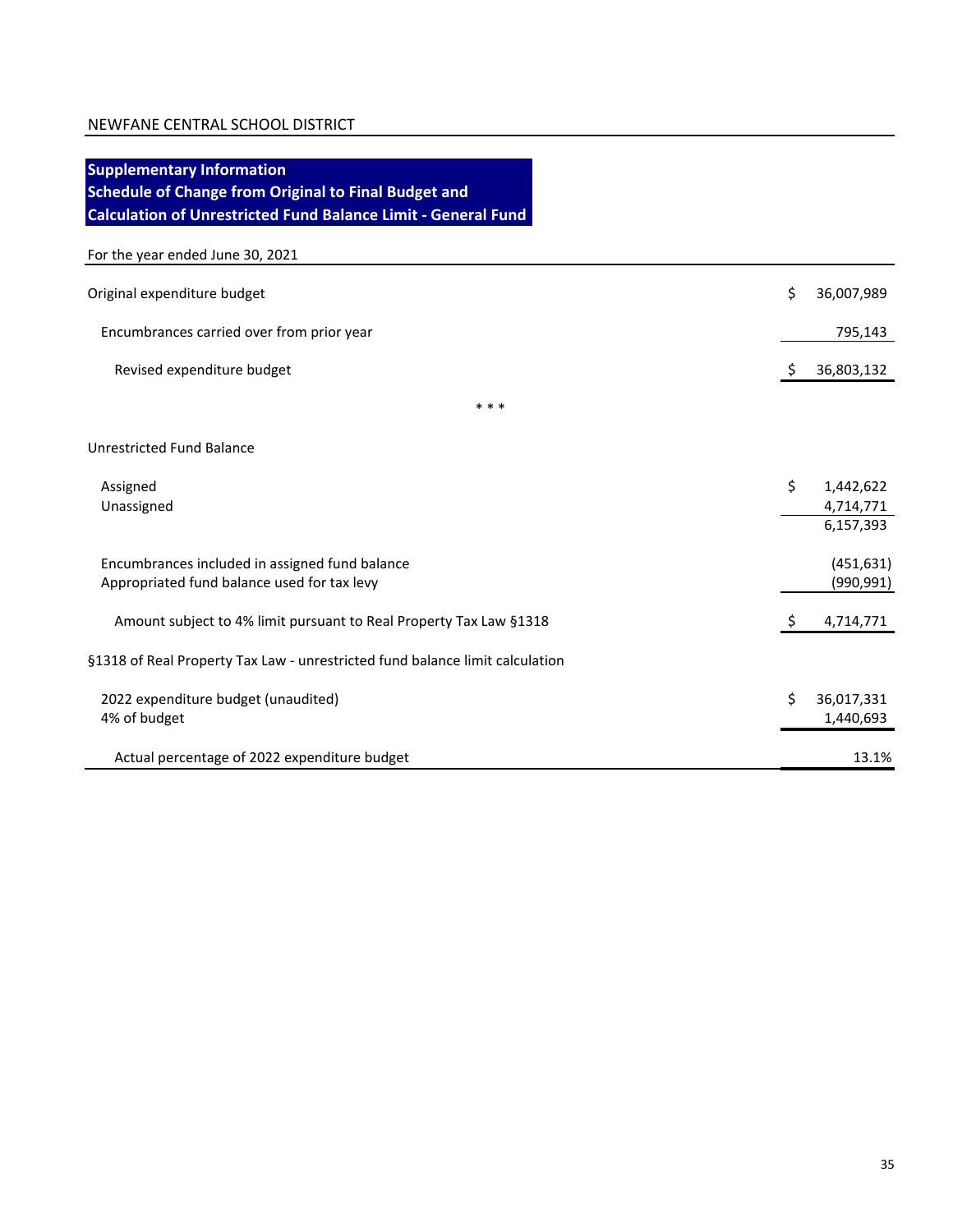NEWFANE CENTRAL SCHOOL DISTRICT

## Supplementary Information
## Schedule of Change from Original to Final Budget and Calculation of Unrestricted Fund Balance Limit - General Fund

For the year ended June 30, 2021

| | |
|---|---|
| Original expenditure budget | $ 36,007,989 |
| Encumbrances carried over from prior year | 795,143 |
| Revised expenditure budget | $ 36,803,132 |

\* \* \*

| | |
|---|---|
| **Unrestricted Fund Balance** | |
| Assigned | $ 1,442,622 |
| Unassigned | 4,714,771 |
| | 6,157,393 |
| Encumbrances included in assigned fund balance | (451,631) |
| Appropriated fund balance used for tax levy | (990,991) |
| Amount subject to 4% limit pursuant to Real Property Tax Law §1318 | $ 4,714,771 |
| **§1318 of Real Property Tax Law - unrestricted fund balance limit calculation** | |
| 2022 expenditure budget (unaudited) | $ 36,017,331 |
| 4% of budget | 1,440,693 |
| Actual percentage of 2022 expenditure budget | 13.1% |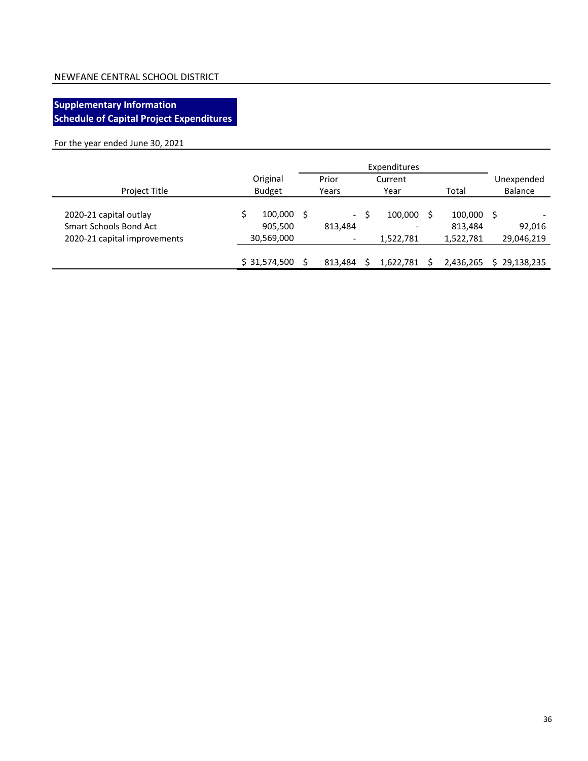NEWFANE CENTRAL SCHOOL DISTRICT

## Supplementary Information
## Schedule of Capital Project Expenditures

For the year ended June 30, 2021

| Project Title | Original Budget | Expenditures Prior Years | Expenditures Current Year | Expenditures Total | Unexpended Balance |
|---|---|---|---|---|---|
| 2020-21 capital outlay | $ 100,000 | $ - | $ 100,000 | $ 100,000 | $ - |
| Smart Schools Bond Act | 905,500 | 813,484 | - | 813,484 | 92,016 |
| 2020-21 capital improvements | 30,569,000 | - | 1,522,781 | 1,522,781 | 29,046,219 |
| | $ 31,574,500 | $ 813,484 | $ 1,622,781 | $ 2,436,265 | $ 29,138,235 |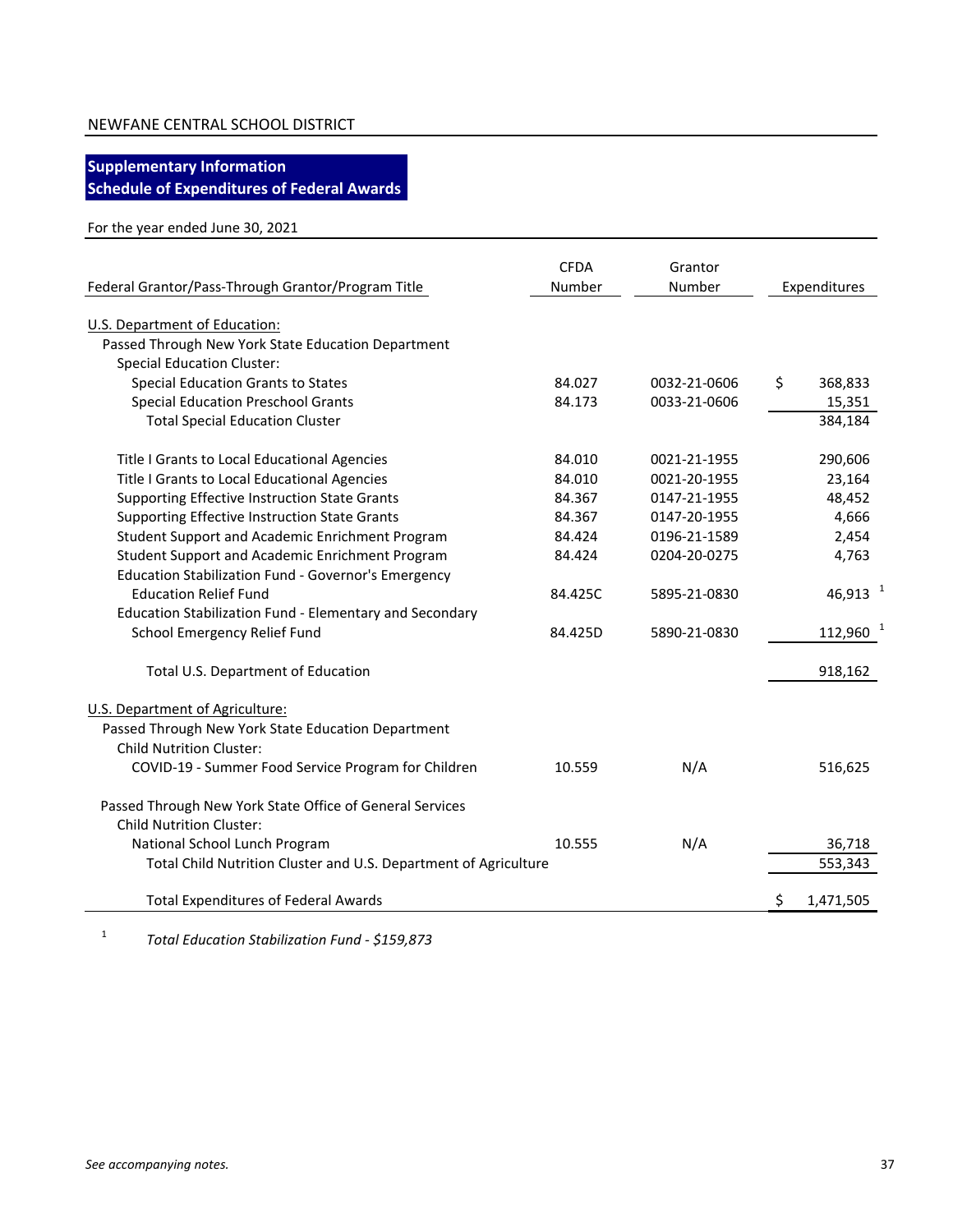NEWFANE CENTRAL SCHOOL DISTRICT

## Supplementary Information
## Schedule of Expenditures of Federal Awards

For the year ended June 30, 2021

| Federal Grantor/Pass-Through Grantor/Program Title | CFDA Number | Grantor Number | Expenditures |
|---|---|---|---|
| U.S. Department of Education: | | | |
| Passed Through New York State Education Department | | | |
| Special Education Cluster: | | | |
| Special Education Grants to States | 84.027 | 0032-21-0606 | $ 368,833 |
| Special Education Preschool Grants | 84.173 | 0033-21-0606 | 15,351 |
| Total Special Education Cluster | | | 384,184 |
| Title I Grants to Local Educational Agencies | 84.010 | 0021-21-1955 | 290,606 |
| Title I Grants to Local Educational Agencies | 84.010 | 0021-20-1955 | 23,164 |
| Supporting Effective Instruction State Grants | 84.367 | 0147-21-1955 | 48,452 |
| Supporting Effective Instruction State Grants | 84.367 | 0147-20-1955 | 4,666 |
| Student Support and Academic Enrichment Program | 84.424 | 0196-21-1589 | 2,454 |
| Student Support and Academic Enrichment Program | 84.424 | 0204-20-0275 | 4,763 |
| Education Stabilization Fund - Governor's Emergency Education Relief Fund | 84.425C | 5895-21-0830 | 46,913 [1] |
| Education Stabilization Fund - Elementary and Secondary School Emergency Relief Fund | 84.425D | 5890-21-0830 | 112,960 [1] |
| Total U.S. Department of Education | | | 918,162 |
| U.S. Department of Agriculture: | | | |
| Passed Through New York State Education Department | | | |
| Child Nutrition Cluster: | | | |
| COVID-19 - Summer Food Service Program for Children | 10.559 | N/A | 516,625 |
| Passed Through New York State Office of General Services | | | |
| Child Nutrition Cluster: | | | |
| National School Lunch Program | 10.555 | N/A | 36,718 |
| Total Child Nutrition Cluster and U.S. Department of Agriculture | | | 553,343 |
| Total Expenditures of Federal Awards | | | $ 1,471,505 |

[1] *Total Education Stabilization Fund - $159,873*

*See accompanying notes.*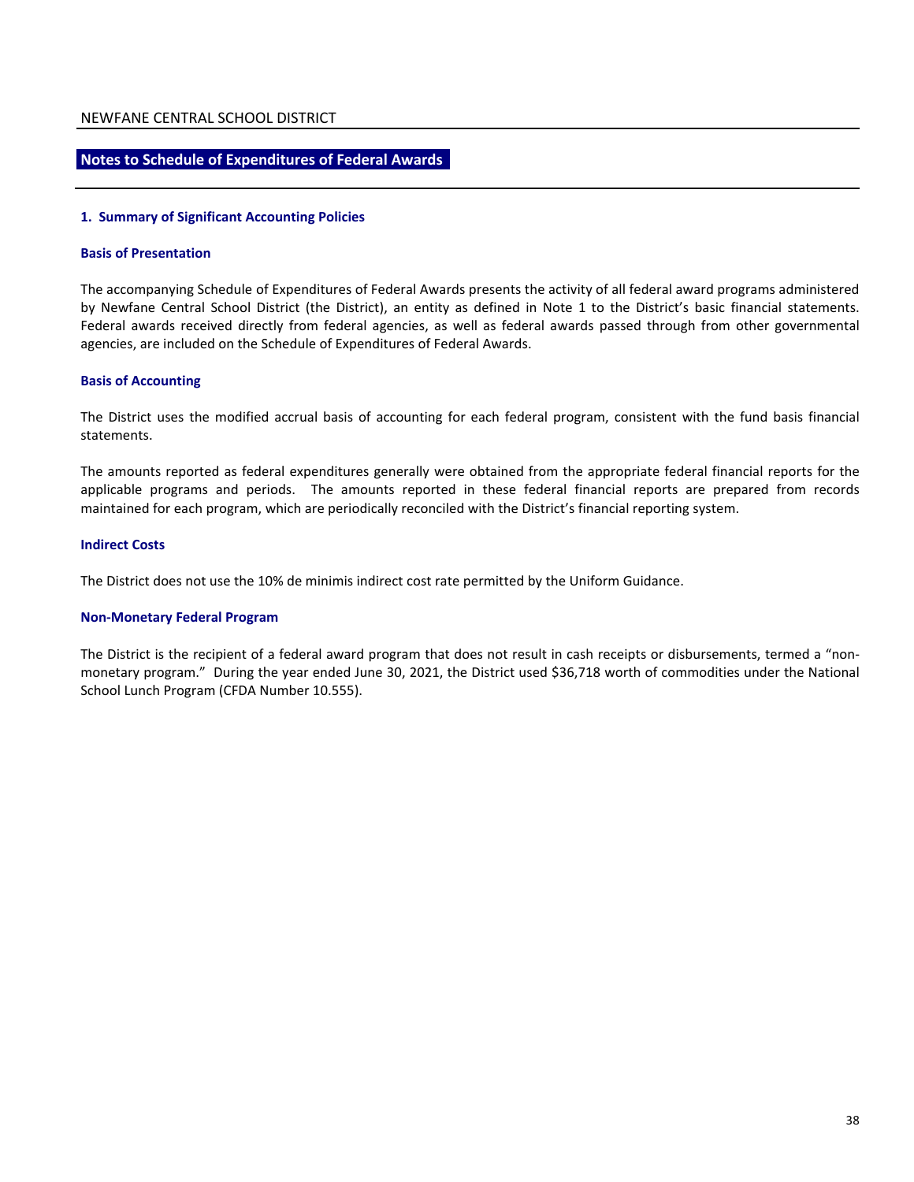NEWFANE CENTRAL SCHOOL DISTRICT

## Notes to Schedule of Expenditures of Federal Awards

### 1. Summary of Significant Accounting Policies

#### Basis of Presentation

The accompanying Schedule of Expenditures of Federal Awards presents the activity of all federal award programs administered by Newfane Central School District (the District), an entity as defined in Note 1 to the District's basic financial statements. Federal awards received directly from federal agencies, as well as federal awards passed through from other governmental agencies, are included on the Schedule of Expenditures of Federal Awards.

#### Basis of Accounting

The District uses the modified accrual basis of accounting for each federal program, consistent with the fund basis financial statements.

The amounts reported as federal expenditures generally were obtained from the appropriate federal financial reports for the applicable programs and periods. The amounts reported in these federal financial reports are prepared from records maintained for each program, which are periodically reconciled with the District's financial reporting system.

#### Indirect Costs

The District does not use the 10% de minimis indirect cost rate permitted by the Uniform Guidance.

#### Non-Monetary Federal Program

The District is the recipient of a federal award program that does not result in cash receipts or disbursements, termed a "non-monetary program." During the year ended June 30, 2021, the District used $36,718 worth of commodities under the National School Lunch Program (CFDA Number 10.555).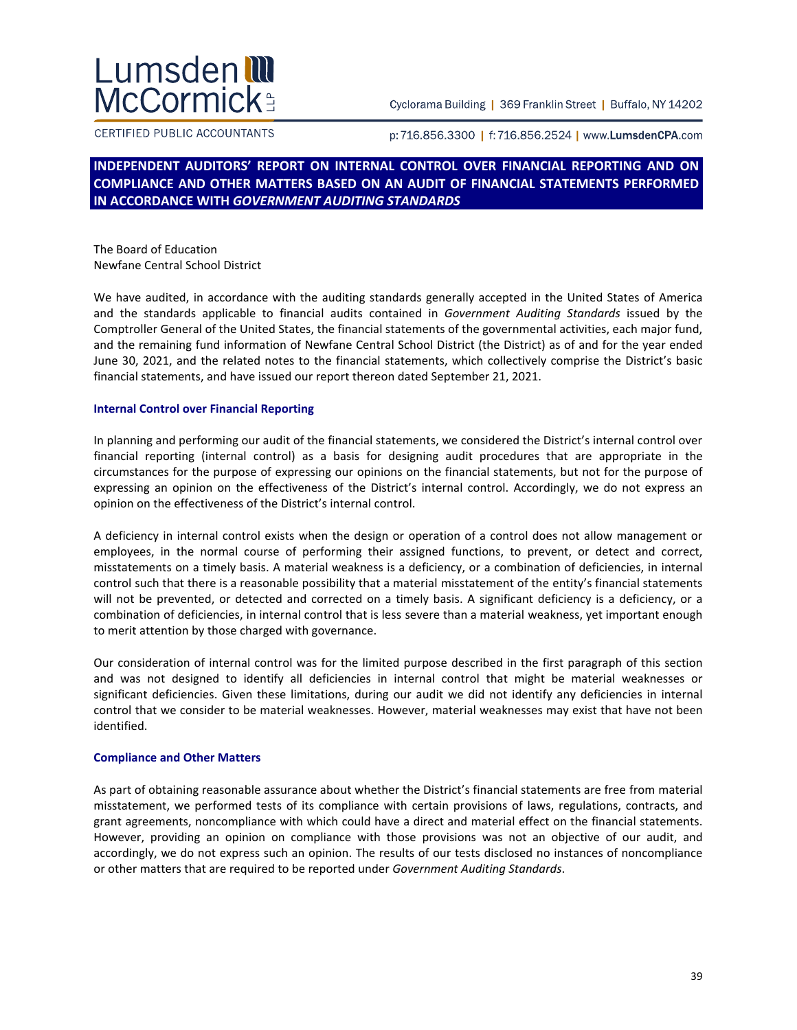Lumsden McCormick LLP

CERTIFIED PUBLIC ACCOUNTANTS

Cyclorama Building | 369 Franklin Street | Buffalo, NY 14202

p: 716.856.3300 | f: 716.856.2524 | www.LumsdenCPA.com

# INDEPENDENT AUDITORS' REPORT ON INTERNAL CONTROL OVER FINANCIAL REPORTING AND ON COMPLIANCE AND OTHER MATTERS BASED ON AN AUDIT OF FINANCIAL STATEMENTS PERFORMED IN ACCORDANCE WITH *GOVERNMENT AUDITING STANDARDS*

The Board of Education
Newfane Central School District

We have audited, in accordance with the auditing standards generally accepted in the United States of America and the standards applicable to financial audits contained in *Government Auditing Standards* issued by the Comptroller General of the United States, the financial statements of the governmental activities, each major fund, and the remaining fund information of Newfane Central School District (the District) as of and for the year ended June 30, 2021, and the related notes to the financial statements, which collectively comprise the District's basic financial statements, and have issued our report thereon dated September 21, 2021.

## Internal Control over Financial Reporting

In planning and performing our audit of the financial statements, we considered the District's internal control over financial reporting (internal control) as a basis for designing audit procedures that are appropriate in the circumstances for the purpose of expressing our opinions on the financial statements, but not for the purpose of expressing an opinion on the effectiveness of the District's internal control. Accordingly, we do not express an opinion on the effectiveness of the District's internal control.

A deficiency in internal control exists when the design or operation of a control does not allow management or employees, in the normal course of performing their assigned functions, to prevent, or detect and correct, misstatements on a timely basis. A material weakness is a deficiency, or a combination of deficiencies, in internal control such that there is a reasonable possibility that a material misstatement of the entity's financial statements will not be prevented, or detected and corrected on a timely basis. A significant deficiency is a deficiency, or a combination of deficiencies, in internal control that is less severe than a material weakness, yet important enough to merit attention by those charged with governance.

Our consideration of internal control was for the limited purpose described in the first paragraph of this section and was not designed to identify all deficiencies in internal control that might be material weaknesses or significant deficiencies. Given these limitations, during our audit we did not identify any deficiencies in internal control that we consider to be material weaknesses. However, material weaknesses may exist that have not been identified.

## Compliance and Other Matters

As part of obtaining reasonable assurance about whether the District's financial statements are free from material misstatement, we performed tests of its compliance with certain provisions of laws, regulations, contracts, and grant agreements, noncompliance with which could have a direct and material effect on the financial statements. However, providing an opinion on compliance with those provisions was not an objective of our audit, and accordingly, we do not express such an opinion. The results of our tests disclosed no instances of noncompliance or other matters that are required to be reported under *Government Auditing Standards*.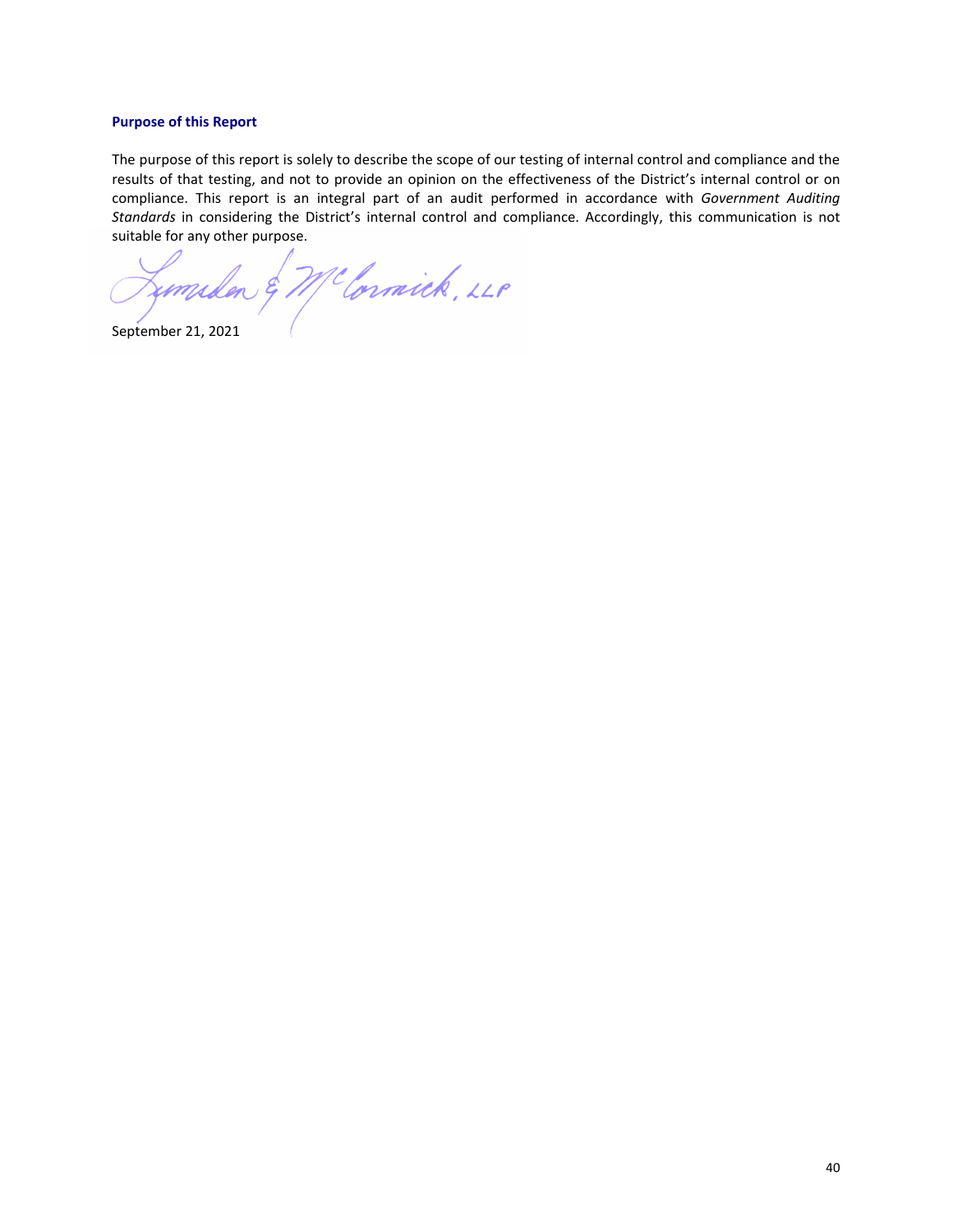### Purpose of this Report

The purpose of this report is solely to describe the scope of our testing of internal control and compliance and the results of that testing, and not to provide an opinion on the effectiveness of the District's internal control or on compliance. This report is an integral part of an audit performed in accordance with *Government Auditing Standards* in considering the District's internal control and compliance. Accordingly, this communication is not suitable for any other purpose.

Lumsden & McCormick, LLP

September 21, 2021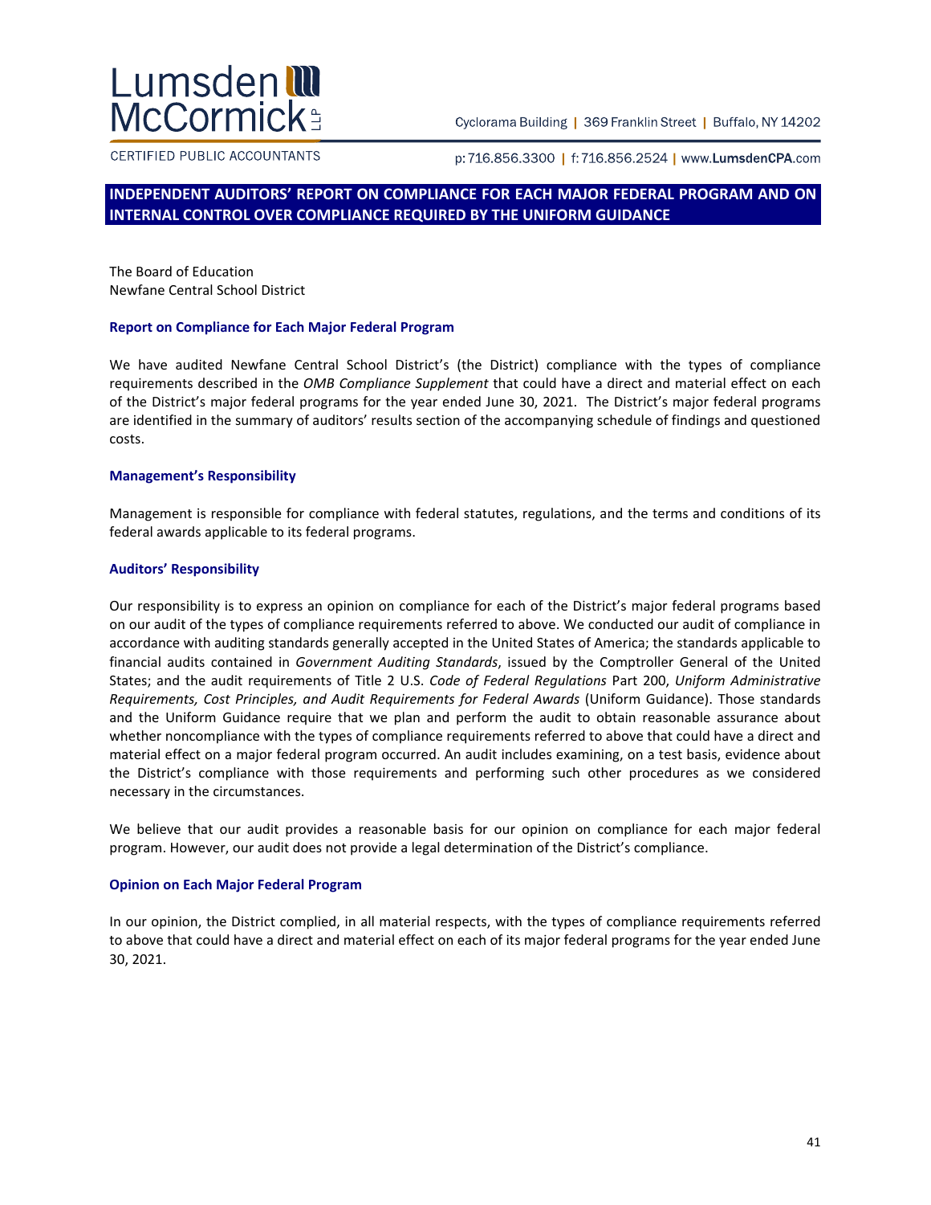Lumsden McCormick LLP

CERTIFIED PUBLIC ACCOUNTANTS

Cyclorama Building | 369 Franklin Street | Buffalo, NY 14202

p: 716.856.3300 | f: 716.856.2524 | www.LumsdenCPA.com

# INDEPENDENT AUDITORS' REPORT ON COMPLIANCE FOR EACH MAJOR FEDERAL PROGRAM AND ON INTERNAL CONTROL OVER COMPLIANCE REQUIRED BY THE UNIFORM GUIDANCE

The Board of Education  
Newfane Central School District

### Report on Compliance for Each Major Federal Program

We have audited Newfane Central School District's (the District) compliance with the types of compliance requirements described in the *OMB Compliance Supplement* that could have a direct and material effect on each of the District's major federal programs for the year ended June 30, 2021. The District's major federal programs are identified in the summary of auditors' results section of the accompanying schedule of findings and questioned costs.

### Management's Responsibility

Management is responsible for compliance with federal statutes, regulations, and the terms and conditions of its federal awards applicable to its federal programs.

### Auditors' Responsibility

Our responsibility is to express an opinion on compliance for each of the District's major federal programs based on our audit of the types of compliance requirements referred to above. We conducted our audit of compliance in accordance with auditing standards generally accepted in the United States of America; the standards applicable to financial audits contained in *Government Auditing Standards*, issued by the Comptroller General of the United States; and the audit requirements of Title 2 U.S. *Code of Federal Regulations* Part 200, *Uniform Administrative Requirements, Cost Principles, and Audit Requirements for Federal Awards* (Uniform Guidance). Those standards and the Uniform Guidance require that we plan and perform the audit to obtain reasonable assurance about whether noncompliance with the types of compliance requirements referred to above that could have a direct and material effect on a major federal program occurred. An audit includes examining, on a test basis, evidence about the District's compliance with those requirements and performing such other procedures as we considered necessary in the circumstances.

We believe that our audit provides a reasonable basis for our opinion on compliance for each major federal program. However, our audit does not provide a legal determination of the District's compliance.

### Opinion on Each Major Federal Program

In our opinion, the District complied, in all material respects, with the types of compliance requirements referred to above that could have a direct and material effect on each of its major federal programs for the year ended June 30, 2021.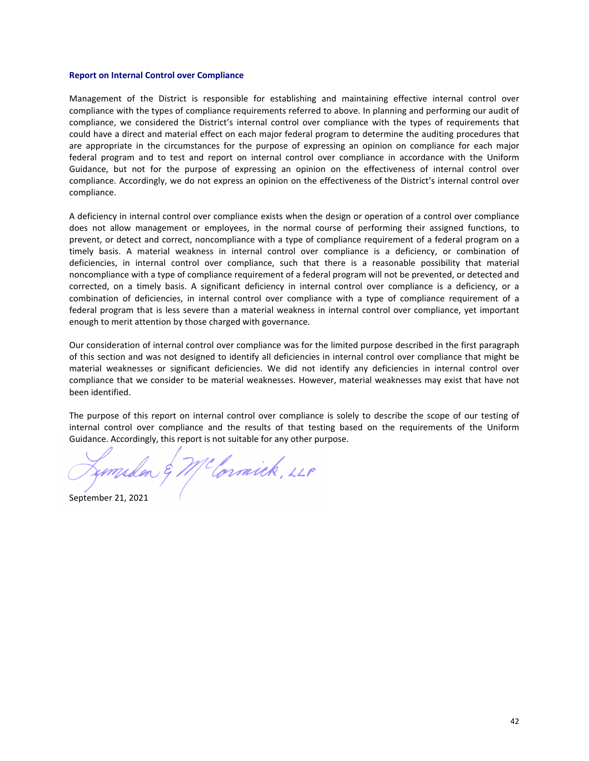### Report on Internal Control over Compliance

Management of the District is responsible for establishing and maintaining effective internal control over compliance with the types of compliance requirements referred to above. In planning and performing our audit of compliance, we considered the District's internal control over compliance with the types of requirements that could have a direct and material effect on each major federal program to determine the auditing procedures that are appropriate in the circumstances for the purpose of expressing an opinion on compliance for each major federal program and to test and report on internal control over compliance in accordance with the Uniform Guidance, but not for the purpose of expressing an opinion on the effectiveness of internal control over compliance. Accordingly, we do not express an opinion on the effectiveness of the District's internal control over compliance.

A deficiency in internal control over compliance exists when the design or operation of a control over compliance does not allow management or employees, in the normal course of performing their assigned functions, to prevent, or detect and correct, noncompliance with a type of compliance requirement of a federal program on a timely basis. A material weakness in internal control over compliance is a deficiency, or combination of deficiencies, in internal control over compliance, such that there is a reasonable possibility that material noncompliance with a type of compliance requirement of a federal program will not be prevented, or detected and corrected, on a timely basis. A significant deficiency in internal control over compliance is a deficiency, or a combination of deficiencies, in internal control over compliance with a type of compliance requirement of a federal program that is less severe than a material weakness in internal control over compliance, yet important enough to merit attention by those charged with governance.

Our consideration of internal control over compliance was for the limited purpose described in the first paragraph of this section and was not designed to identify all deficiencies in internal control over compliance that might be material weaknesses or significant deficiencies. We did not identify any deficiencies in internal control over compliance that we consider to be material weaknesses. However, material weaknesses may exist that have not been identified.

The purpose of this report on internal control over compliance is solely to describe the scope of our testing of internal control over compliance and the results of that testing based on the requirements of the Uniform Guidance. Accordingly, this report is not suitable for any other purpose.

Lumsden & McCormick, LLP

September 21, 2021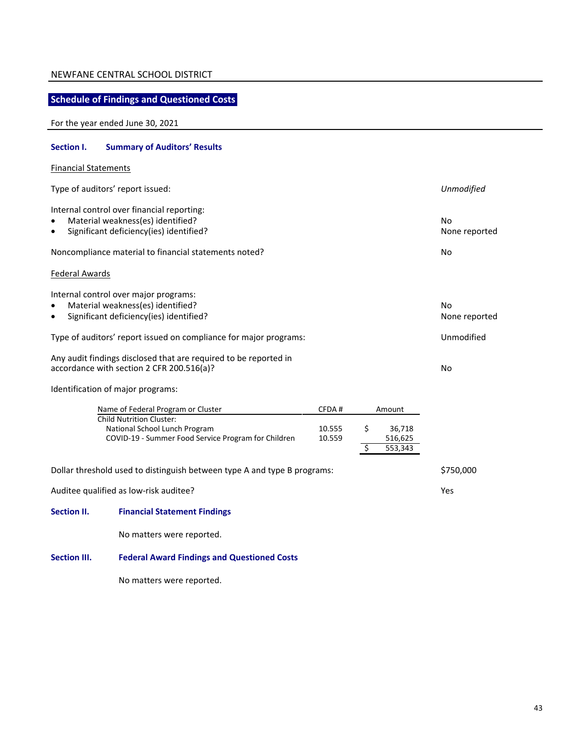NEWFANE CENTRAL SCHOOL DISTRICT

# Schedule of Findings and Questioned Costs

For the year ended June 30, 2021

## Section I. Summary of Auditors' Results

Financial Statements

Type of auditors' report issued: *Unmodified*

Internal control over financial reporting:

- Material weakness(es) identified? No
- Significant deficiency(ies) identified? None reported

Noncompliance material to financial statements noted? No

Federal Awards

Internal control over major programs:

- Material weakness(es) identified? No
- Significant deficiency(ies) identified? None reported

Type of auditors' report issued on compliance for major programs: Unmodified

Any audit findings disclosed that are required to be reported in accordance with section 2 CFR 200.516(a)? No

Identification of major programs:

| Name of Federal Program or Cluster | CFDA # | Amount |
|---|---|---|
| Child Nutrition Cluster: | | |
| National School Lunch Program | 10.555 | $ 36,718 |
| COVID-19 - Summer Food Service Program for Children | 10.559 | 516,625 |
| | | $ 553,343 |

Dollar threshold used to distinguish between type A and type B programs: $750,000

Auditee qualified as low-risk auditee? Yes

## Section II. Financial Statement Findings

No matters were reported.

## Section III. Federal Award Findings and Questioned Costs

No matters were reported.